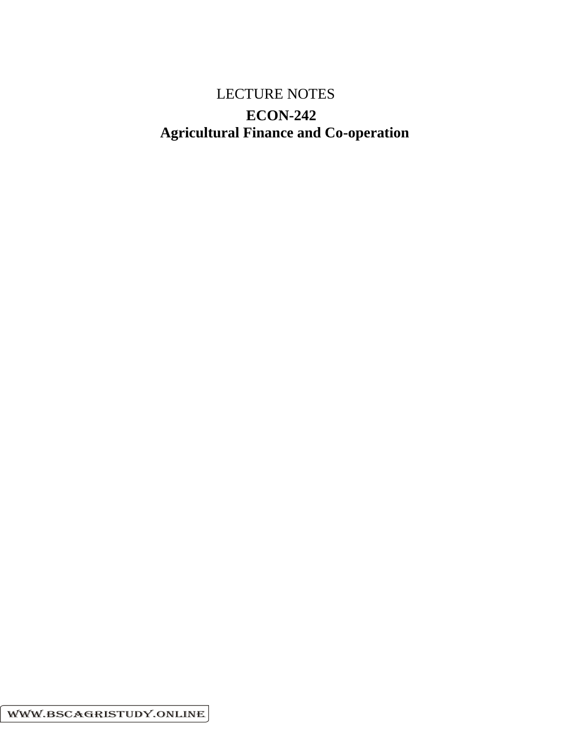LECTURE NOTES

# ECON-242

# Agricultural Finance and Co-operation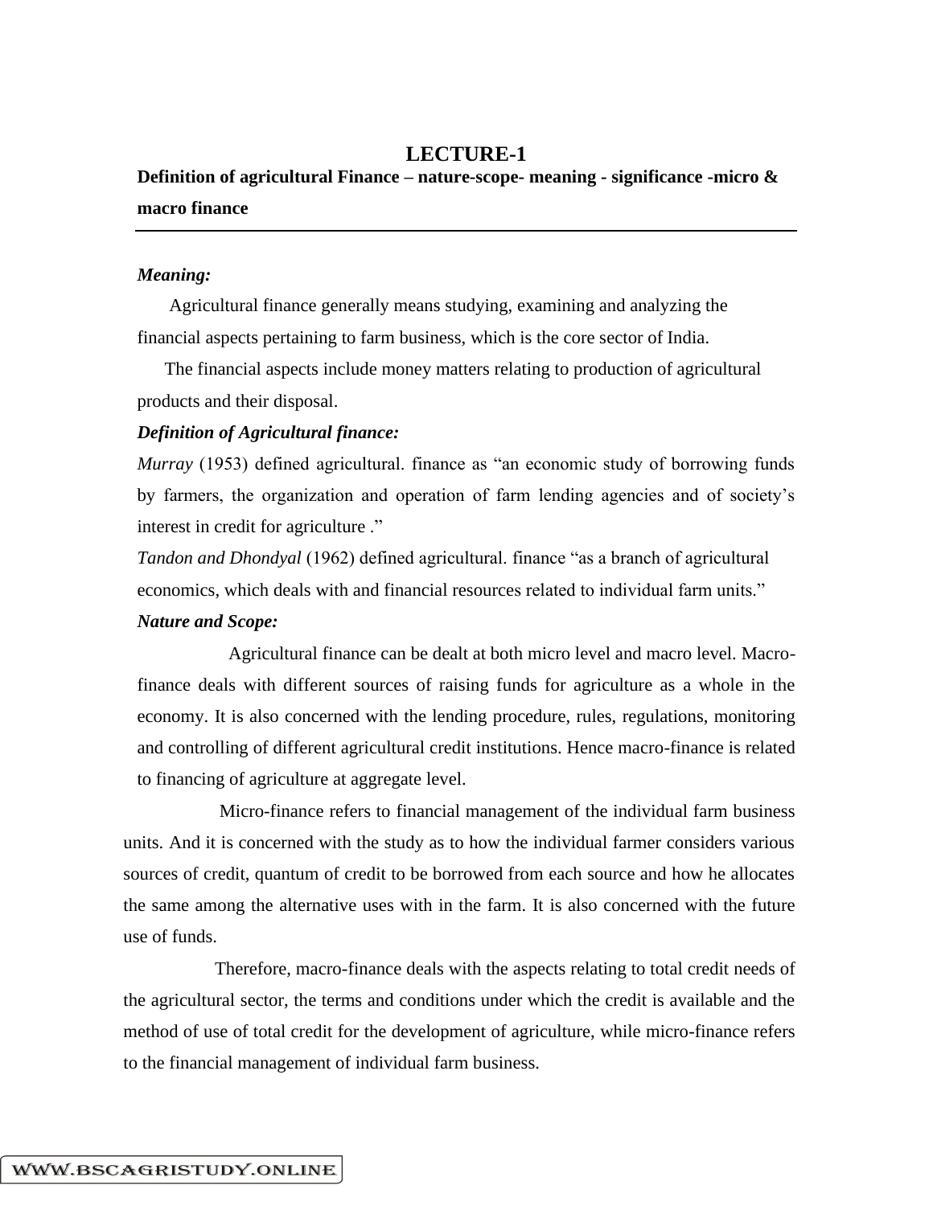# LECTURE-1

**Definition of agricultural Finance – nature-scope- meaning - significance -micro & macro finance**

***Meaning:***

Agricultural finance generally means studying, examining and analyzing the financial aspects pertaining to farm business, which is the core sector of India.

The financial aspects include money matters relating to production of agricultural products and their disposal.

***Definition of Agricultural finance:***

*Murray* (1953) defined agricultural. finance as "an economic study of borrowing funds by farmers, the organization and operation of farm lending agencies and of society's interest in credit for agriculture ."

*Tandon and Dhondyal* (1962) defined agricultural. finance "as a branch of agricultural economics, which deals with and financial resources related to individual farm units."

***Nature and Scope:***

Agricultural finance can be dealt at both micro level and macro level. Macro-finance deals with different sources of raising funds for agriculture as a whole in the economy. It is also concerned with the lending procedure, rules, regulations, monitoring and controlling of different agricultural credit institutions. Hence macro-finance is related to financing of agriculture at aggregate level.

Micro-finance refers to financial management of the individual farm business units. And it is concerned with the study as to how the individual farmer considers various sources of credit, quantum of credit to be borrowed from each source and how he allocates the same among the alternative uses with in the farm. It is also concerned with the future use of funds.

Therefore, macro-finance deals with the aspects relating to total credit needs of the agricultural sector, the terms and conditions under which the credit is available and the method of use of total credit for the development of agriculture, while micro-finance refers to the financial management of individual farm business.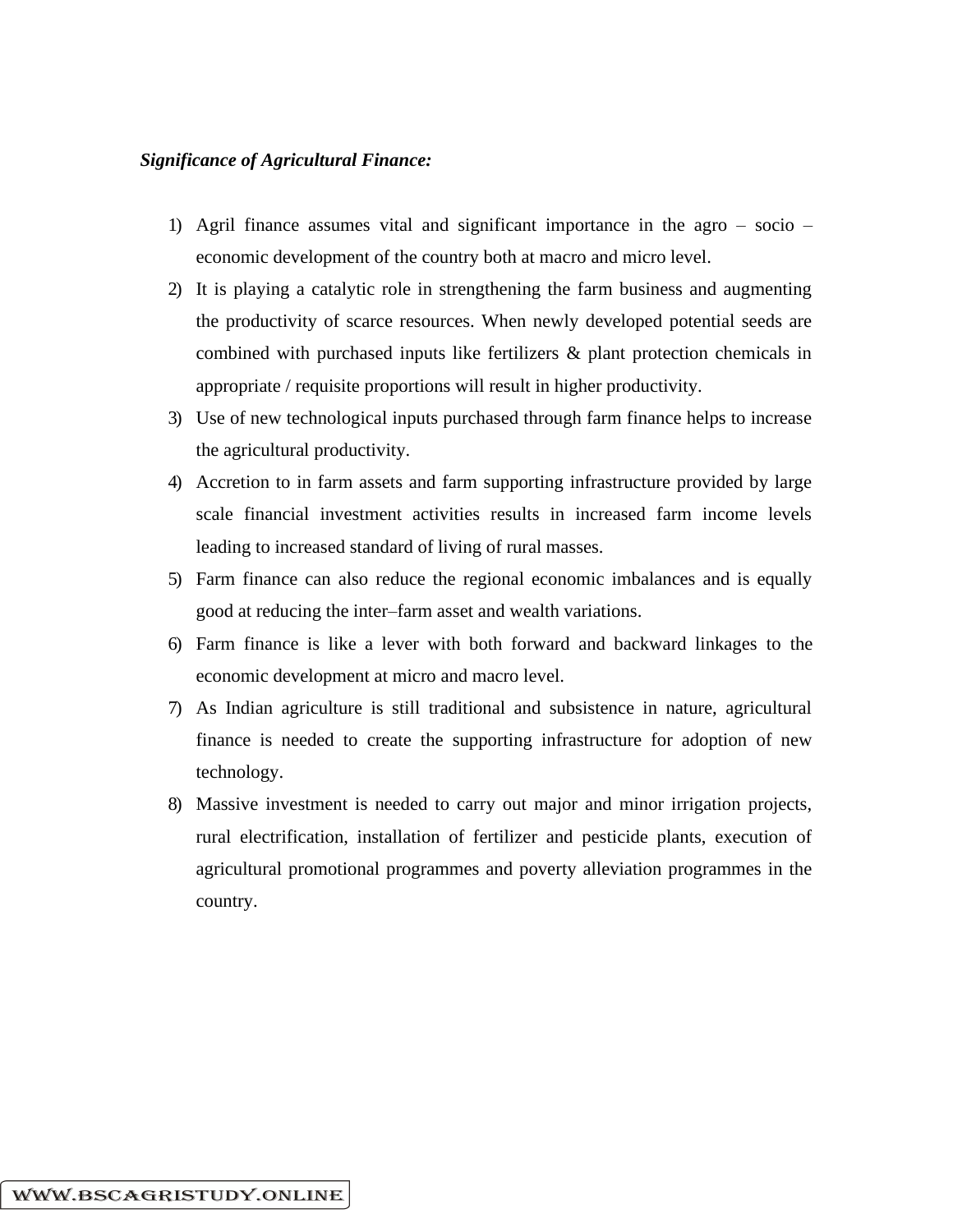***Significance of Agricultural Finance:***

1) Agril finance assumes vital and significant importance in the agro – socio – economic development of the country both at macro and micro level.
2) It is playing a catalytic role in strengthening the farm business and augmenting the productivity of scarce resources. When newly developed potential seeds are combined with purchased inputs like fertilizers & plant protection chemicals in appropriate / requisite proportions will result in higher productivity.
3) Use of new technological inputs purchased through farm finance helps to increase the agricultural productivity.
4) Accretion to in farm assets and farm supporting infrastructure provided by large scale financial investment activities results in increased farm income levels leading to increased standard of living of rural masses.
5) Farm finance can also reduce the regional economic imbalances and is equally good at reducing the inter–farm asset and wealth variations.
6) Farm finance is like a lever with both forward and backward linkages to the economic development at micro and macro level.
7) As Indian agriculture is still traditional and subsistence in nature, agricultural finance is needed to create the supporting infrastructure for adoption of new technology.
8) Massive investment is needed to carry out major and minor irrigation projects, rural electrification, installation of fertilizer and pesticide plants, execution of agricultural promotional programmes and poverty alleviation programmes in the country.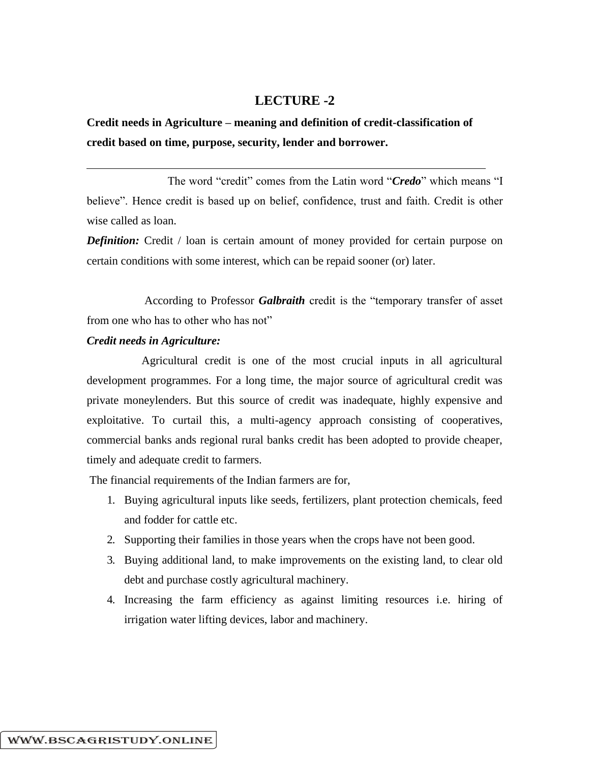# LECTURE -2

**Credit needs in Agriculture – meaning and definition of credit-classification of credit based on time, purpose, security, lender and borrower.**

---

The word "credit" comes from the Latin word "***Credo***" which means "I believe". Hence credit is based up on belief, confidence, trust and faith. Credit is other wise called as loan.

***Definition:*** Credit / loan is certain amount of money provided for certain purpose on certain conditions with some interest, which can be repaid sooner (or) later.

According to Professor ***Galbraith*** credit is the "temporary transfer of asset from one who has to other who has not"

***Credit needs in Agriculture:***

Agricultural credit is one of the most crucial inputs in all agricultural development programmes. For a long time, the major source of agricultural credit was private moneylenders. But this source of credit was inadequate, highly expensive and exploitative. To curtail this, a multi-agency approach consisting of cooperatives, commercial banks ands regional rural banks credit has been adopted to provide cheaper, timely and adequate credit to farmers.

The financial requirements of the Indian farmers are for,

1. Buying agricultural inputs like seeds, fertilizers, plant protection chemicals, feed and fodder for cattle etc.
2. Supporting their families in those years when the crops have not been good.
3. Buying additional land, to make improvements on the existing land, to clear old debt and purchase costly agricultural machinery.
4. Increasing the farm efficiency as against limiting resources i.e. hiring of irrigation water lifting devices, labor and machinery.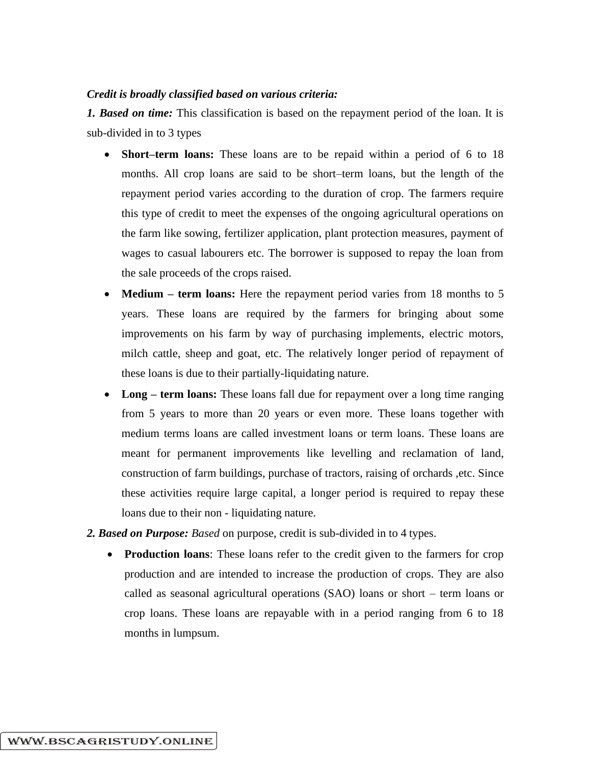***Credit is broadly classified based on various criteria:***

***1. Based on time:*** This classification is based on the repayment period of the loan. It is sub-divided in to 3 types

- **Short–term loans:** These loans are to be repaid within a period of 6 to 18 months. All crop loans are said to be short–term loans, but the length of the repayment period varies according to the duration of crop. The farmers require this type of credit to meet the expenses of the ongoing agricultural operations on the farm like sowing, fertilizer application, plant protection measures, payment of wages to casual labourers etc. The borrower is supposed to repay the loan from the sale proceeds of the crops raised.
- **Medium – term loans:** Here the repayment period varies from 18 months to 5 years. These loans are required by the farmers for bringing about some improvements on his farm by way of purchasing implements, electric motors, milch cattle, sheep and goat, etc. The relatively longer period of repayment of these loans is due to their partially-liquidating nature.
- **Long – term loans:** These loans fall due for repayment over a long time ranging from 5 years to more than 20 years or even more. These loans together with medium terms loans are called investment loans or term loans. These loans are meant for permanent improvements like levelling and reclamation of land, construction of farm buildings, purchase of tractors, raising of orchards ,etc. Since these activities require large capital, a longer period is required to repay these loans due to their non - liquidating nature.

***2. Based on Purpose:*** *Based* on purpose, credit is sub-divided in to 4 types.

- **Production loans**: These loans refer to the credit given to the farmers for crop production and are intended to increase the production of crops. They are also called as seasonal agricultural operations (SAO) loans or short – term loans or crop loans. These loans are repayable with in a period ranging from 6 to 18 months in lumpsum.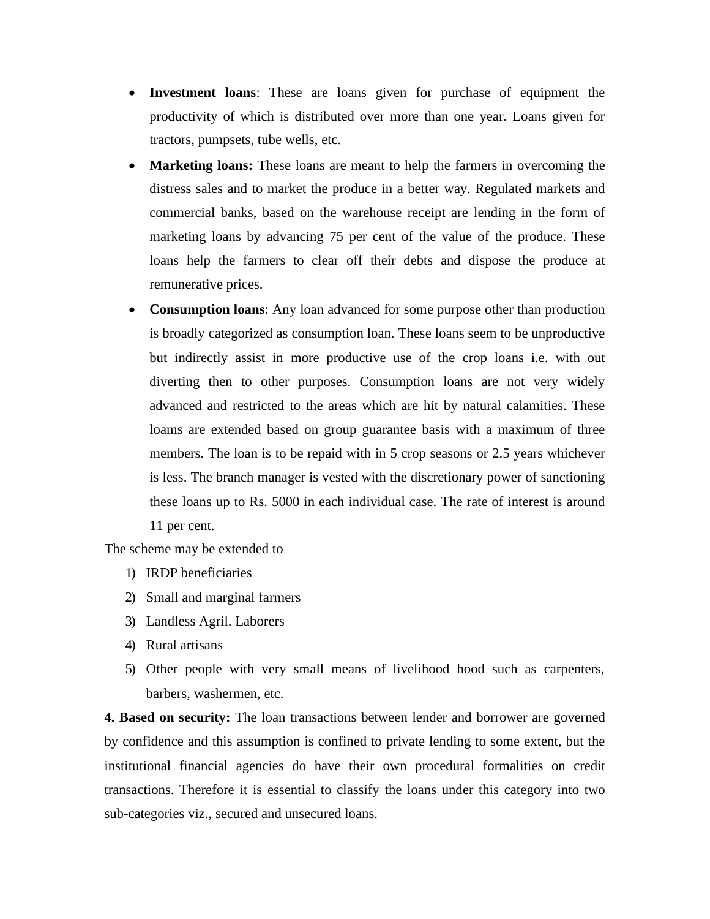- **Investment loans**: These are loans given for purchase of equipment the productivity of which is distributed over more than one year. Loans given for tractors, pumpsets, tube wells, etc.
- **Marketing loans:** These loans are meant to help the farmers in overcoming the distress sales and to market the produce in a better way. Regulated markets and commercial banks, based on the warehouse receipt are lending in the form of marketing loans by advancing 75 per cent of the value of the produce. These loans help the farmers to clear off their debts and dispose the produce at remunerative prices.
- **Consumption loans**: Any loan advanced for some purpose other than production is broadly categorized as consumption loan. These loans seem to be unproductive but indirectly assist in more productive use of the crop loans i.e. with out diverting then to other purposes. Consumption loans are not very widely advanced and restricted to the areas which are hit by natural calamities. These loams are extended based on group guarantee basis with a maximum of three members. The loan is to be repaid with in 5 crop seasons or 2.5 years whichever is less. The branch manager is vested with the discretionary power of sanctioning these loans up to Rs. 5000 in each individual case. The rate of interest is around 11 per cent.

The scheme may be extended to

1) IRDP beneficiaries
2) Small and marginal farmers
3) Landless Agril. Laborers
4) Rural artisans
5) Other people with very small means of livelihood hood such as carpenters, barbers, washermen, etc.

**4. Based on security:** The loan transactions between lender and borrower are governed by confidence and this assumption is confined to private lending to some extent, but the institutional financial agencies do have their own procedural formalities on credit transactions. Therefore it is essential to classify the loans under this category into two sub-categories viz., secured and unsecured loans.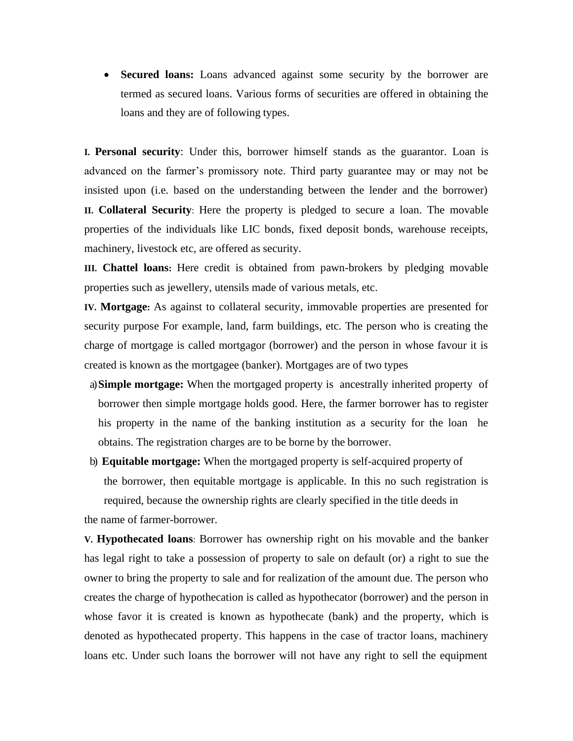- **Secured loans:** Loans advanced against some security by the borrower are termed as secured loans. Various forms of securities are offered in obtaining the loans and they are of following types.

**I. Personal security**: Under this, borrower himself stands as the guarantor. Loan is advanced on the farmer's promissory note. Third party guarantee may or may not be insisted upon (i.e. based on the understanding between the lender and the borrower)

**II. Collateral Security**: Here the property is pledged to secure a loan. The movable properties of the individuals like LIC bonds, fixed deposit bonds, warehouse receipts, machinery, livestock etc, are offered as security.

**III. Chattel loans:** Here credit is obtained from pawn-brokers by pledging movable properties such as jewellery, utensils made of various metals, etc.

**IV. Mortgage:** As against to collateral security, immovable properties are presented for security purpose For example, land, farm buildings, etc. The person who is creating the charge of mortgage is called mortgagor (borrower) and the person in whose favour it is created is known as the mortgagee (banker). Mortgages are of two types

a) **Simple mortgage:** When the mortgaged property is ancestrally inherited property of borrower then simple mortgage holds good. Here, the farmer borrower has to register his property in the name of the banking institution as a security for the loan he obtains. The registration charges are to be borne by the borrower.

b) **Equitable mortgage:** When the mortgaged property is self-acquired property of the borrower, then equitable mortgage is applicable. In this no such registration is required, because the ownership rights are clearly specified in the title deeds in the name of farmer-borrower.

**V. Hypothecated loans**: Borrower has ownership right on his movable and the banker has legal right to take a possession of property to sale on default (or) a right to sue the owner to bring the property to sale and for realization of the amount due. The person who creates the charge of hypothecation is called as hypothecator (borrower) and the person in whose favor it is created is known as hypothecate (bank) and the property, which is denoted as hypothecated property. This happens in the case of tractor loans, machinery loans etc. Under such loans the borrower will not have any right to sell the equipment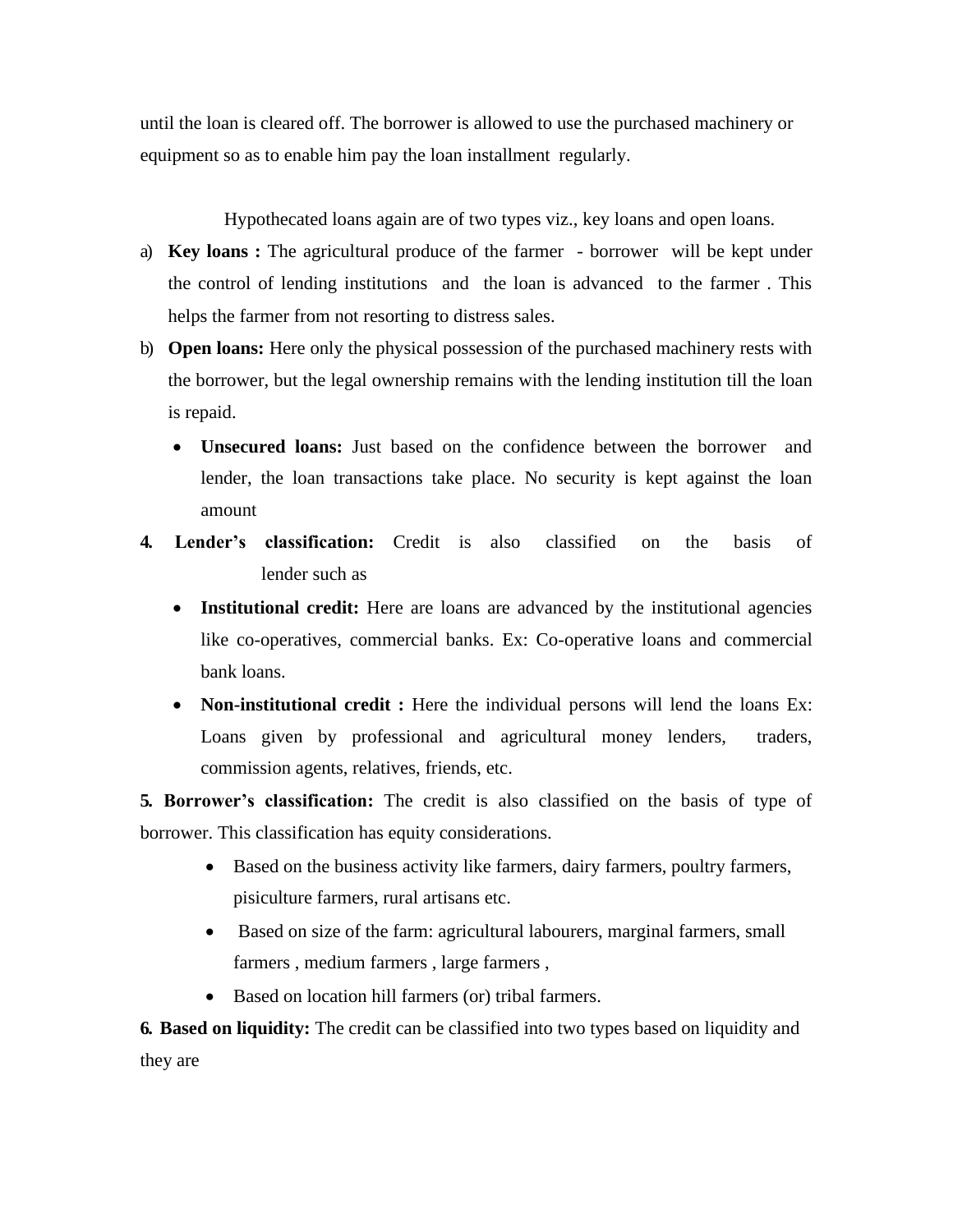until the loan is cleared off. The borrower is allowed to use the purchased machinery or equipment so as to enable him pay the loan installment regularly.

Hypothecated loans again are of two types viz., key loans and open loans.

a) **Key loans :** The agricultural produce of the farmer - borrower will be kept under the control of lending institutions and the loan is advanced to the farmer . This helps the farmer from not resorting to distress sales.
b) **Open loans:** Here only the physical possession of the purchased machinery rests with the borrower, but the legal ownership remains with the lending institution till the loan is repaid.
   - **Unsecured loans:** Just based on the confidence between the borrower and lender, the loan transactions take place. No security is kept against the loan amount

**4. Lender's classification:** Credit is also classified on the basis of lender such as

- **Institutional credit:** Here are loans are advanced by the institutional agencies like co-operatives, commercial banks. Ex: Co-operative loans and commercial bank loans.
- **Non-institutional credit :** Here the individual persons will lend the loans Ex: Loans given by professional and agricultural money lenders, traders, commission agents, relatives, friends, etc.

**5. Borrower's classification:** The credit is also classified on the basis of type of borrower. This classification has equity considerations.

- Based on the business activity like farmers, dairy farmers, poultry farmers, pisiculture farmers, rural artisans etc.
- Based on size of the farm: agricultural labourers, marginal farmers, small farmers , medium farmers , large farmers ,
- Based on location hill farmers (or) tribal farmers.

**6. Based on liquidity:** The credit can be classified into two types based on liquidity and they are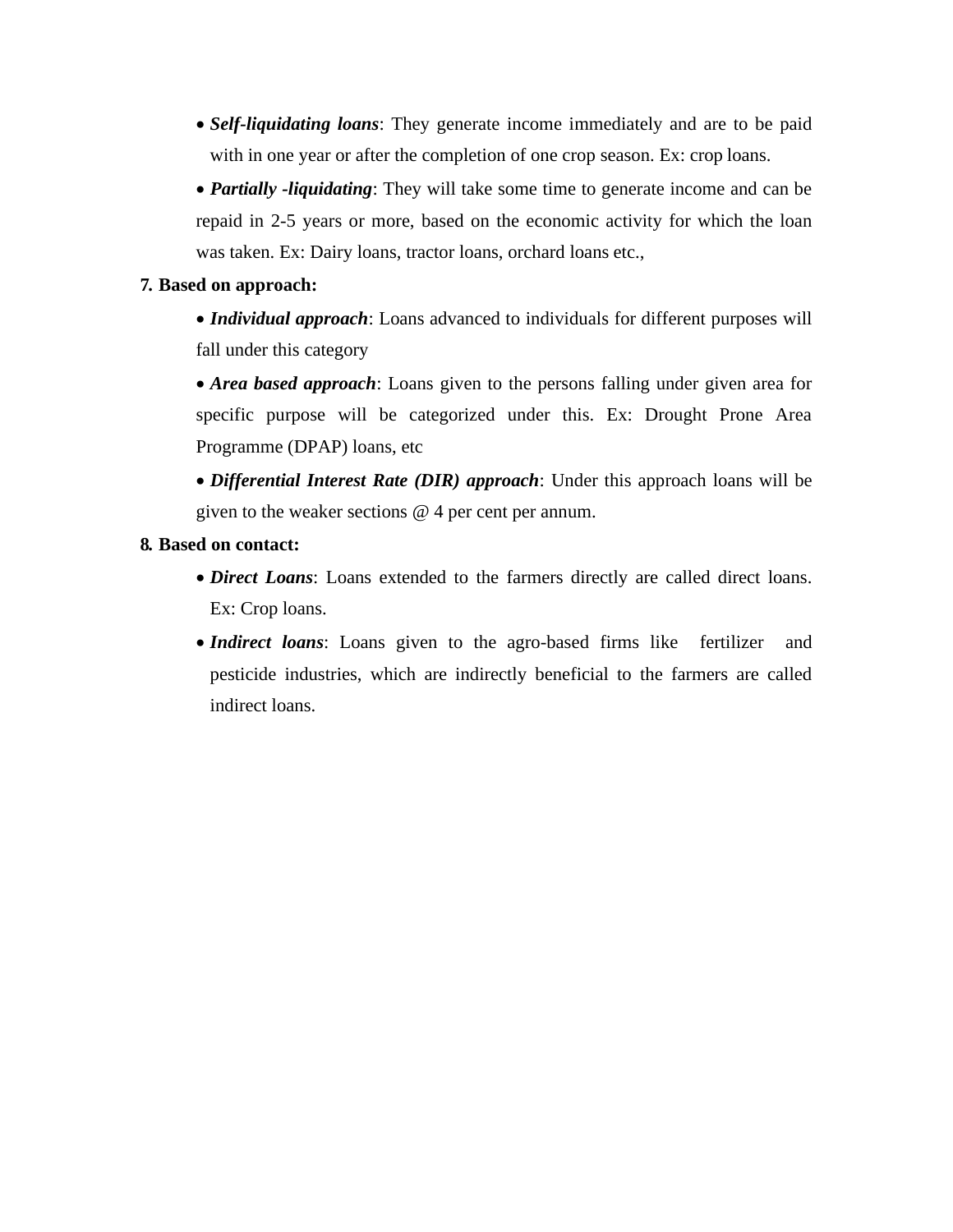- ***Self-liquidating loans***: They generate income immediately and are to be paid with in one year or after the completion of one crop season. Ex: crop loans.
- ***Partially -liquidating***: They will take some time to generate income and can be repaid in 2-5 years or more, based on the economic activity for which the loan was taken. Ex: Dairy loans, tractor loans, orchard loans etc.,

**7. Based on approach:**

- ***Individual approach***: Loans advanced to individuals for different purposes will fall under this category
- ***Area based approach***: Loans given to the persons falling under given area for specific purpose will be categorized under this. Ex: Drought Prone Area Programme (DPAP) loans, etc
- ***Differential Interest Rate (DIR) approach***: Under this approach loans will be given to the weaker sections @ 4 per cent per annum.

**8. Based on contact:**

- ***Direct Loans***: Loans extended to the farmers directly are called direct loans. Ex: Crop loans.
- ***Indirect loans***: Loans given to the agro-based firms like fertilizer and pesticide industries, which are indirectly beneficial to the farmers are called indirect loans.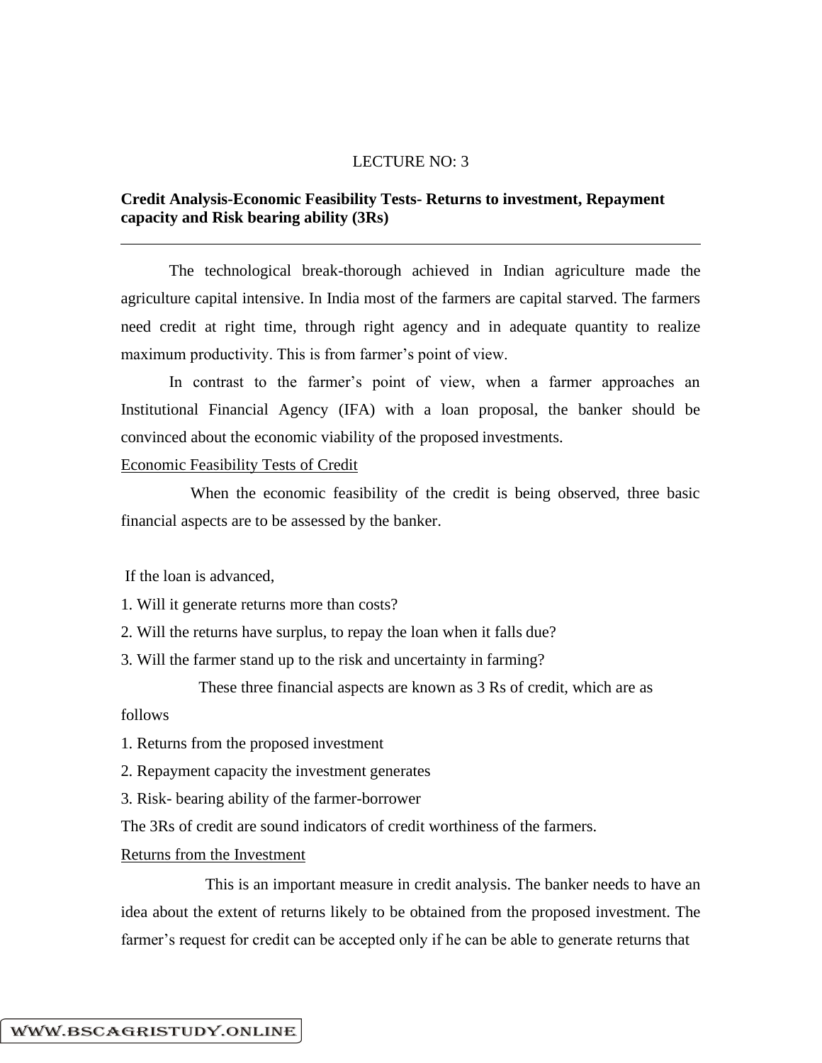LECTURE NO: 3

## Credit Analysis-Economic Feasibility Tests- Returns to investment, Repayment capacity and Risk bearing ability (3Rs)

The technological break-thorough achieved in Indian agriculture made the agriculture capital intensive. In India most of the farmers are capital starved. The farmers need credit at right time, through right agency and in adequate quantity to realize maximum productivity. This is from farmer's point of view.

In contrast to the farmer's point of view, when a farmer approaches an Institutional Financial Agency (IFA) with a loan proposal, the banker should be convinced about the economic viability of the proposed investments.

<u>Economic Feasibility Tests of Credit</u>

When the economic feasibility of the credit is being observed, three basic financial aspects are to be assessed by the banker.

If the loan is advanced,

1. Will it generate returns more than costs?
2. Will the returns have surplus, to repay the loan when it falls due?
3. Will the farmer stand up to the risk and uncertainty in farming?

These three financial aspects are known as 3 Rs of credit, which are as follows

1. Returns from the proposed investment
2. Repayment capacity the investment generates
3. Risk- bearing ability of the farmer-borrower

The 3Rs of credit are sound indicators of credit worthiness of the farmers.

<u>Returns from the Investment</u>

This is an important measure in credit analysis. The banker needs to have an idea about the extent of returns likely to be obtained from the proposed investment. The farmer's request for credit can be accepted only if he can be able to generate returns that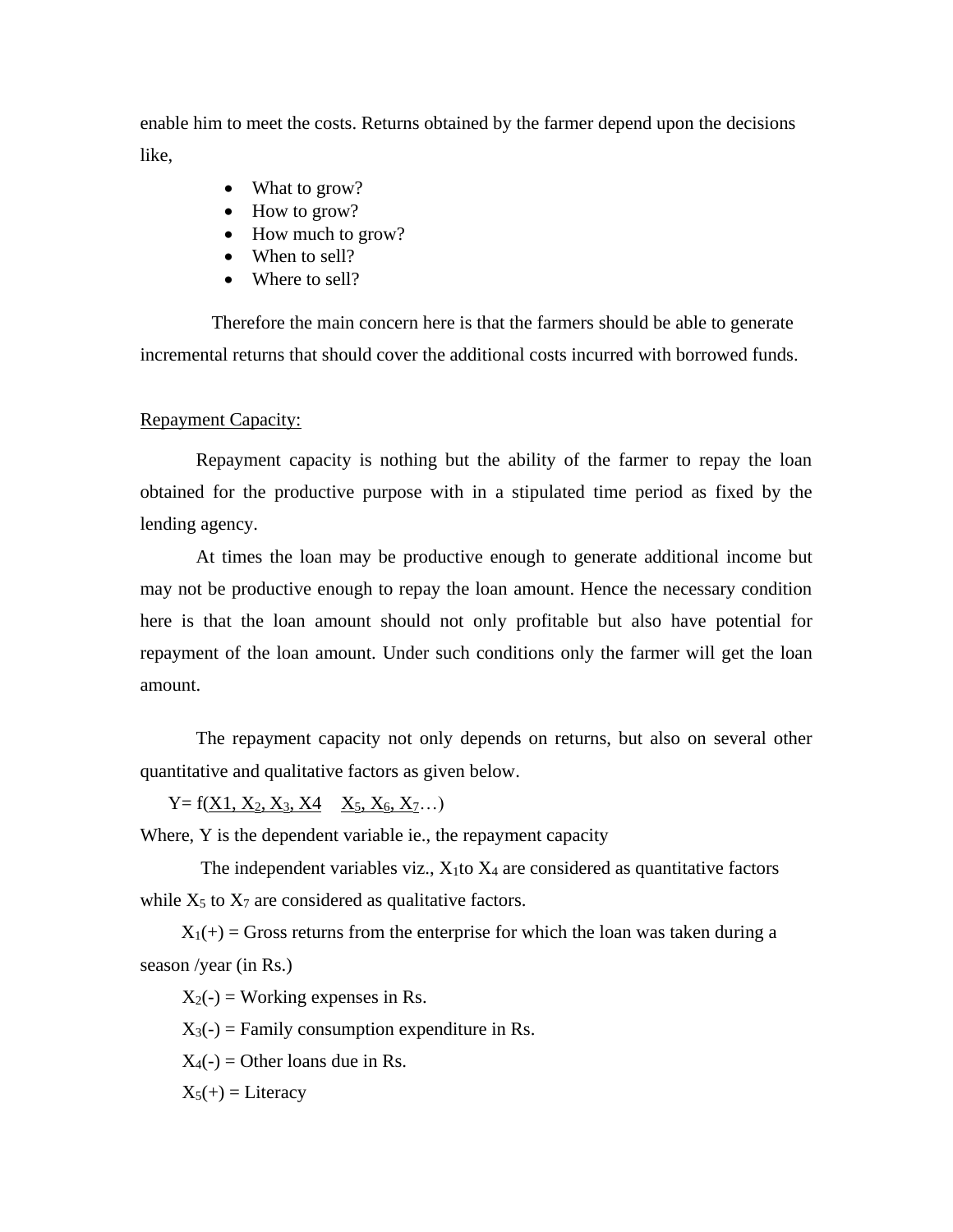enable him to meet the costs. Returns obtained by the farmer depend upon the decisions like,

- What to grow?
- How to grow?
- How much to grow?
- When to sell?
- Where to sell?

Therefore the main concern here is that the farmers should be able to generate incremental returns that should cover the additional costs incurred with borrowed funds.

Repayment Capacity:

Repayment capacity is nothing but the ability of the farmer to repay the loan obtained for the productive purpose with in a stipulated time period as fixed by the lending agency.

At times the loan may be productive enough to generate additional income but may not be productive enough to repay the loan amount. Hence the necessary condition here is that the loan amount should not only profitable but also have potential for repayment of the loan amount. Under such conditions only the farmer will get the loan amount.

The repayment capacity not only depends on returns, but also on several other quantitative and qualitative factors as given below.

$$Y = f(\underline{X1, X_2, X_3, X4} \quad \underline{X_5, X_6, X_7}\ldots)$$

Where, Y is the dependent variable ie., the repayment capacity

The independent variables viz., $X_1$to $X_4$ are considered as quantitative factors while $X_5$ to $X_7$ are considered as qualitative factors.

$X_1$(+) = Gross returns from the enterprise for which the loan was taken during a season /year (in Rs.)

$X_2$(-) = Working expenses in Rs.

$X_3$(-) = Family consumption expenditure in Rs.

$X_4$(-) = Other loans due in Rs.

$X_5$(+) = Literacy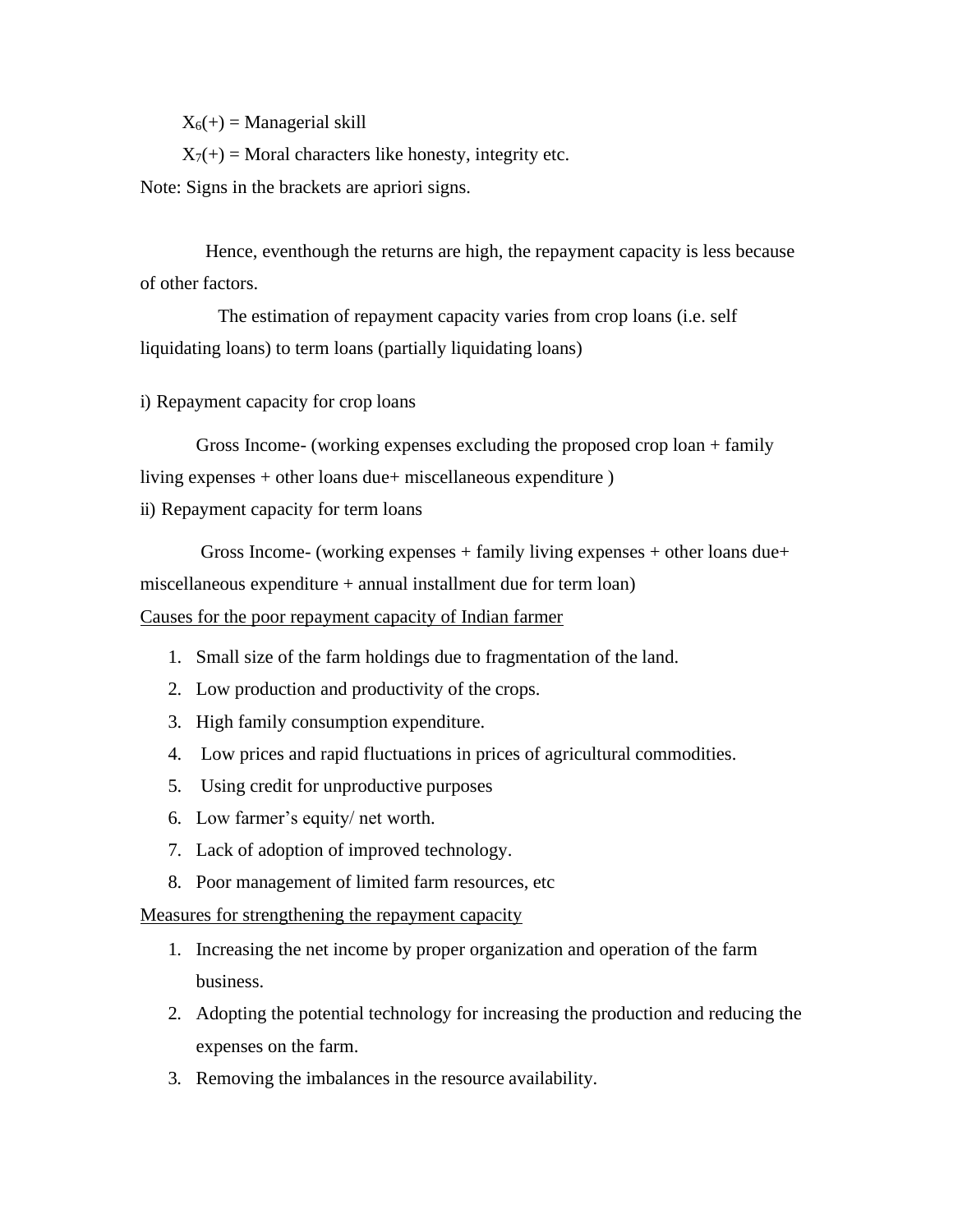$X_6(+)$ = Managerial skill

$X_7(+)$ = Moral characters like honesty, integrity etc.

Note: Signs in the brackets are apriori signs.

Hence, eventhough the returns are high, the repayment capacity is less because of other factors.

The estimation of repayment capacity varies from crop loans (i.e. self liquidating loans) to term loans (partially liquidating loans)

i) Repayment capacity for crop loans

Gross Income- (working expenses excluding the proposed crop loan + family living expenses + other loans due+ miscellaneous expenditure )

ii) Repayment capacity for term loans

Gross Income- (working expenses + family living expenses + other loans due+ miscellaneous expenditure + annual installment due for term loan)

Causes for the poor repayment capacity of Indian farmer

1. Small size of the farm holdings due to fragmentation of the land.
2. Low production and productivity of the crops.
3. High family consumption expenditure.
4. Low prices and rapid fluctuations in prices of agricultural commodities.
5. Using credit for unproductive purposes
6. Low farmer's equity/ net worth.
7. Lack of adoption of improved technology.
8. Poor management of limited farm resources, etc

Measures for strengthening the repayment capacity

1. Increasing the net income by proper organization and operation of the farm business.
2. Adopting the potential technology for increasing the production and reducing the expenses on the farm.
3. Removing the imbalances in the resource availability.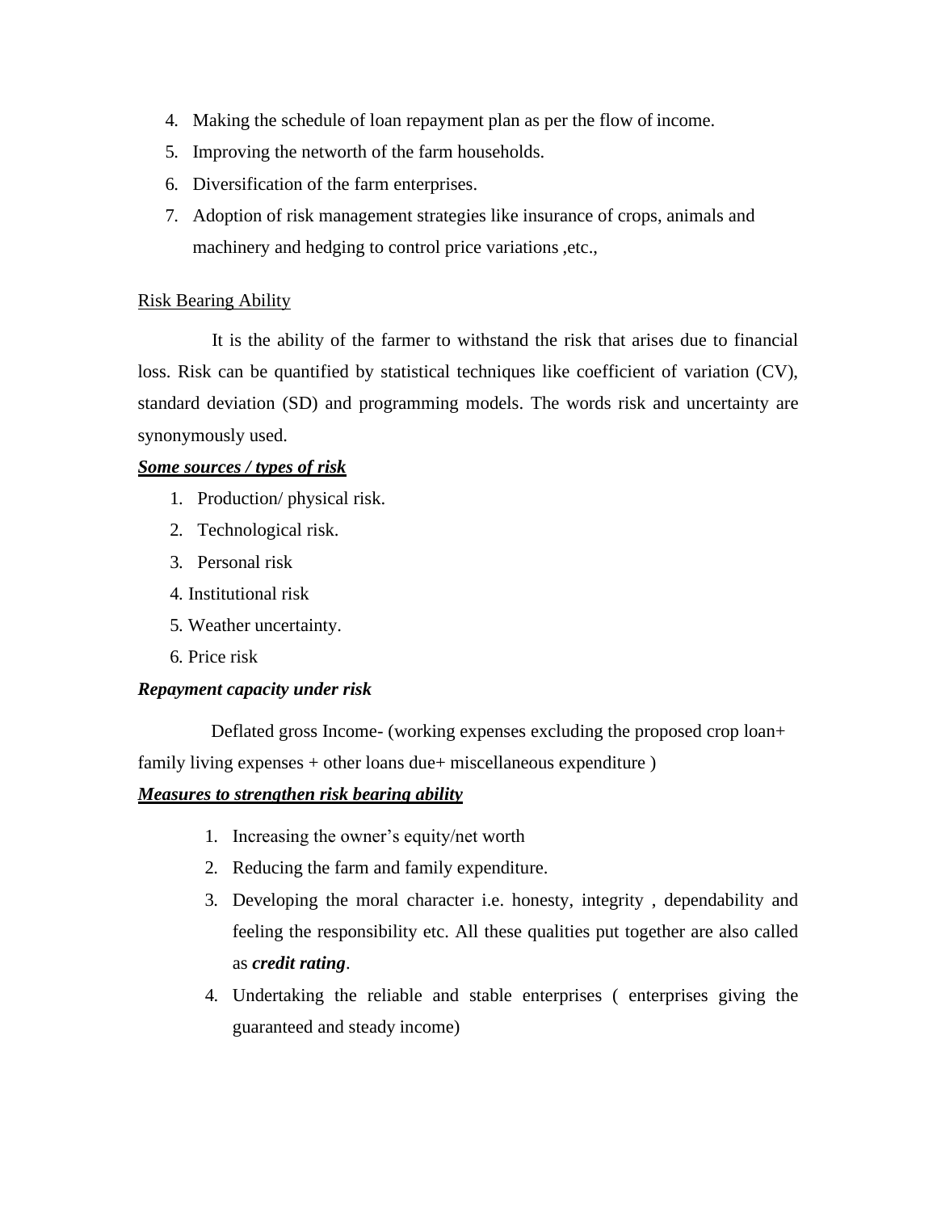4. Making the schedule of loan repayment plan as per the flow of income.
5. Improving the networth of the farm households.
6. Diversification of the farm enterprises.
7. Adoption of risk management strategies like insurance of crops, animals and machinery and hedging to control price variations ,etc.,

<u>Risk Bearing Ability</u>

It is the ability of the farmer to withstand the risk that arises due to financial loss. Risk can be quantified by statistical techniques like coefficient of variation (CV), standard deviation (SD) and programming models. The words risk and uncertainty are synonymously used.

***<u>Some sources / types of risk</u>***

1. Production/ physical risk.
2. Technological risk.
3. Personal risk
4. Institutional risk
5. Weather uncertainty.
6. Price risk

***Repayment capacity under risk***

Deflated gross Income- (working expenses excluding the proposed crop loan+ family living expenses + other loans due+ miscellaneous expenditure )

***<u>Measures to strengthen risk bearing ability</u>***

1. Increasing the owner's equity/net worth
2. Reducing the farm and family expenditure.
3. Developing the moral character i.e. honesty, integrity , dependability and feeling the responsibility etc. All these qualities put together are also called as ***credit rating***.
4. Undertaking the reliable and stable enterprises ( enterprises giving the guaranteed and steady income)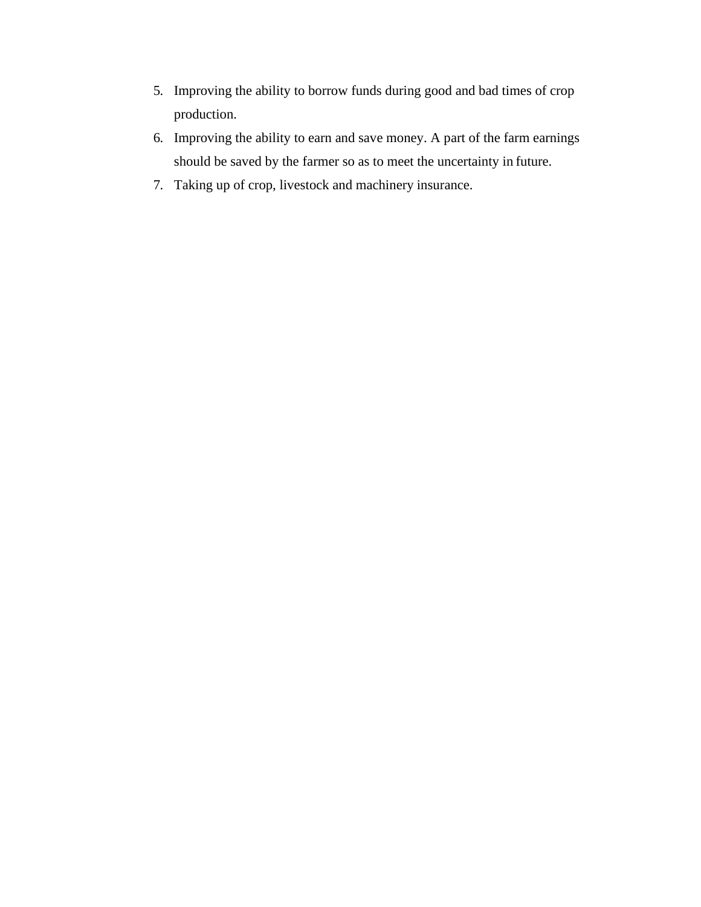5. Improving the ability to borrow funds during good and bad times of crop production.
6. Improving the ability to earn and save money. A part of the farm earnings should be saved by the farmer so as to meet the uncertainty in future.
7. Taking up of crop, livestock and machinery insurance.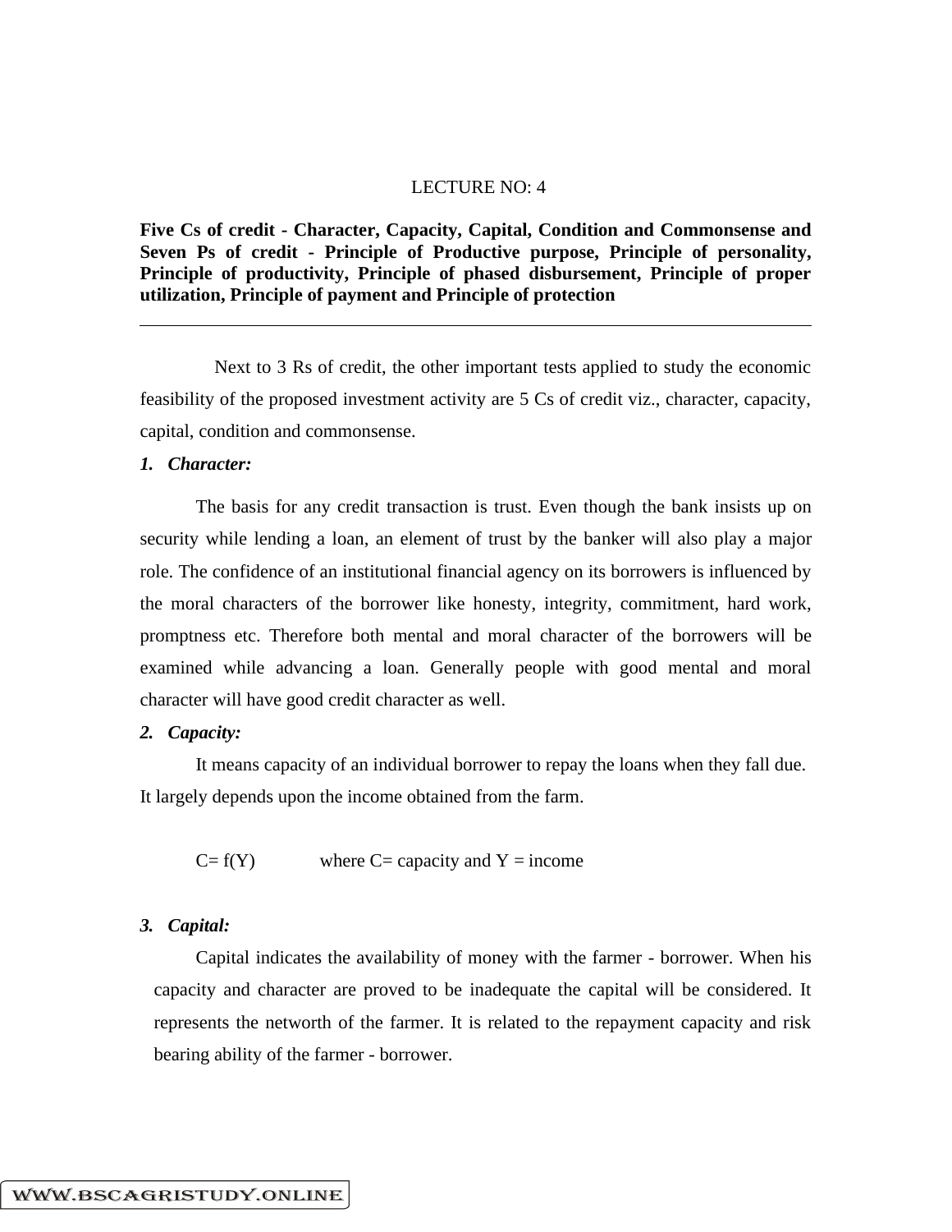LECTURE NO: 4

**Five Cs of credit - Character, Capacity, Capital, Condition and Commonsense and Seven Ps of credit - Principle of Productive purpose, Principle of personality, Principle of productivity, Principle of phased disbursement, Principle of proper utilization, Principle of payment and Principle of protection**

---

Next to 3 Rs of credit, the other important tests applied to study the economic feasibility of the proposed investment activity are 5 Cs of credit viz., character, capacity, capital, condition and commonsense.

***1. Character:***

The basis for any credit transaction is trust. Even though the bank insists up on security while lending a loan, an element of trust by the banker will also play a major role. The confidence of an institutional financial agency on its borrowers is influenced by the moral characters of the borrower like honesty, integrity, commitment, hard work, promptness etc. Therefore both mental and moral character of the borrowers will be examined while advancing a loan. Generally people with good mental and moral character will have good credit character as well.

***2. Capacity:***

It means capacity of an individual borrower to repay the loans when they fall due. It largely depends upon the income obtained from the farm.

$C = f(Y)$ where C= capacity and Y = income

***3. Capital:***

Capital indicates the availability of money with the farmer - borrower. When his capacity and character are proved to be inadequate the capital will be considered. It represents the networth of the farmer. It is related to the repayment capacity and risk bearing ability of the farmer - borrower.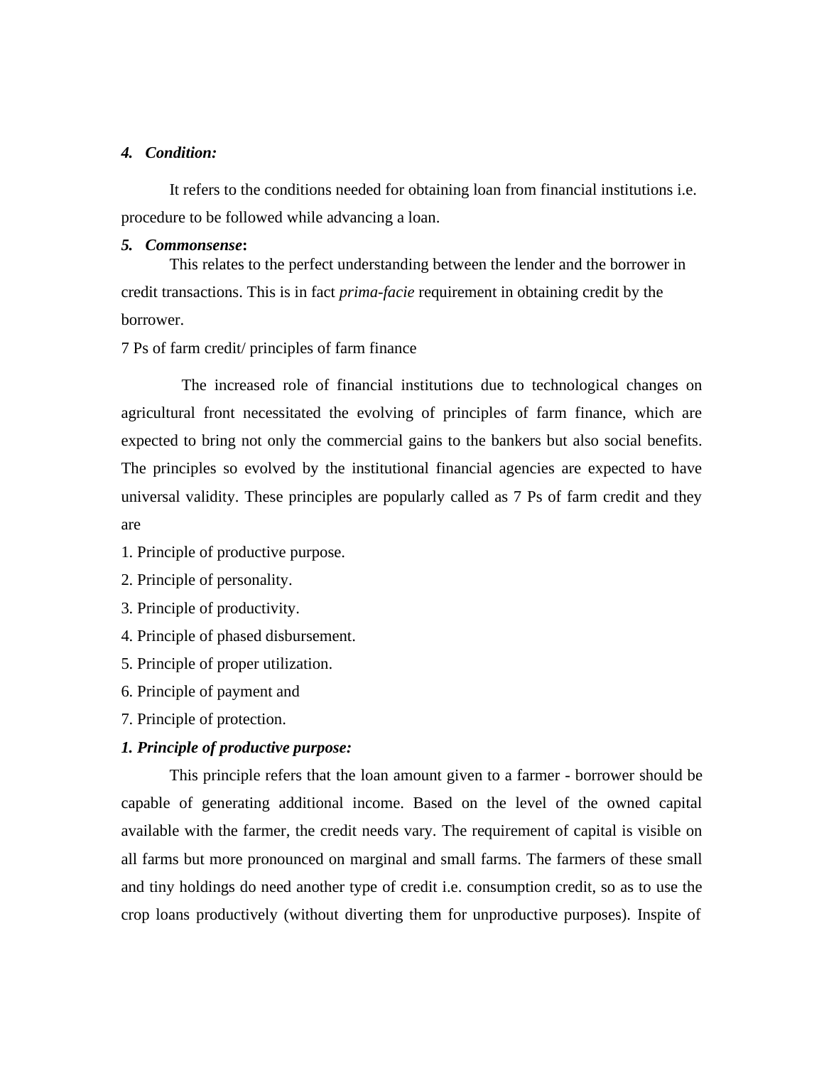***4. Condition:***

It refers to the conditions needed for obtaining loan from financial institutions i.e. procedure to be followed while advancing a loan.

***5. Commonsense*:**

This relates to the perfect understanding between the lender and the borrower in credit transactions. This is in fact *prima-facie* requirement in obtaining credit by the borrower.

7 Ps of farm credit/ principles of farm finance

The increased role of financial institutions due to technological changes on agricultural front necessitated the evolving of principles of farm finance, which are expected to bring not only the commercial gains to the bankers but also social benefits. The principles so evolved by the institutional financial agencies are expected to have universal validity. These principles are popularly called as 7 Ps of farm credit and they are

1. Principle of productive purpose.
2. Principle of personality.
3. Principle of productivity.
4. Principle of phased disbursement.
5. Principle of proper utilization.
6. Principle of payment and
7. Principle of protection.

***1. Principle of productive purpose:***

This principle refers that the loan amount given to a farmer - borrower should be capable of generating additional income. Based on the level of the owned capital available with the farmer, the credit needs vary. The requirement of capital is visible on all farms but more pronounced on marginal and small farms. The farmers of these small and tiny holdings do need another type of credit i.e. consumption credit, so as to use the crop loans productively (without diverting them for unproductive purposes). Inspite of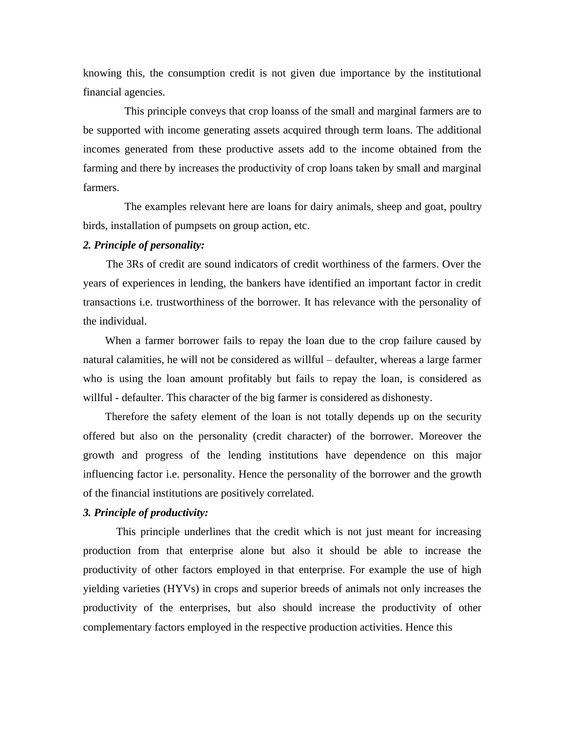knowing this, the consumption credit is not given due importance by the institutional financial agencies.

This principle conveys that crop loanss of the small and marginal farmers are to be supported with income generating assets acquired through term loans. The additional incomes generated from these productive assets add to the income obtained from the farming and there by increases the productivity of crop loans taken by small and marginal farmers.

The examples relevant here are loans for dairy animals, sheep and goat, poultry birds, installation of pumpsets on group action, etc.

***2. Principle of personality:***

The 3Rs of credit are sound indicators of credit worthiness of the farmers. Over the years of experiences in lending, the bankers have identified an important factor in credit transactions i.e. trustworthiness of the borrower. It has relevance with the personality of the individual.

When a farmer borrower fails to repay the loan due to the crop failure caused by natural calamities, he will not be considered as willful – defaulter, whereas a large farmer who is using the loan amount profitably but fails to repay the loan, is considered as willful - defaulter. This character of the big farmer is considered as dishonesty.

Therefore the safety element of the loan is not totally depends up on the security offered but also on the personality (credit character) of the borrower. Moreover the growth and progress of the lending institutions have dependence on this major influencing factor i.e. personality. Hence the personality of the borrower and the growth of the financial institutions are positively correlated.

***3. Principle of productivity:***

This principle underlines that the credit which is not just meant for increasing production from that enterprise alone but also it should be able to increase the productivity of other factors employed in that enterprise. For example the use of high yielding varieties (HYVs) in crops and superior breeds of animals not only increases the productivity of the enterprises, but also should increase the productivity of other complementary factors employed in the respective production activities. Hence this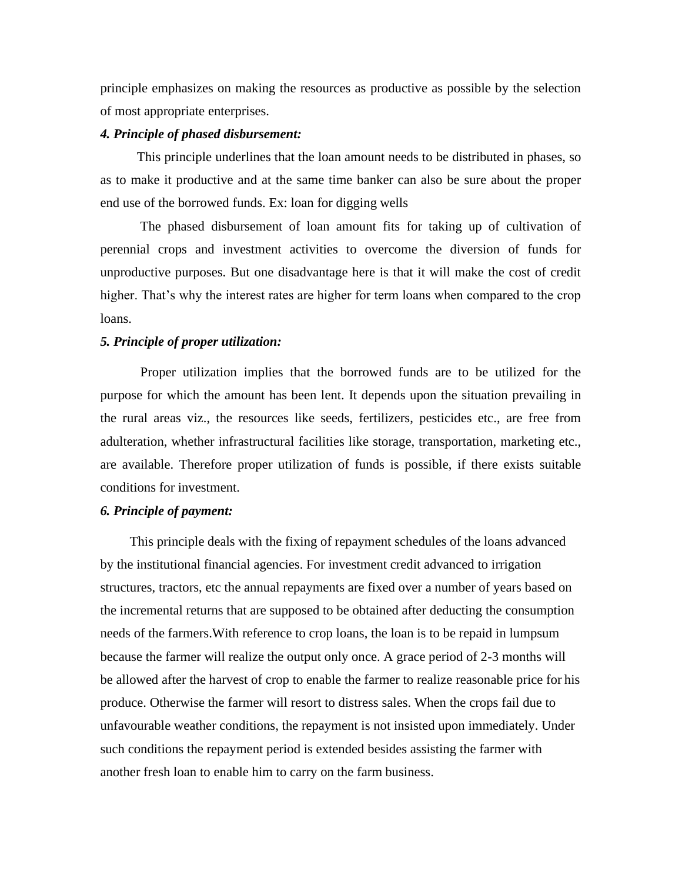principle emphasizes on making the resources as productive as possible by the selection of most appropriate enterprises.

***4. Principle of phased disbursement:***

This principle underlines that the loan amount needs to be distributed in phases, so as to make it productive and at the same time banker can also be sure about the proper end use of the borrowed funds. Ex: loan for digging wells

The phased disbursement of loan amount fits for taking up of cultivation of perennial crops and investment activities to overcome the diversion of funds for unproductive purposes. But one disadvantage here is that it will make the cost of credit higher. That's why the interest rates are higher for term loans when compared to the crop loans.

***5. Principle of proper utilization:***

Proper utilization implies that the borrowed funds are to be utilized for the purpose for which the amount has been lent. It depends upon the situation prevailing in the rural areas viz., the resources like seeds, fertilizers, pesticides etc., are free from adulteration, whether infrastructural facilities like storage, transportation, marketing etc., are available. Therefore proper utilization of funds is possible, if there exists suitable conditions for investment.

***6. Principle of payment:***

This principle deals with the fixing of repayment schedules of the loans advanced by the institutional financial agencies. For investment credit advanced to irrigation structures, tractors, etc the annual repayments are fixed over a number of years based on the incremental returns that are supposed to be obtained after deducting the consumption needs of the farmers.With reference to crop loans, the loan is to be repaid in lumpsum because the farmer will realize the output only once. A grace period of 2-3 months will be allowed after the harvest of crop to enable the farmer to realize reasonable price for his produce. Otherwise the farmer will resort to distress sales. When the crops fail due to unfavourable weather conditions, the repayment is not insisted upon immediately. Under such conditions the repayment period is extended besides assisting the farmer with another fresh loan to enable him to carry on the farm business.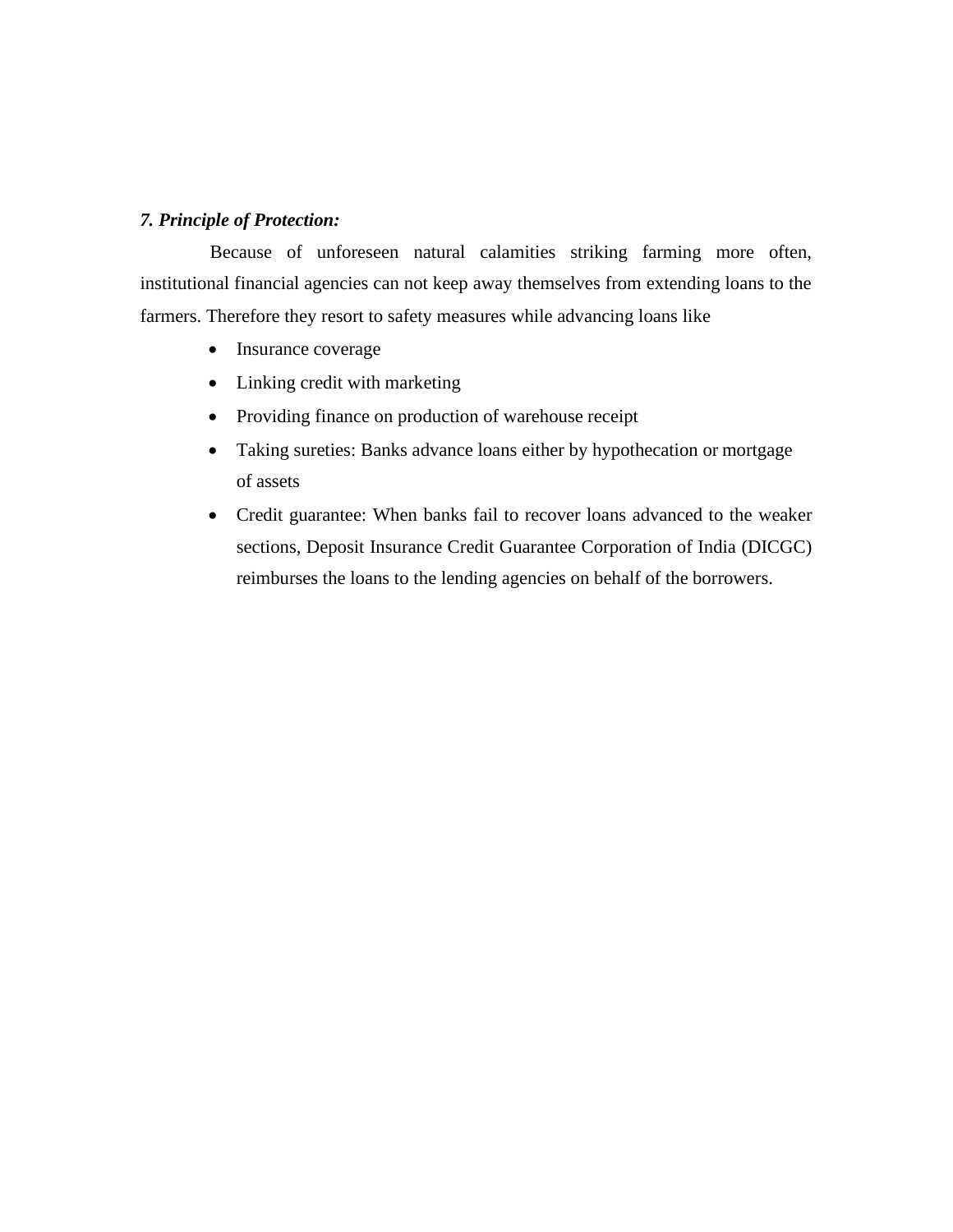***7. Principle of Protection:***

Because of unforeseen natural calamities striking farming more often, institutional financial agencies can not keep away themselves from extending loans to the farmers. Therefore they resort to safety measures while advancing loans like

- Insurance coverage
- Linking credit with marketing
- Providing finance on production of warehouse receipt
- Taking sureties: Banks advance loans either by hypothecation or mortgage of assets
- Credit guarantee: When banks fail to recover loans advanced to the weaker sections, Deposit Insurance Credit Guarantee Corporation of India (DICGC) reimburses the loans to the lending agencies on behalf of the borrowers.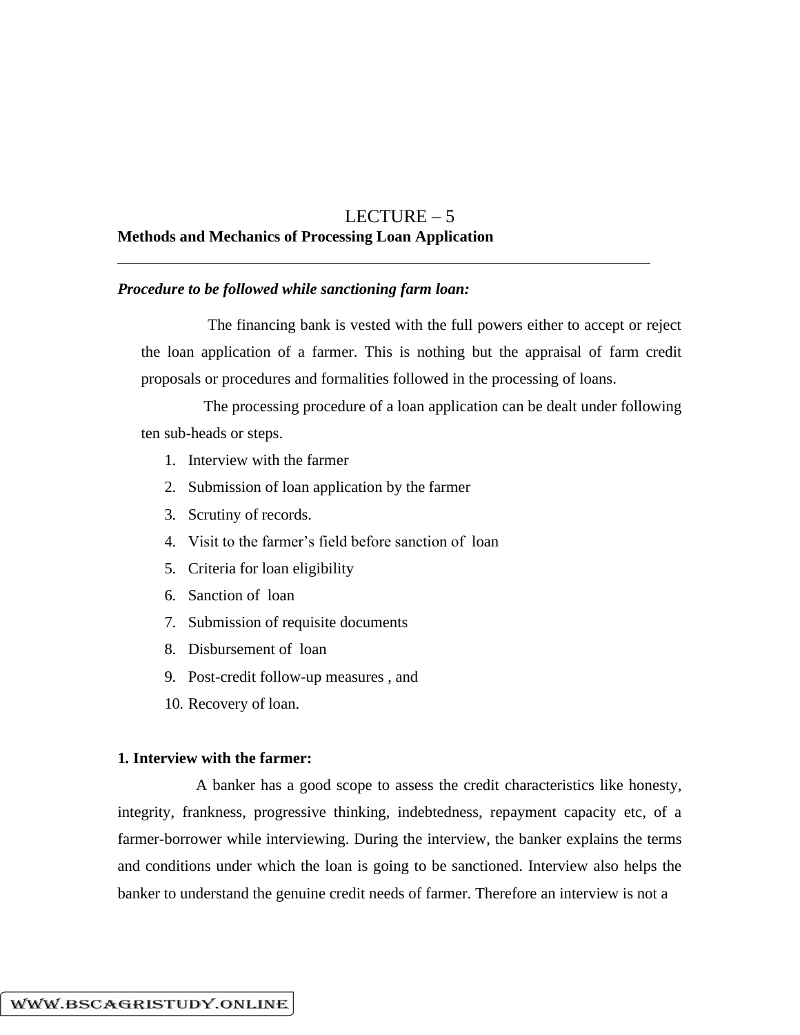# LECTURE – 5

## Methods and Mechanics of Processing Loan Application

***Procedure to be followed while sanctioning farm loan:***

The financing bank is vested with the full powers either to accept or reject the loan application of a farmer. This is nothing but the appraisal of farm credit proposals or procedures and formalities followed in the processing of loans.

The processing procedure of a loan application can be dealt under following ten sub-heads or steps.

1. Interview with the farmer
2. Submission of loan application by the farmer
3. Scrutiny of records.
4. Visit to the farmer's field before sanction of loan
5. Criteria for loan eligibility
6. Sanction of loan
7. Submission of requisite documents
8. Disbursement of loan
9. Post-credit follow-up measures , and
10. Recovery of loan.

**1. Interview with the farmer:**

A banker has a good scope to assess the credit characteristics like honesty, integrity, frankness, progressive thinking, indebtedness, repayment capacity etc, of a farmer-borrower while interviewing. During the interview, the banker explains the terms and conditions under which the loan is going to be sanctioned. Interview also helps the banker to understand the genuine credit needs of farmer. Therefore an interview is not a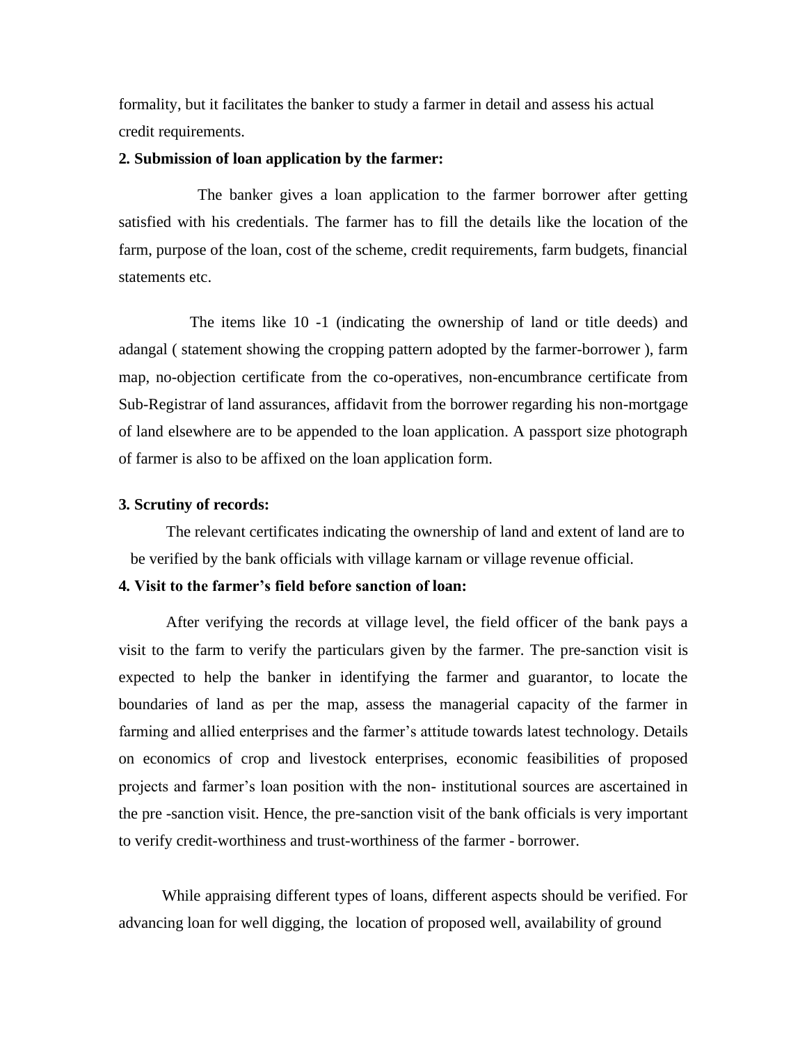formality, but it facilitates the banker to study a farmer in detail and assess his actual credit requirements.

**2. Submission of loan application by the farmer:**

The banker gives a loan application to the farmer borrower after getting satisfied with his credentials. The farmer has to fill the details like the location of the farm, purpose of the loan, cost of the scheme, credit requirements, farm budgets, financial statements etc.

The items like 10 -1 (indicating the ownership of land or title deeds) and adangal ( statement showing the cropping pattern adopted by the farmer-borrower ), farm map, no-objection certificate from the co-operatives, non-encumbrance certificate from Sub-Registrar of land assurances, affidavit from the borrower regarding his non-mortgage of land elsewhere are to be appended to the loan application. A passport size photograph of farmer is also to be affixed on the loan application form.

**3. Scrutiny of records:**

The relevant certificates indicating the ownership of land and extent of land are to be verified by the bank officials with village karnam or village revenue official.

**4. Visit to the farmer's field before sanction of loan:**

After verifying the records at village level, the field officer of the bank pays a visit to the farm to verify the particulars given by the farmer. The pre-sanction visit is expected to help the banker in identifying the farmer and guarantor, to locate the boundaries of land as per the map, assess the managerial capacity of the farmer in farming and allied enterprises and the farmer's attitude towards latest technology. Details on economics of crop and livestock enterprises, economic feasibilities of proposed projects and farmer's loan position with the non- institutional sources are ascertained in the pre -sanction visit. Hence, the pre-sanction visit of the bank officials is very important to verify credit-worthiness and trust-worthiness of the farmer - borrower.

While appraising different types of loans, different aspects should be verified. For advancing loan for well digging, the location of proposed well, availability of ground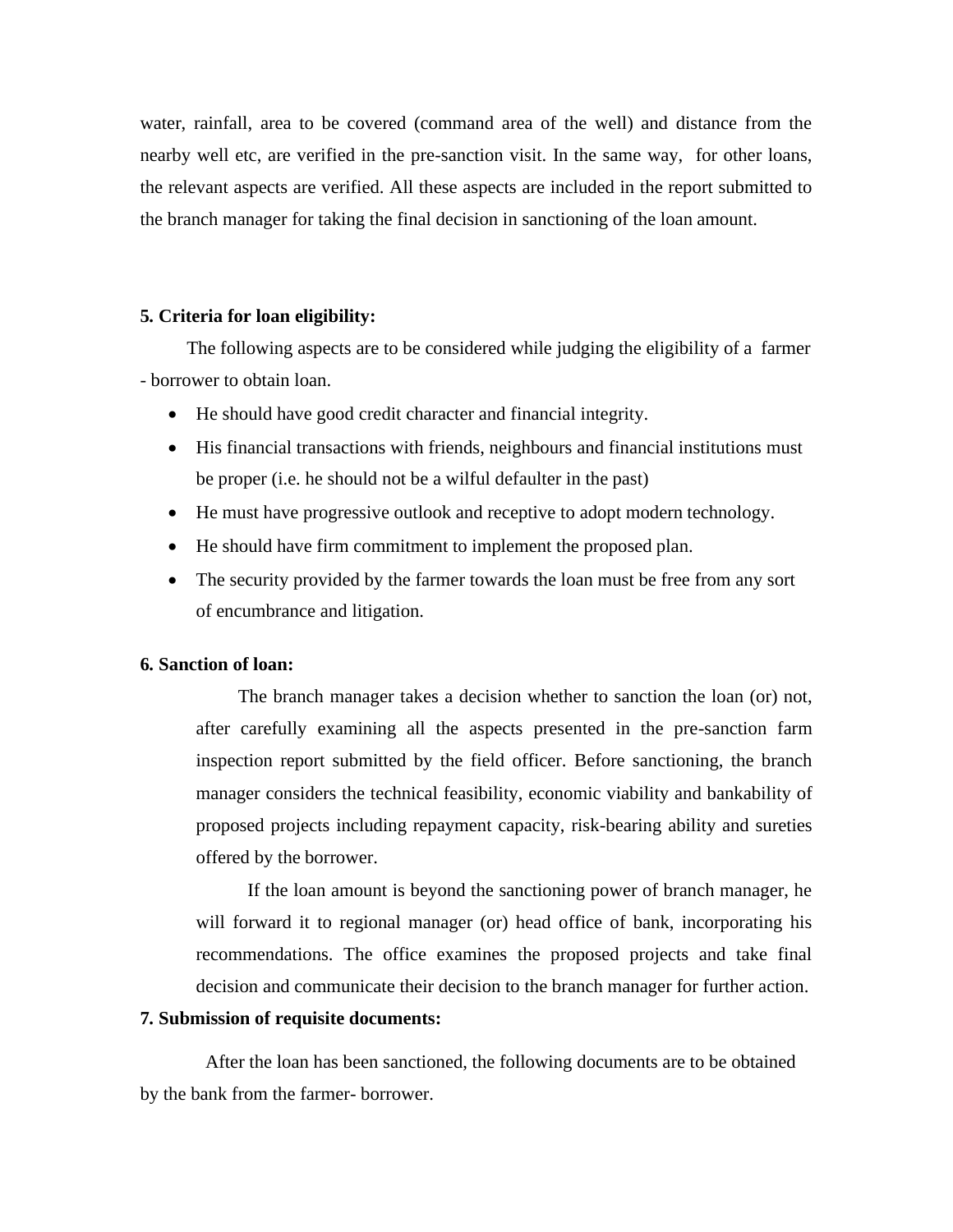water, rainfall, area to be covered (command area of the well) and distance from the nearby well etc, are verified in the pre-sanction visit. In the same way, for other loans, the relevant aspects are verified. All these aspects are included in the report submitted to the branch manager for taking the final decision in sanctioning of the loan amount.

**5. Criteria for loan eligibility:**

The following aspects are to be considered while judging the eligibility of a farmer - borrower to obtain loan.

- He should have good credit character and financial integrity.
- His financial transactions with friends, neighbours and financial institutions must be proper (i.e. he should not be a wilful defaulter in the past)
- He must have progressive outlook and receptive to adopt modern technology.
- He should have firm commitment to implement the proposed plan.
- The security provided by the farmer towards the loan must be free from any sort of encumbrance and litigation.

**6. Sanction of loan:**

The branch manager takes a decision whether to sanction the loan (or) not, after carefully examining all the aspects presented in the pre-sanction farm inspection report submitted by the field officer. Before sanctioning, the branch manager considers the technical feasibility, economic viability and bankability of proposed projects including repayment capacity, risk-bearing ability and sureties offered by the borrower.

If the loan amount is beyond the sanctioning power of branch manager, he will forward it to regional manager (or) head office of bank, incorporating his recommendations. The office examines the proposed projects and take final decision and communicate their decision to the branch manager for further action.

**7. Submission of requisite documents:**

After the loan has been sanctioned, the following documents are to be obtained by the bank from the farmer- borrower.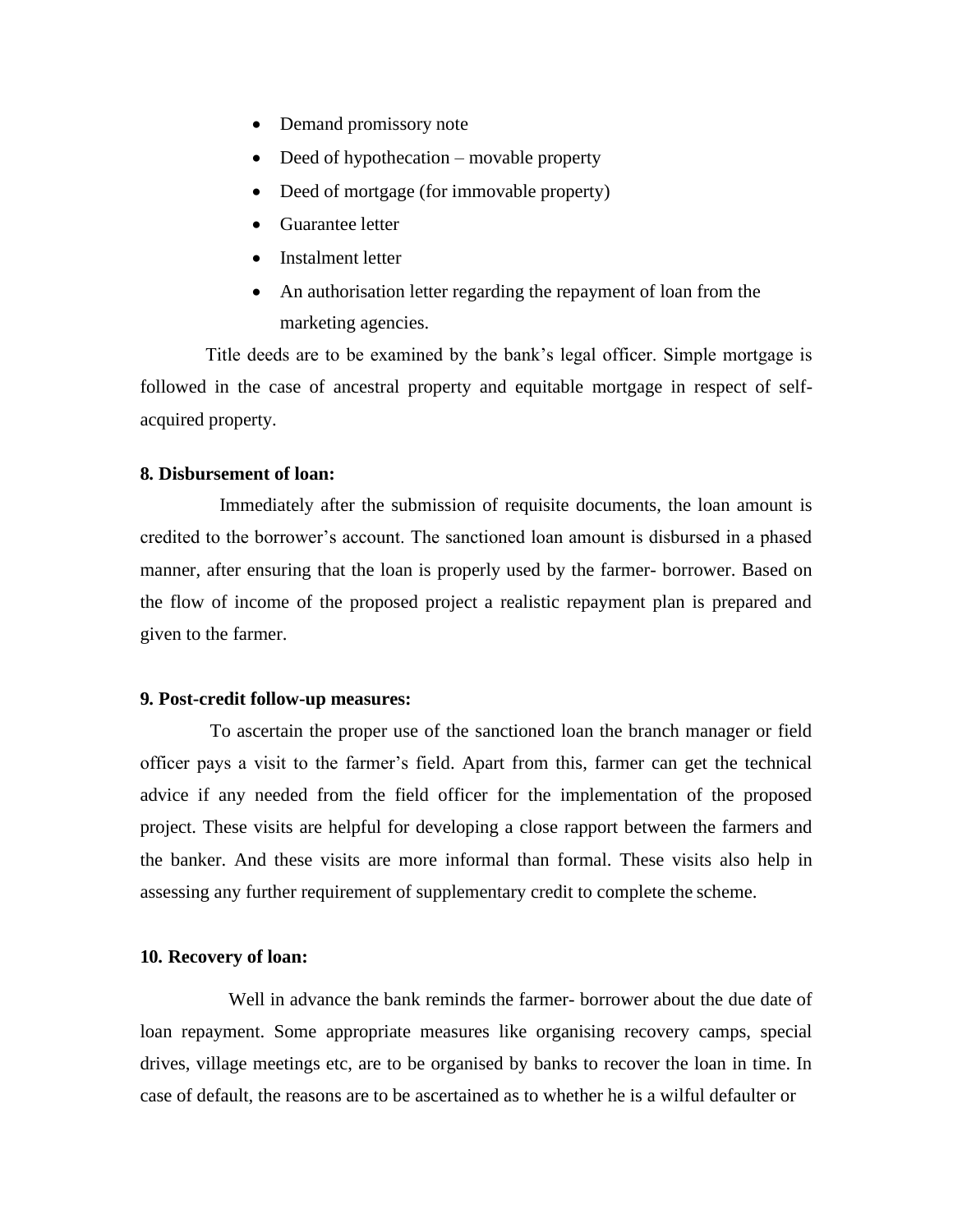- Demand promissory note
- Deed of hypothecation – movable property
- Deed of mortgage (for immovable property)
- Guarantee letter
- Instalment letter
- An authorisation letter regarding the repayment of loan from the marketing agencies.

Title deeds are to be examined by the bank's legal officer. Simple mortgage is followed in the case of ancestral property and equitable mortgage in respect of self-acquired property.

**8. Disbursement of loan:**

Immediately after the submission of requisite documents, the loan amount is credited to the borrower's account. The sanctioned loan amount is disbursed in a phased manner, after ensuring that the loan is properly used by the farmer- borrower. Based on the flow of income of the proposed project a realistic repayment plan is prepared and given to the farmer.

**9. Post-credit follow-up measures:**

To ascertain the proper use of the sanctioned loan the branch manager or field officer pays a visit to the farmer's field. Apart from this, farmer can get the technical advice if any needed from the field officer for the implementation of the proposed project. These visits are helpful for developing a close rapport between the farmers and the banker. And these visits are more informal than formal. These visits also help in assessing any further requirement of supplementary credit to complete the scheme.

**10. Recovery of loan:**

Well in advance the bank reminds the farmer- borrower about the due date of loan repayment. Some appropriate measures like organising recovery camps, special drives, village meetings etc, are to be organised by banks to recover the loan in time. In case of default, the reasons are to be ascertained as to whether he is a wilful defaulter or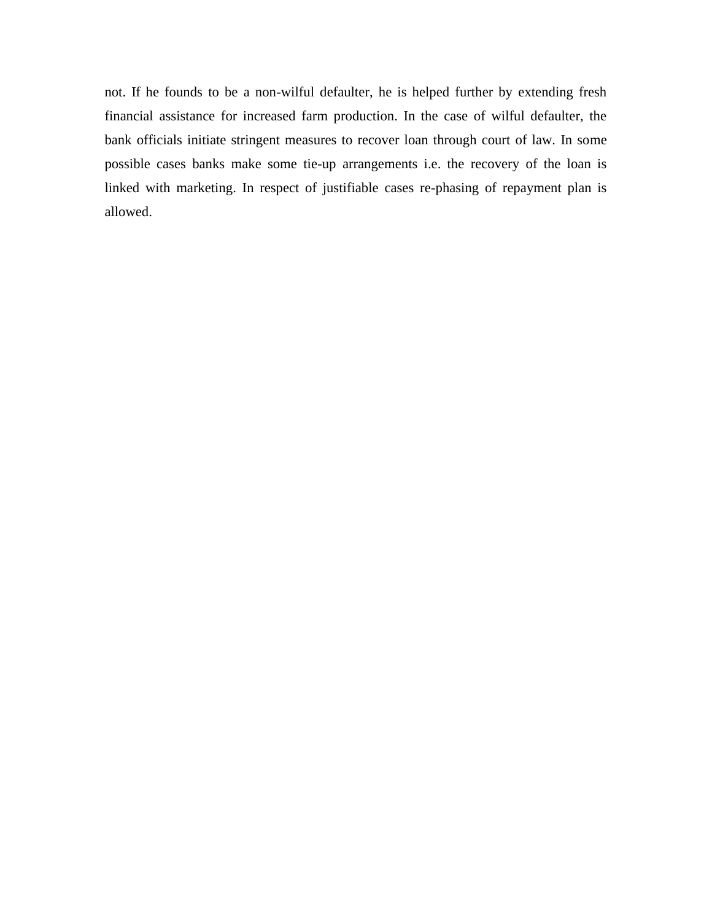not. If he founds to be a non-wilful defaulter, he is helped further by extending fresh financial assistance for increased farm production. In the case of wilful defaulter, the bank officials initiate stringent measures to recover loan through court of law. In some possible cases banks make some tie-up arrangements i.e. the recovery of the loan is linked with marketing. In respect of justifiable cases re-phasing of repayment plan is allowed.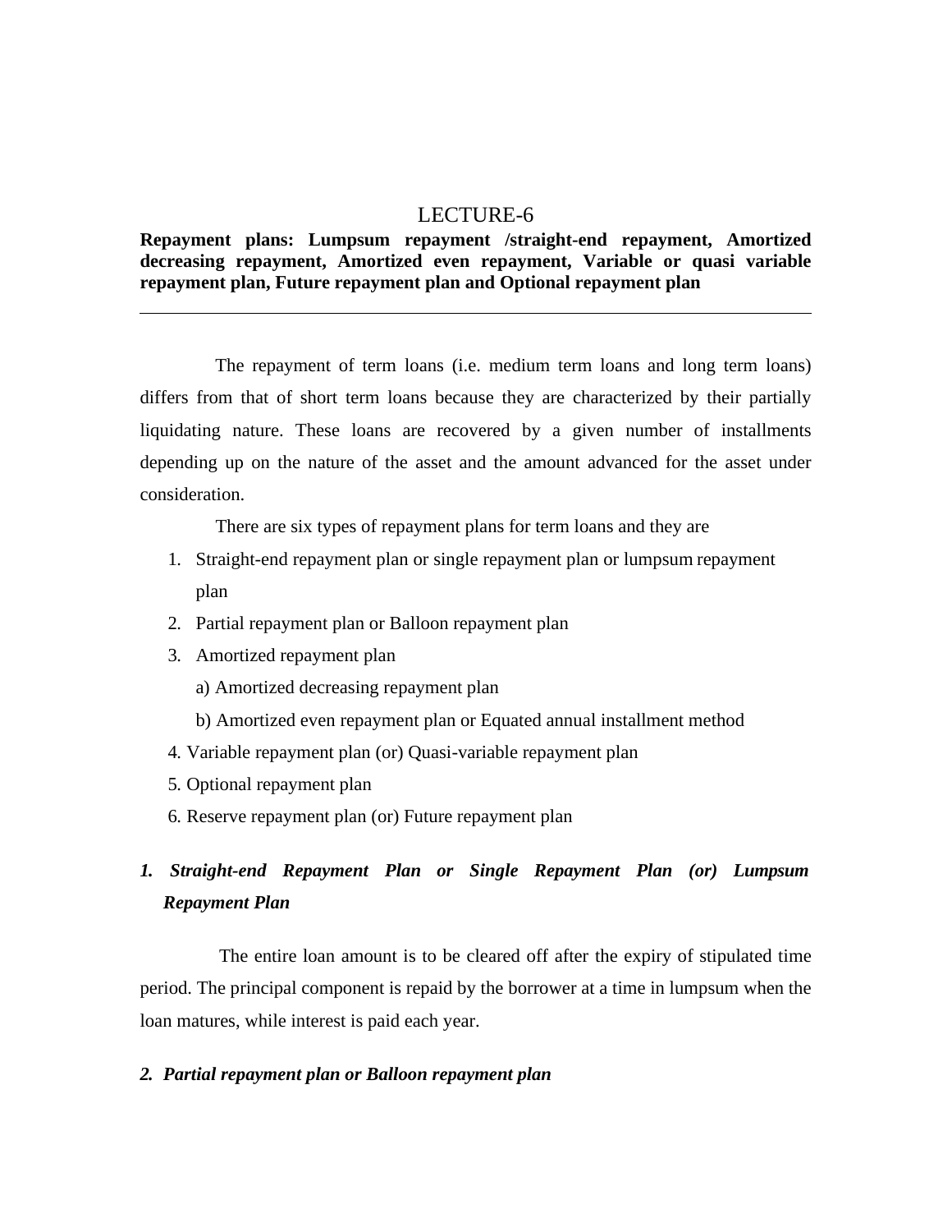# LECTURE-6

**Repayment plans: Lumpsum repayment /straight-end repayment, Amortized decreasing repayment, Amortized even repayment, Variable or quasi variable repayment plan, Future repayment plan and Optional repayment plan**

---

The repayment of term loans (i.e. medium term loans and long term loans) differs from that of short term loans because they are characterized by their partially liquidating nature. These loans are recovered by a given number of installments depending up on the nature of the asset and the amount advanced for the asset under consideration.

There are six types of repayment plans for term loans and they are

1. Straight-end repayment plan or single repayment plan or lumpsum repayment plan
2. Partial repayment plan or Balloon repayment plan
3. Amortized repayment plan
   a) Amortized decreasing repayment plan
   b) Amortized even repayment plan or Equated annual installment method
4. Variable repayment plan (or) Quasi-variable repayment plan
5. Optional repayment plan
6. Reserve repayment plan (or) Future repayment plan

### *1. Straight-end Repayment Plan or Single Repayment Plan (or) Lumpsum Repayment Plan*

The entire loan amount is to be cleared off after the expiry of stipulated time period. The principal component is repaid by the borrower at a time in lumpsum when the loan matures, while interest is paid each year.

### *2. Partial repayment plan or Balloon repayment plan*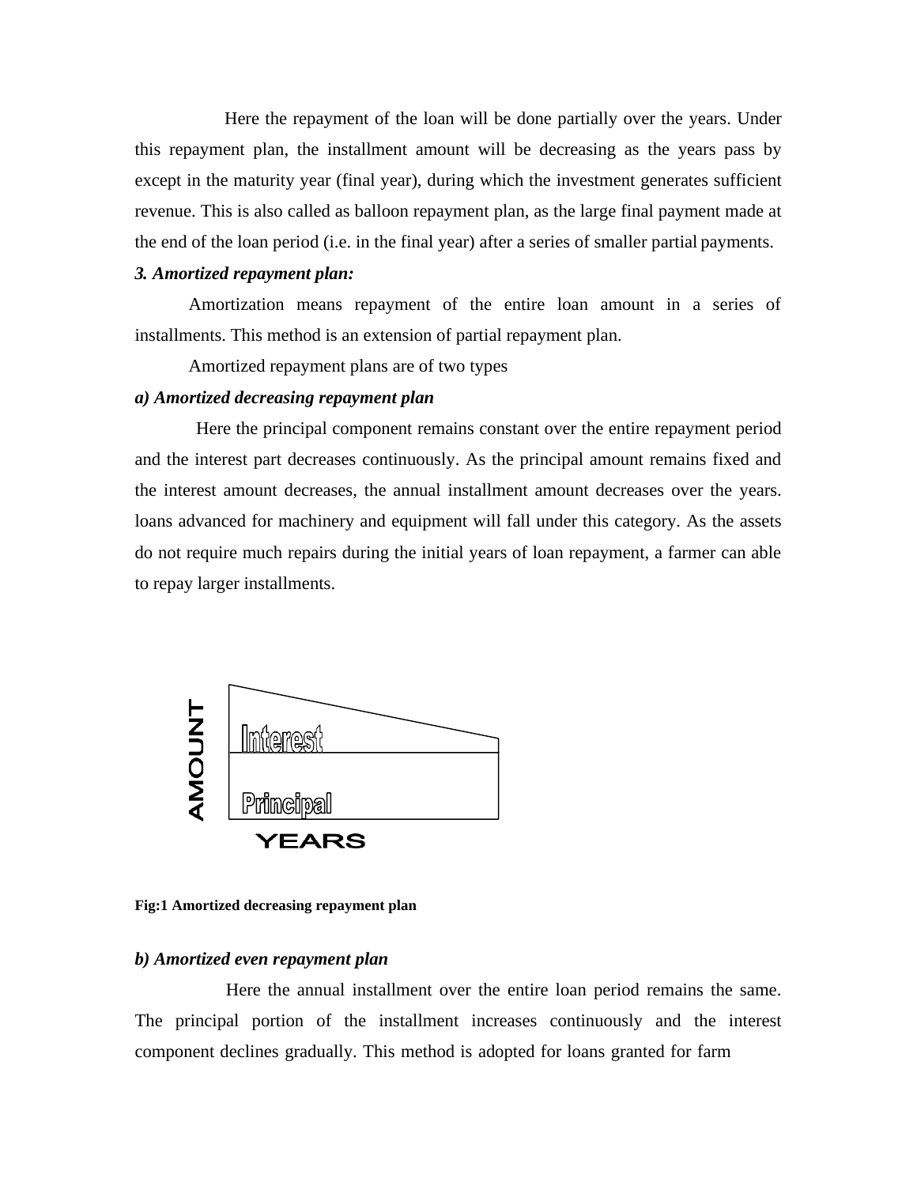Here the repayment of the loan will be done partially over the years. Under this repayment plan, the installment amount will be decreasing as the years pass by except in the maturity year (final year), during which the investment generates sufficient revenue. This is also called as balloon repayment plan, as the large final payment made at the end of the loan period (i.e. in the final year) after a series of smaller partial payments.

***3. Amortized repayment plan:***

Amortization means repayment of the entire loan amount in a series of installments. This method is an extension of partial repayment plan.

Amortized repayment plans are of two types

***a) Amortized decreasing repayment plan***

Here the principal component remains constant over the entire repayment period and the interest part decreases continuously. As the principal amount remains fixed and the interest amount decreases, the annual installment amount decreases over the years. loans advanced for machinery and equipment will fall under this category. As the assets do not require much repairs during the initial years of loan repayment, a farmer can able to repay larger installments.

AMOUNT

Interest

Principal

YEARS

**Fig:1 Amortized decreasing repayment plan**

***b) Amortized even repayment plan***

Here the annual installment over the entire loan period remains the same. The principal portion of the installment increases continuously and the interest component declines gradually. This method is adopted for loans granted for farm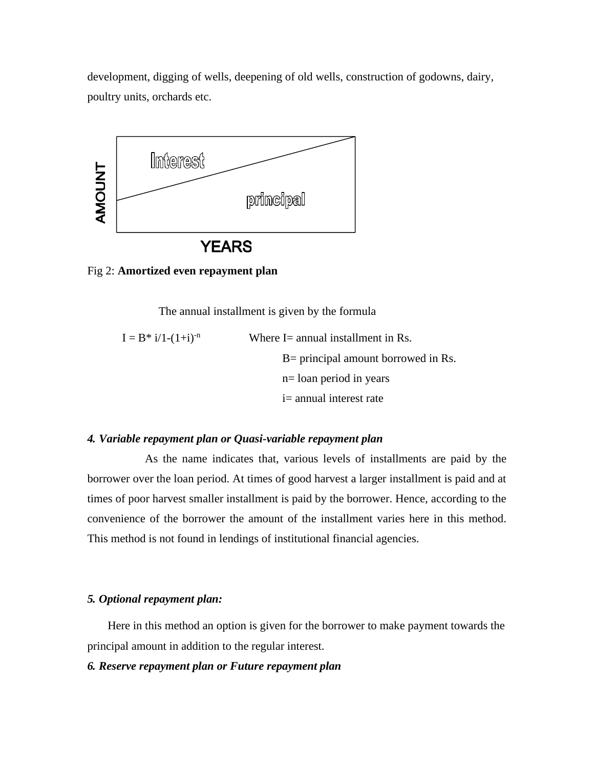development, digging of wells, deepening of old wells, construction of godowns, dairy, poultry units, orchards etc.

Interest

principal

AMOUNT

YEARS

Fig 2: **Amortized even repayment plan**

The annual installment is given by the formula

$I = B* i/1-(1+i)^{-n}$  Where I= annual installment in Rs.

B= principal amount borrowed in Rs.

n= loan period in years

i= annual interest rate

***4. Variable repayment plan or Quasi-variable repayment plan***

As the name indicates that, various levels of installments are paid by the borrower over the loan period. At times of good harvest a larger installment is paid and at times of poor harvest smaller installment is paid by the borrower. Hence, according to the convenience of the borrower the amount of the installment varies here in this method. This method is not found in lendings of institutional financial agencies.

***5. Optional repayment plan:***

Here in this method an option is given for the borrower to make payment towards the principal amount in addition to the regular interest.

***6. Reserve repayment plan or Future repayment plan***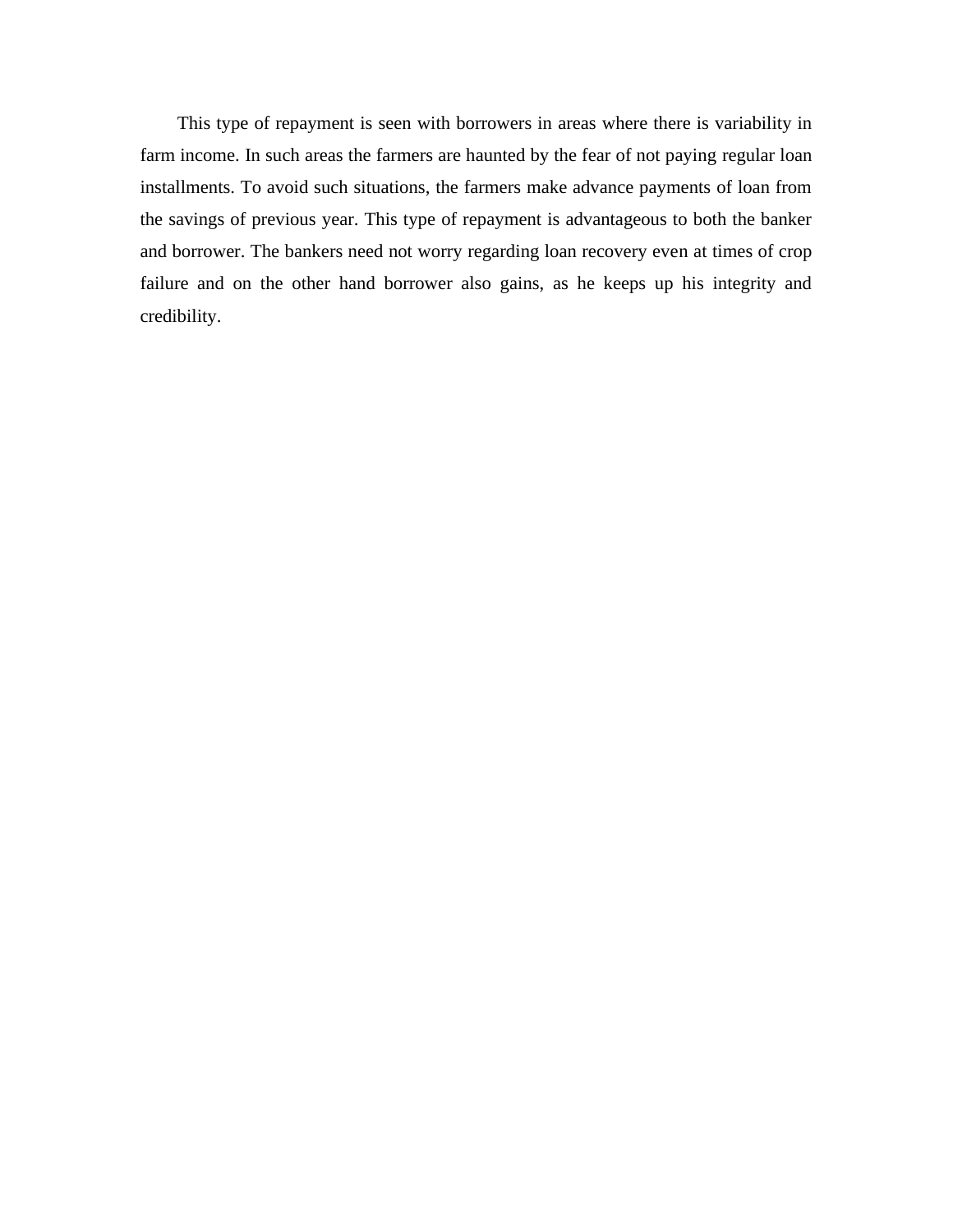This type of repayment is seen with borrowers in areas where there is variability in farm income. In such areas the farmers are haunted by the fear of not paying regular loan installments. To avoid such situations, the farmers make advance payments of loan from the savings of previous year. This type of repayment is advantageous to both the banker and borrower. The bankers need not worry regarding loan recovery even at times of crop failure and on the other hand borrower also gains, as he keeps up his integrity and credibility.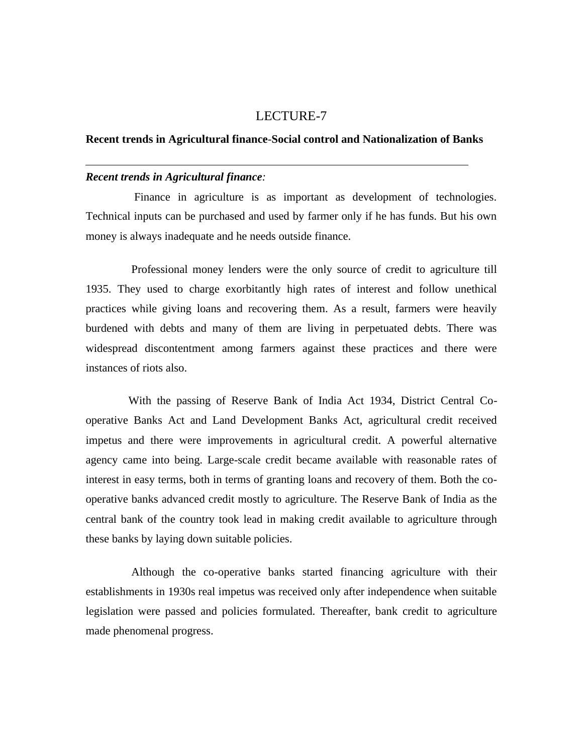# LECTURE-7

## Recent trends in Agricultural finance-Social control and Nationalization of Banks

---

***Recent trends in Agricultural finance:***

Finance in agriculture is as important as development of technologies. Technical inputs can be purchased and used by farmer only if he has funds. But his own money is always inadequate and he needs outside finance.

Professional money lenders were the only source of credit to agriculture till 1935. They used to charge exorbitantly high rates of interest and follow unethical practices while giving loans and recovering them. As a result, farmers were heavily burdened with debts and many of them are living in perpetuated debts. There was widespread discontentment among farmers against these practices and there were instances of riots also.

With the passing of Reserve Bank of India Act 1934, District Central Co-operative Banks Act and Land Development Banks Act, agricultural credit received impetus and there were improvements in agricultural credit. A powerful alternative agency came into being. Large-scale credit became available with reasonable rates of interest in easy terms, both in terms of granting loans and recovery of them. Both the co-operative banks advanced credit mostly to agriculture. The Reserve Bank of India as the central bank of the country took lead in making credit available to agriculture through these banks by laying down suitable policies.

Although the co-operative banks started financing agriculture with their establishments in 1930s real impetus was received only after independence when suitable legislation were passed and policies formulated. Thereafter, bank credit to agriculture made phenomenal progress.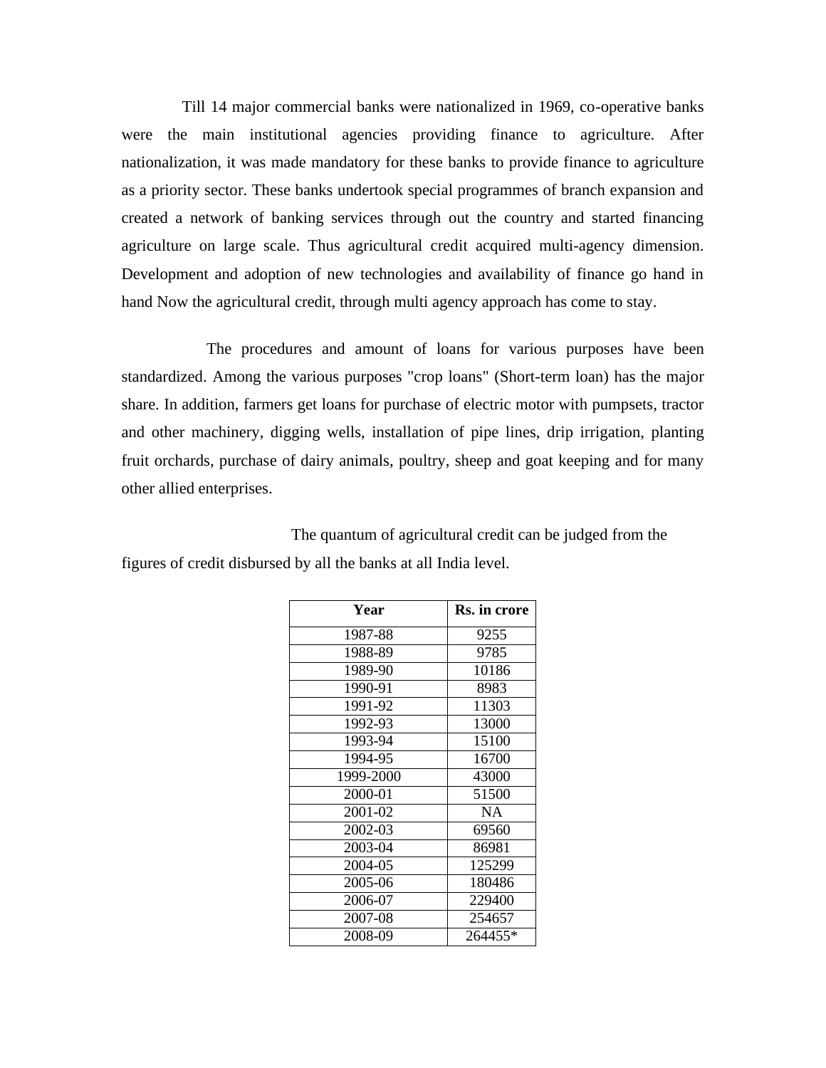Till 14 major commercial banks were nationalized in 1969, co-operative banks were the main institutional agencies providing finance to agriculture. After nationalization, it was made mandatory for these banks to provide finance to agriculture as a priority sector. These banks undertook special programmes of branch expansion and created a network of banking services through out the country and started financing agriculture on large scale. Thus agricultural credit acquired multi-agency dimension. Development and adoption of new technologies and availability of finance go hand in hand Now the agricultural credit, through multi agency approach has come to stay.

The procedures and amount of loans for various purposes have been standardized. Among the various purposes "crop loans" (Short-term loan) has the major share. In addition, farmers get loans for purchase of electric motor with pumpsets, tractor and other machinery, digging wells, installation of pipe lines, drip irrigation, planting fruit orchards, purchase of dairy animals, poultry, sheep and goat keeping and for many other allied enterprises.

The quantum of agricultural credit can be judged from the figures of credit disbursed by all the banks at all India level.

| Year | Rs. in crore |
|---|---|
| 1987-88 | 9255 |
| 1988-89 | 9785 |
| 1989-90 | 10186 |
| 1990-91 | 8983 |
| 1991-92 | 11303 |
| 1992-93 | 13000 |
| 1993-94 | 15100 |
| 1994-95 | 16700 |
| 1999-2000 | 43000 |
| 2000-01 | 51500 |
| 2001-02 | NA |
| 2002-03 | 69560 |
| 2003-04 | 86981 |
| 2004-05 | 125299 |
| 2005-06 | 180486 |
| 2006-07 | 229400 |
| 2007-08 | 254657 |
| 2008-09 | 264455* |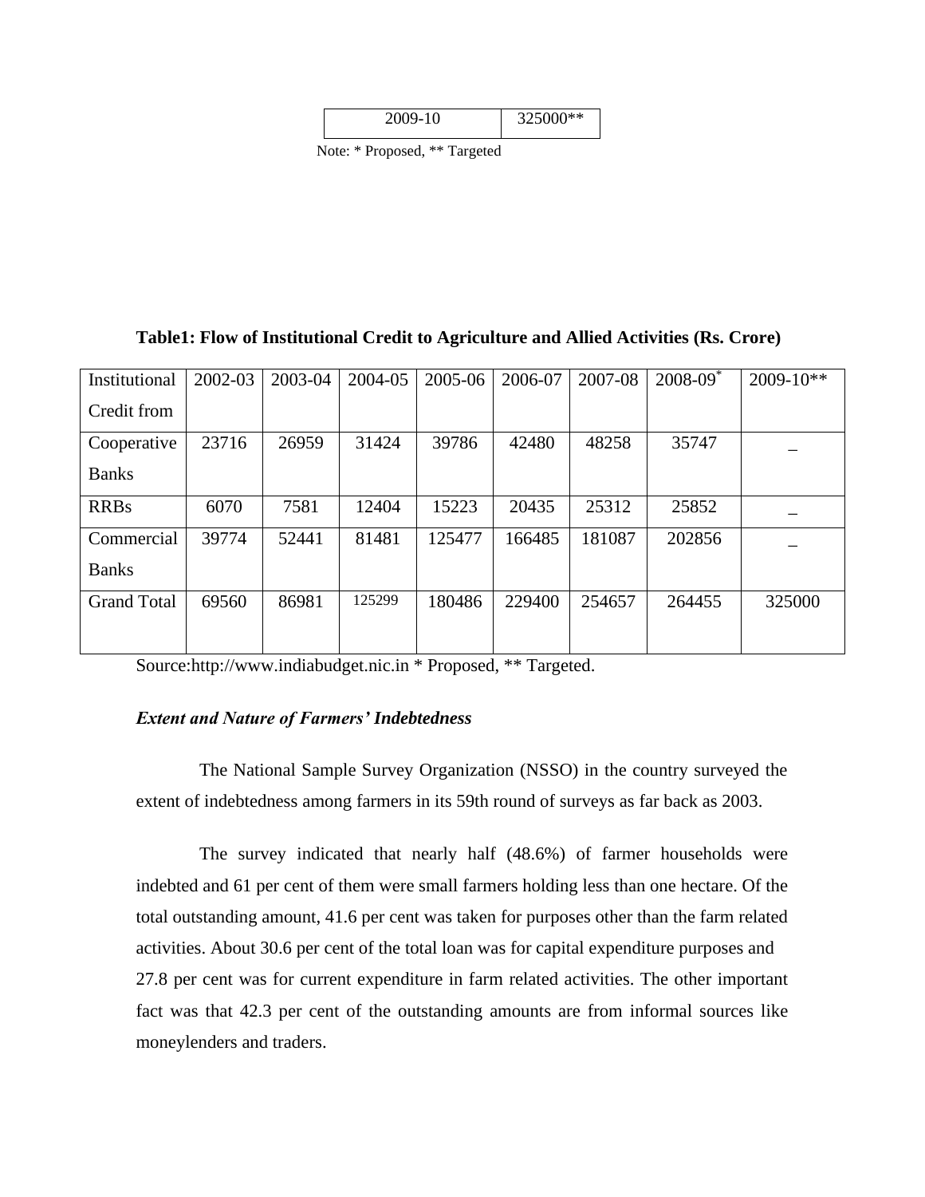| 2009-10 | 325000** |
|---|---|

Note: * Proposed, ** Targeted

**Table1: Flow of Institutional Credit to Agriculture and Allied Activities (Rs. Crore)**

| Institutional Credit from | 2002-03 | 2003-04 | 2004-05 | 2005-06 | 2006-07 | 2007-08 | 2008-09* | 2009-10** |
|---|---|---|---|---|---|---|---|---|
| Cooperative Banks | 23716 | 26959 | 31424 | 39786 | 42480 | 48258 | 35747 | _ |
| RRBs | 6070 | 7581 | 12404 | 15223 | 20435 | 25312 | 25852 | _ |
| Commercial Banks | 39774 | 52441 | 81481 | 125477 | 166485 | 181087 | 202856 | _ |
| Grand Total | 69560 | 86981 | 125299 | 180486 | 229400 | 254657 | 264455 | 325000 |

Source:http://www.indiabudget.nic.in * Proposed, ** Targeted.

***Extent and Nature of Farmers' Indebtedness***

The National Sample Survey Organization (NSSO) in the country surveyed the extent of indebtedness among farmers in its 59th round of surveys as far back as 2003.

The survey indicated that nearly half (48.6%) of farmer households were indebted and 61 per cent of them were small farmers holding less than one hectare. Of the total outstanding amount, 41.6 per cent was taken for purposes other than the farm related activities. About 30.6 per cent of the total loan was for capital expenditure purposes and 27.8 per cent was for current expenditure in farm related activities. The other important fact was that 42.3 per cent of the outstanding amounts are from informal sources like moneylenders and traders.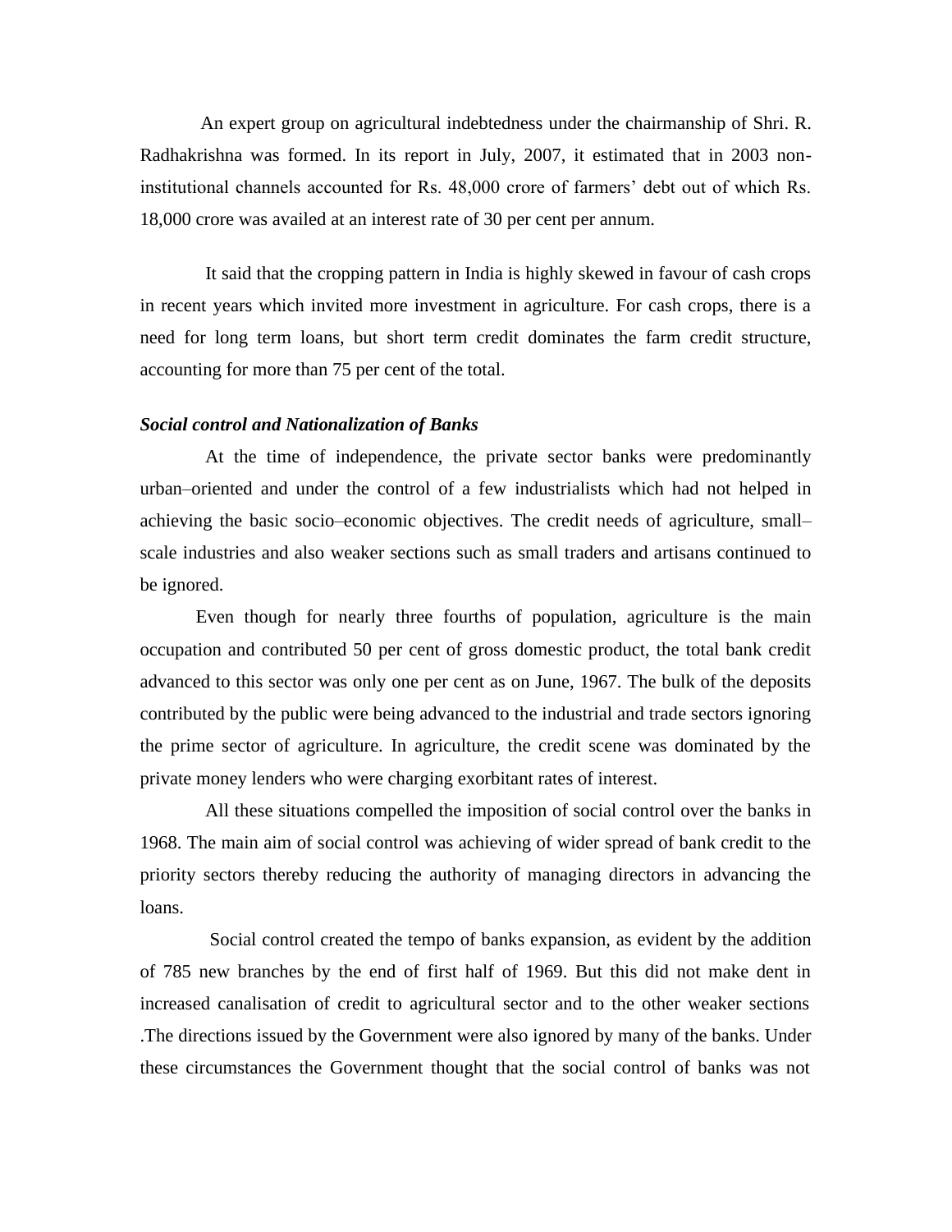An expert group on agricultural indebtedness under the chairmanship of Shri. R. Radhakrishna was formed. In its report in July, 2007, it estimated that in 2003 non-institutional channels accounted for Rs. 48,000 crore of farmers' debt out of which Rs. 18,000 crore was availed at an interest rate of 30 per cent per annum.

It said that the cropping pattern in India is highly skewed in favour of cash crops in recent years which invited more investment in agriculture. For cash crops, there is a need for long term loans, but short term credit dominates the farm credit structure, accounting for more than 75 per cent of the total.

***Social control and Nationalization of Banks***

At the time of independence, the private sector banks were predominantly urban–oriented and under the control of a few industrialists which had not helped in achieving the basic socio–economic objectives. The credit needs of agriculture, small–scale industries and also weaker sections such as small traders and artisans continued to be ignored.

Even though for nearly three fourths of population, agriculture is the main occupation and contributed 50 per cent of gross domestic product, the total bank credit advanced to this sector was only one per cent as on June, 1967. The bulk of the deposits contributed by the public were being advanced to the industrial and trade sectors ignoring the prime sector of agriculture. In agriculture, the credit scene was dominated by the private money lenders who were charging exorbitant rates of interest.

All these situations compelled the imposition of social control over the banks in 1968. The main aim of social control was achieving of wider spread of bank credit to the priority sectors thereby reducing the authority of managing directors in advancing the loans.

Social control created the tempo of banks expansion, as evident by the addition of 785 new branches by the end of first half of 1969. But this did not make dent in increased canalisation of credit to agricultural sector and to the other weaker sections .The directions issued by the Government were also ignored by many of the banks. Under these circumstances the Government thought that the social control of banks was not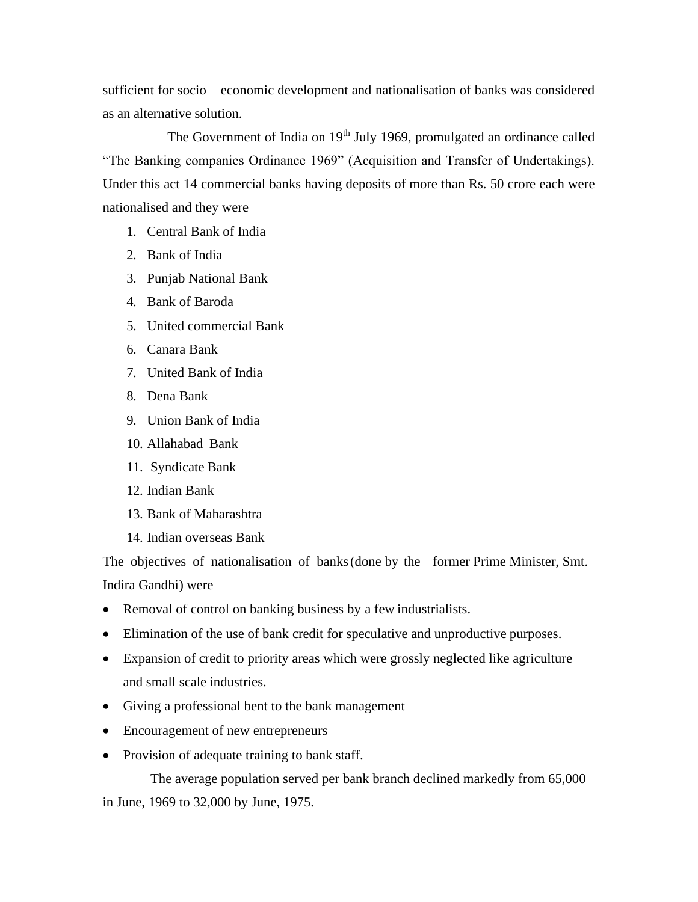sufficient for socio – economic development and nationalisation of banks was considered as an alternative solution.

The Government of India on 19th July 1969, promulgated an ordinance called "The Banking companies Ordinance 1969" (Acquisition and Transfer of Undertakings). Under this act 14 commercial banks having deposits of more than Rs. 50 crore each were nationalised and they were

1. Central Bank of India
2. Bank of India
3. Punjab National Bank
4. Bank of Baroda
5. United commercial Bank
6. Canara Bank
7. United Bank of India
8. Dena Bank
9. Union Bank of India
10. Allahabad Bank
11. Syndicate Bank
12. Indian Bank
13. Bank of Maharashtra
14. Indian overseas Bank

The objectives of nationalisation of banks (done by the former Prime Minister, Smt. Indira Gandhi) were

- Removal of control on banking business by a few industrialists.
- Elimination of the use of bank credit for speculative and unproductive purposes.
- Expansion of credit to priority areas which were grossly neglected like agriculture and small scale industries.
- Giving a professional bent to the bank management
- Encouragement of new entrepreneurs
- Provision of adequate training to bank staff.

The average population served per bank branch declined markedly from 65,000 in June, 1969 to 32,000 by June, 1975.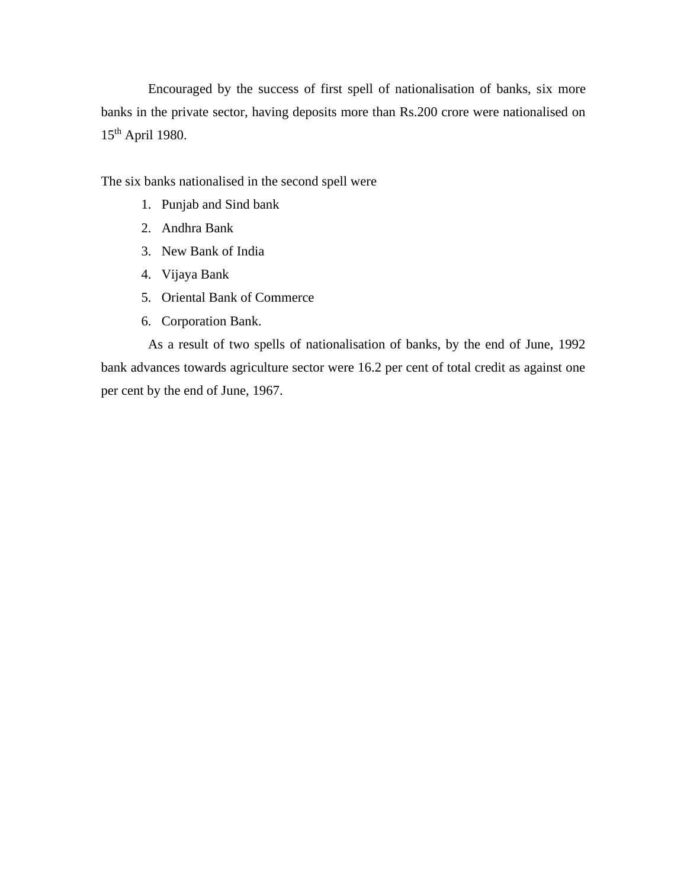Encouraged by the success of first spell of nationalisation of banks, six more banks in the private sector, having deposits more than Rs.200 crore were nationalised on 15th April 1980.

The six banks nationalised in the second spell were

1. Punjab and Sind bank
2. Andhra Bank
3. New Bank of India
4. Vijaya Bank
5. Oriental Bank of Commerce
6. Corporation Bank.

As a result of two spells of nationalisation of banks, by the end of June, 1992 bank advances towards agriculture sector were 16.2 per cent of total credit as against one per cent by the end of June, 1967.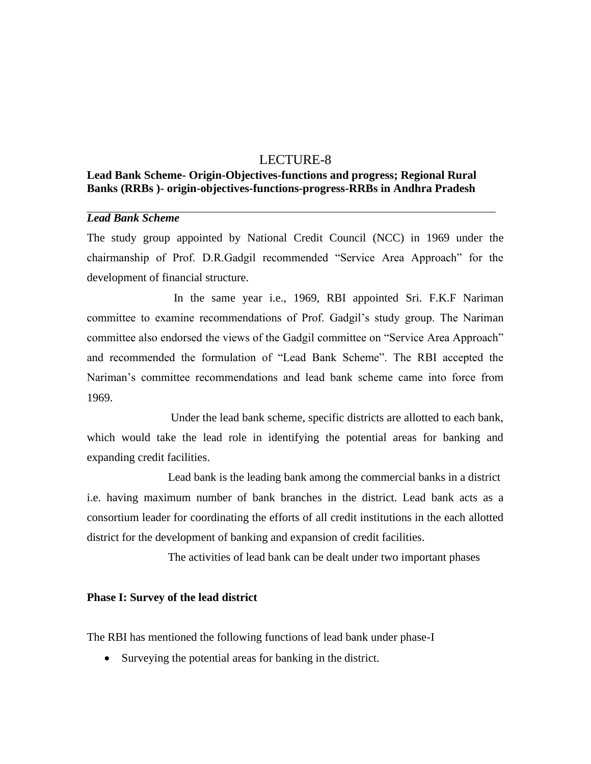# LECTURE-8

## Lead Bank Scheme- Origin-Objectives-functions and progress; Regional Rural Banks (RRBs )- origin-objectives-functions-progress-RRBs in Andhra Pradesh

---

***Lead Bank Scheme***

The study group appointed by National Credit Council (NCC) in 1969 under the chairmanship of Prof. D.R.Gadgil recommended "Service Area Approach" for the development of financial structure.

In the same year i.e., 1969, RBI appointed Sri. F.K.F Nariman committee to examine recommendations of Prof. Gadgil's study group. The Nariman committee also endorsed the views of the Gadgil committee on "Service Area Approach" and recommended the formulation of "Lead Bank Scheme". The RBI accepted the Nariman's committee recommendations and lead bank scheme came into force from 1969.

Under the lead bank scheme, specific districts are allotted to each bank, which would take the lead role in identifying the potential areas for banking and expanding credit facilities.

Lead bank is the leading bank among the commercial banks in a district i.e. having maximum number of bank branches in the district. Lead bank acts as a consortium leader for coordinating the efforts of all credit institutions in the each allotted district for the development of banking and expansion of credit facilities.

The activities of lead bank can be dealt under two important phases

**Phase I: Survey of the lead district**

The RBI has mentioned the following functions of lead bank under phase-I

- Surveying the potential areas for banking in the district.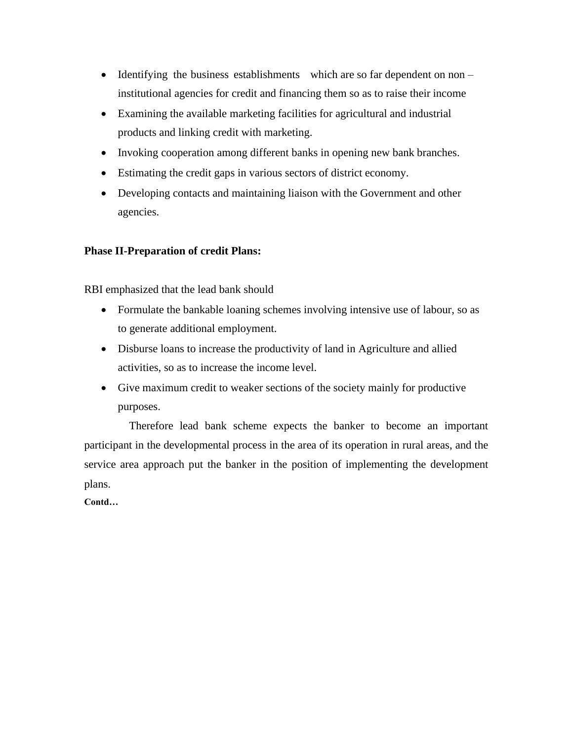- Identifying the business establishments which are so far dependent on non – institutional agencies for credit and financing them so as to raise their income
- Examining the available marketing facilities for agricultural and industrial products and linking credit with marketing.
- Invoking cooperation among different banks in opening new bank branches.
- Estimating the credit gaps in various sectors of district economy.
- Developing contacts and maintaining liaison with the Government and other agencies.

**Phase II-Preparation of credit Plans:**

RBI emphasized that the lead bank should

- Formulate the bankable loaning schemes involving intensive use of labour, so as to generate additional employment.
- Disburse loans to increase the productivity of land in Agriculture and allied activities, so as to increase the income level.
- Give maximum credit to weaker sections of the society mainly for productive purposes.

Therefore lead bank scheme expects the banker to become an important participant in the developmental process in the area of its operation in rural areas, and the service area approach put the banker in the position of implementing the development plans.

**Contd…**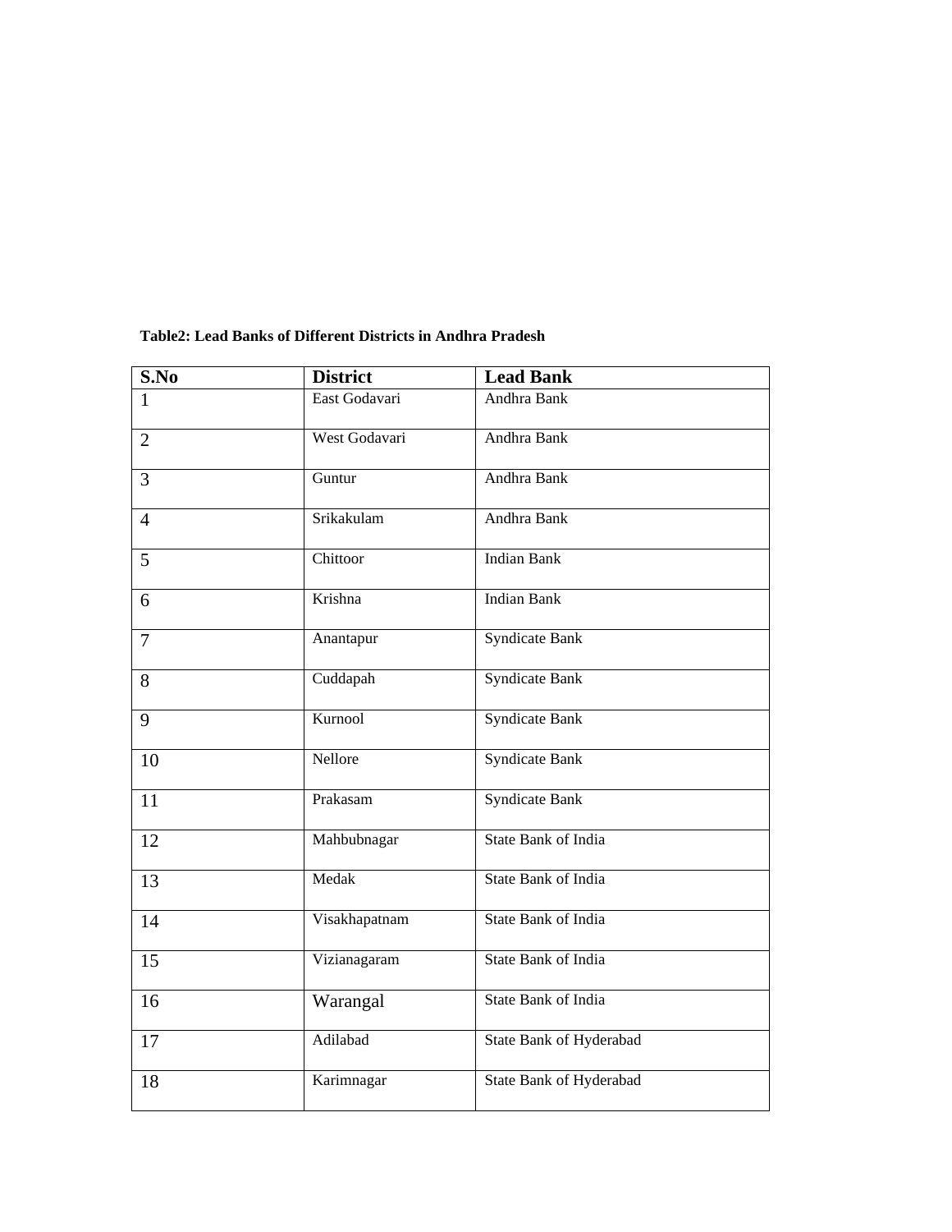**Table2: Lead Banks of Different Districts in Andhra Pradesh**

| S.No | District | Lead Bank |
|---|---|---|
| 1 | East Godavari | Andhra Bank |
| 2 | West Godavari | Andhra Bank |
| 3 | Guntur | Andhra Bank |
| 4 | Srikakulam | Andhra Bank |
| 5 | Chittoor | Indian Bank |
| 6 | Krishna | Indian Bank |
| 7 | Anantapur | Syndicate Bank |
| 8 | Cuddapah | Syndicate Bank |
| 9 | Kurnool | Syndicate Bank |
| 10 | Nellore | Syndicate Bank |
| 11 | Prakasam | Syndicate Bank |
| 12 | Mahbubnagar | State Bank of India |
| 13 | Medak | State Bank of India |
| 14 | Visakhapatnam | State Bank of India |
| 15 | Vizianagaram | State Bank of India |
| 16 | Warangal | State Bank of India |
| 17 | Adilabad | State Bank of Hyderabad |
| 18 | Karimnagar | State Bank of Hyderabad |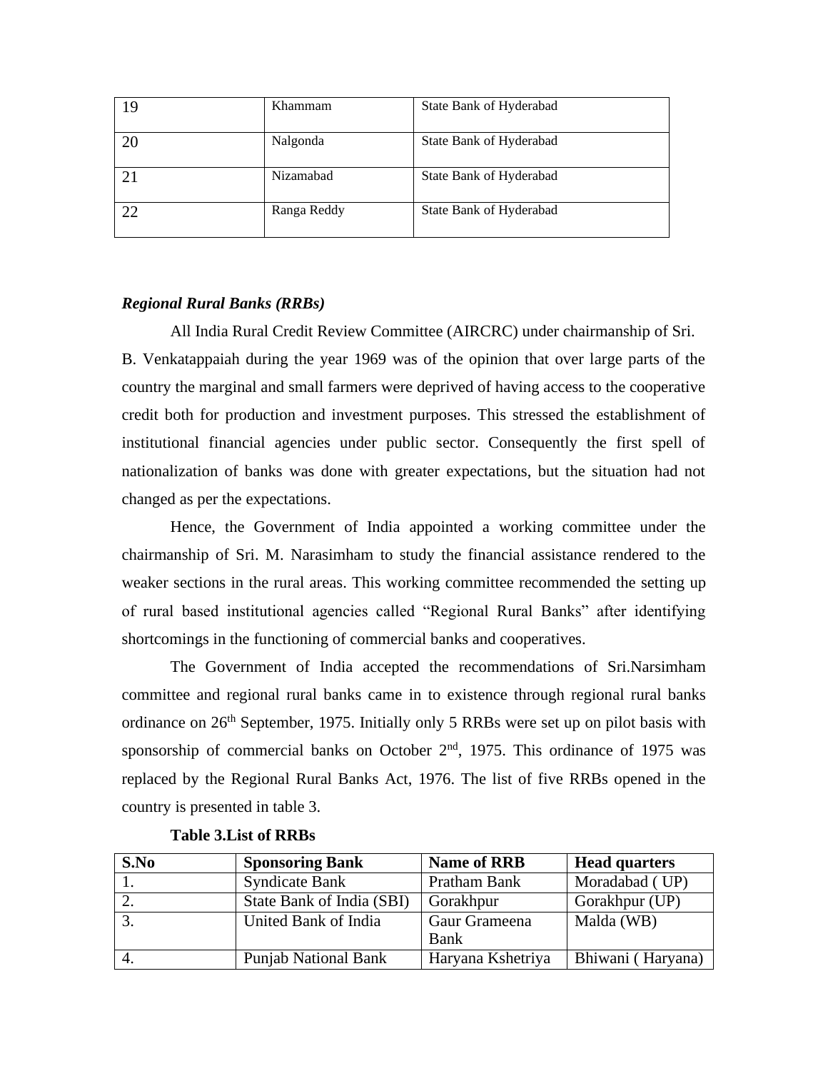| 19 | Khammam | State Bank of Hyderabad |
|---|---|---|
| 20 | Nalgonda | State Bank of Hyderabad |
| 21 | Nizamabad | State Bank of Hyderabad |
| 22 | Ranga Reddy | State Bank of Hyderabad |

***Regional Rural Banks (RRBs)***

All India Rural Credit Review Committee (AIRCRC) under chairmanship of Sri. B. Venkatappaiah during the year 1969 was of the opinion that over large parts of the country the marginal and small farmers were deprived of having access to the cooperative credit both for production and investment purposes. This stressed the establishment of institutional financial agencies under public sector. Consequently the first spell of nationalization of banks was done with greater expectations, but the situation had not changed as per the expectations.

Hence, the Government of India appointed a working committee under the chairmanship of Sri. M. Narasimham to study the financial assistance rendered to the weaker sections in the rural areas. This working committee recommended the setting up of rural based institutional agencies called "Regional Rural Banks" after identifying shortcomings in the functioning of commercial banks and cooperatives.

The Government of India accepted the recommendations of Sri.Narsimham committee and regional rural banks came in to existence through regional rural banks ordinance on 26th September, 1975. Initially only 5 RRBs were set up on pilot basis with sponsorship of commercial banks on October 2nd, 1975. This ordinance of 1975 was replaced by the Regional Rural Banks Act, 1976. The list of five RRBs opened in the country is presented in table 3.

**Table 3.List of RRBs**

| S.No | Sponsoring Bank | Name of RRB | Head quarters |
|---|---|---|---|
| 1. | Syndicate Bank | Pratham Bank | Moradabad ( UP) |
| 2. | State Bank of India (SBI) | Gorakhpur | Gorakhpur (UP) |
| 3. | United Bank of India | Gaur Grameena Bank | Malda (WB) |
| 4. | Punjab National Bank | Haryana Kshetriya | Bhiwani ( Haryana) |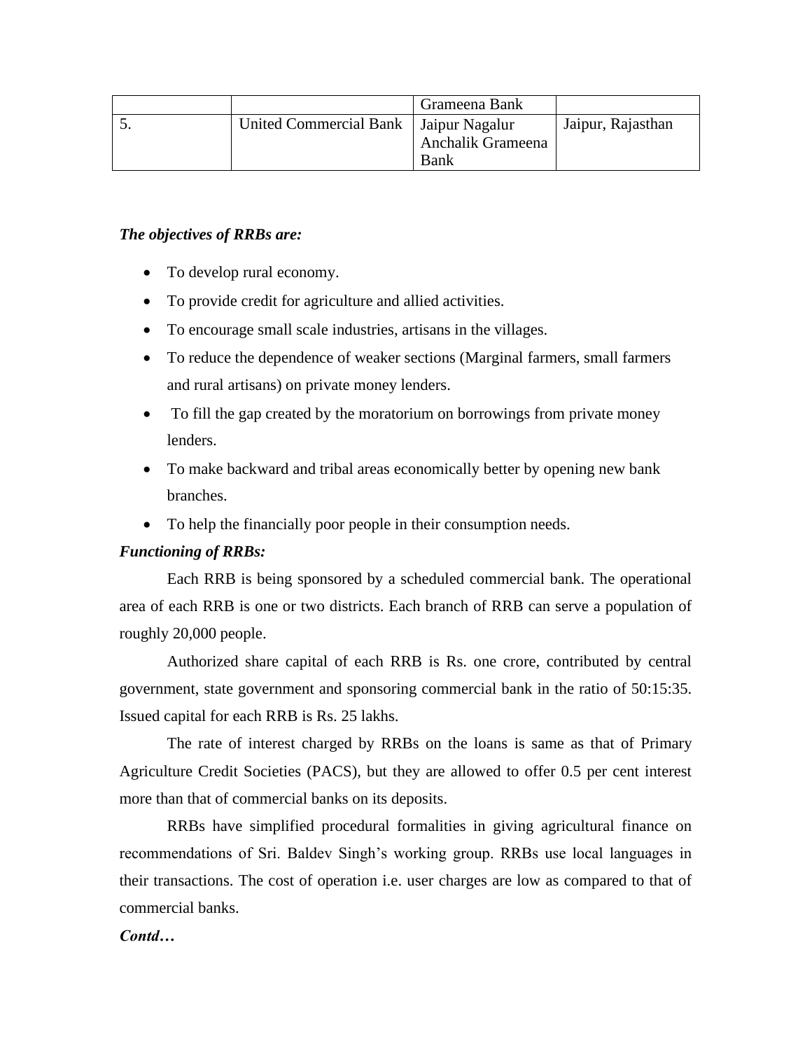|  |  | Grameena Bank |  |
| --- | --- | --- | --- |
| 5. | United Commercial Bank | Jaipur Nagalur Anchalik Grameena Bank | Jaipur, Rajasthan |

***The objectives of RRBs are:***

- To develop rural economy.
- To provide credit for agriculture and allied activities.
- To encourage small scale industries, artisans in the villages.
- To reduce the dependence of weaker sections (Marginal farmers, small farmers and rural artisans) on private money lenders.
- To fill the gap created by the moratorium on borrowings from private money lenders.
- To make backward and tribal areas economically better by opening new bank branches.
- To help the financially poor people in their consumption needs.

***Functioning of RRBs:***

Each RRB is being sponsored by a scheduled commercial bank. The operational area of each RRB is one or two districts. Each branch of RRB can serve a population of roughly 20,000 people.

Authorized share capital of each RRB is Rs. one crore, contributed by central government, state government and sponsoring commercial bank in the ratio of 50:15:35. Issued capital for each RRB is Rs. 25 lakhs.

The rate of interest charged by RRBs on the loans is same as that of Primary Agriculture Credit Societies (PACS), but they are allowed to offer 0.5 per cent interest more than that of commercial banks on its deposits.

RRBs have simplified procedural formalities in giving agricultural finance on recommendations of Sri. Baldev Singh's working group. RRBs use local languages in their transactions. The cost of operation i.e. user charges are low as compared to that of commercial banks.

***Contd…***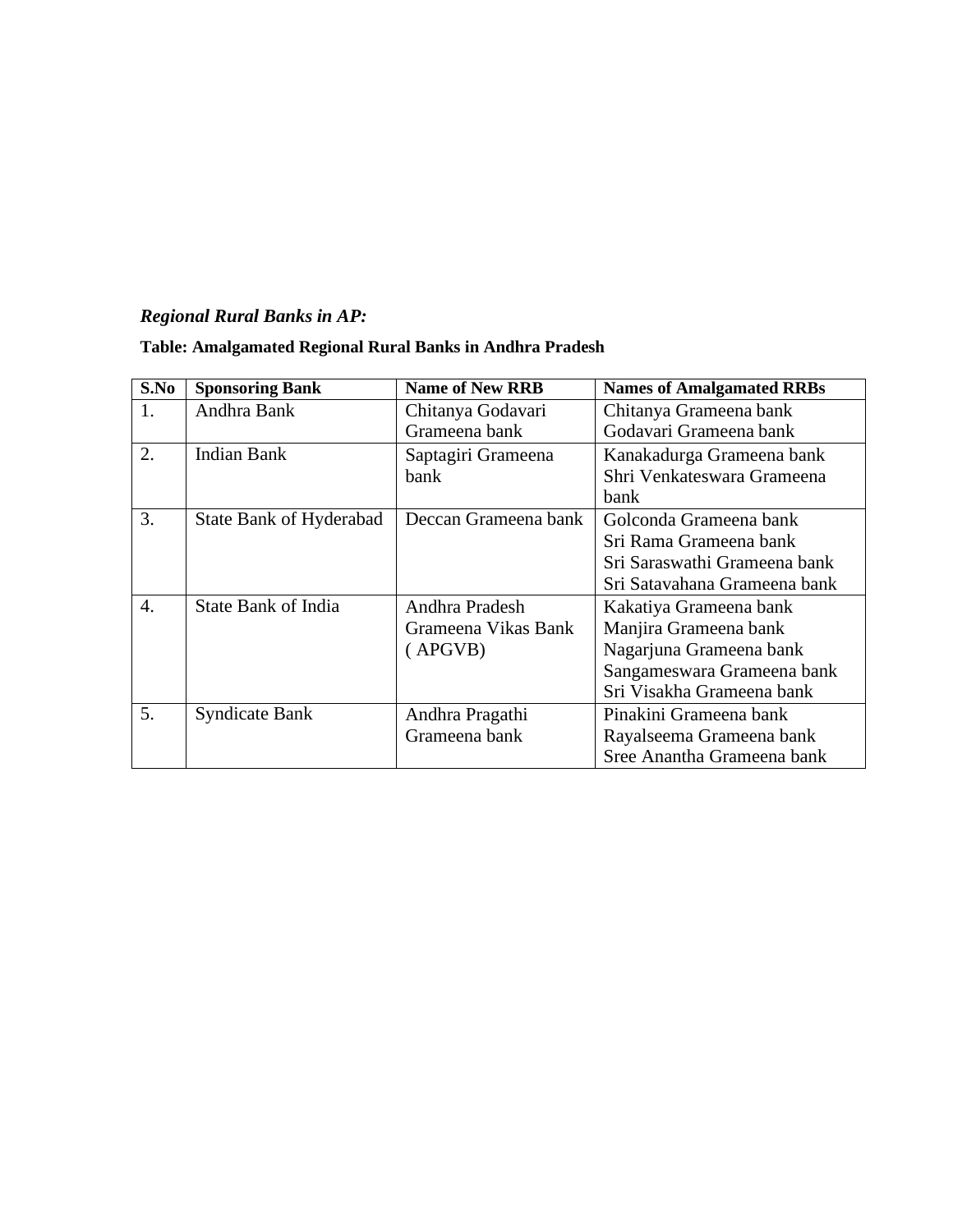***Regional Rural Banks in AP:***

**Table: Amalgamated Regional Rural Banks in Andhra Pradesh**

| S.No | Sponsoring Bank | Name of New RRB | Names of Amalgamated RRBs |
|---|---|---|---|
| 1. | Andhra Bank | Chitanya Godavari Grameena bank | Chitanya Grameena bank<br>Godavari Grameena bank |
| 2. | Indian Bank | Saptagiri Grameena bank | Kanakadurga Grameena bank<br>Shri Venkateswara Grameena bank |
| 3. | State Bank of Hyderabad | Deccan Grameena bank | Golconda Grameena bank<br>Sri Rama Grameena bank<br>Sri Saraswathi Grameena bank<br>Sri Satavahana Grameena bank |
| 4. | State Bank of India | Andhra Pradesh Grameena Vikas Bank ( APGVB) | Kakatiya Grameena bank<br>Manjira Grameena bank<br>Nagarjuna Grameena bank<br>Sangameswara Grameena bank<br>Sri Visakha Grameena bank |
| 5. | Syndicate Bank | Andhra Pragathi Grameena bank | Pinakini Grameena bank<br>Rayalseema Grameena bank<br>Sree Anantha Grameena bank |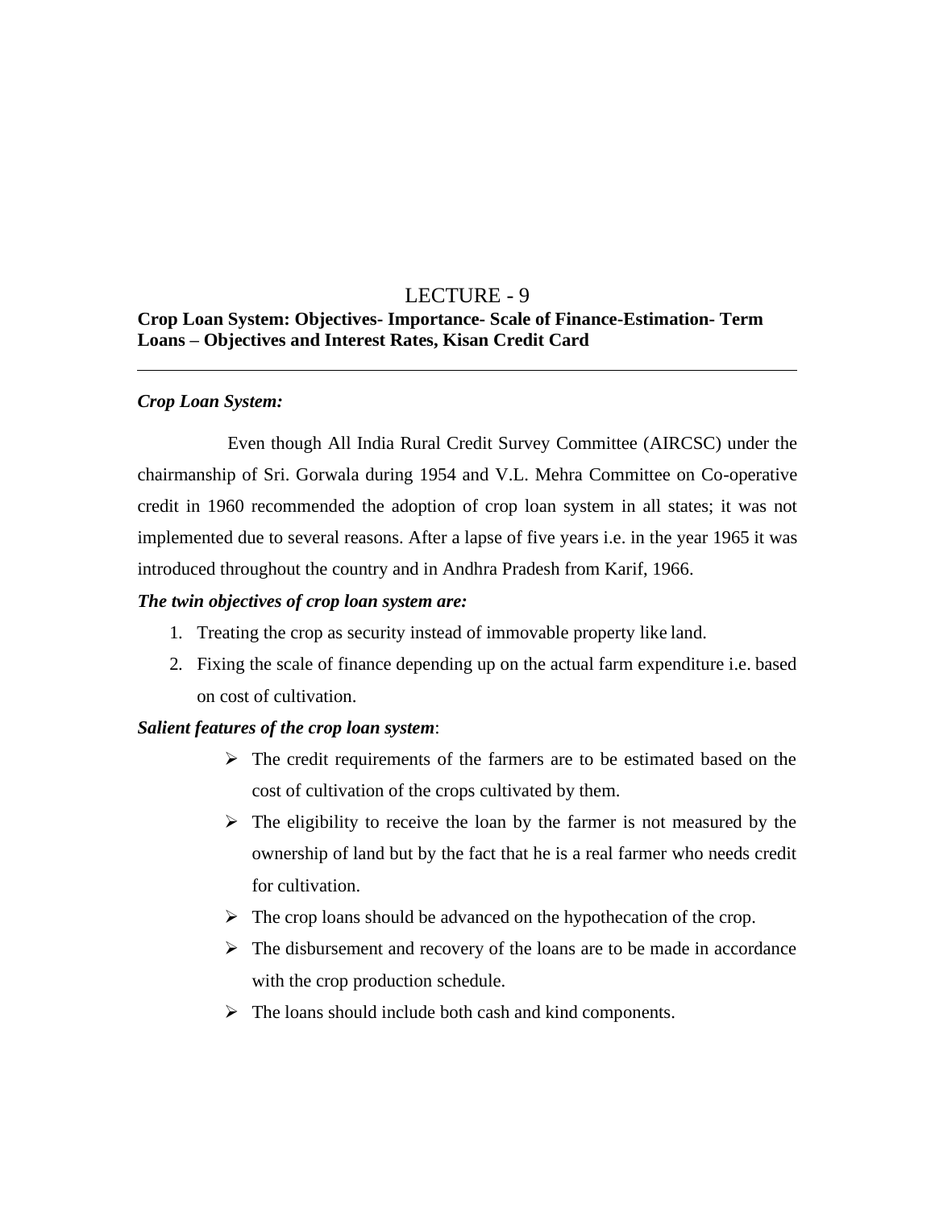# LECTURE - 9

**Crop Loan System: Objectives- Importance- Scale of Finance-Estimation- Term Loans – Objectives and Interest Rates, Kisan Credit Card**

---

***Crop Loan System:***

Even though All India Rural Credit Survey Committee (AIRCSC) under the chairmanship of Sri. Gorwala during 1954 and V.L. Mehra Committee on Co-operative credit in 1960 recommended the adoption of crop loan system in all states; it was not implemented due to several reasons. After a lapse of five years i.e. in the year 1965 it was introduced throughout the country and in Andhra Pradesh from Karif, 1966.

***The twin objectives of crop loan system are:***

1. Treating the crop as security instead of immovable property like land.
2. Fixing the scale of finance depending up on the actual farm expenditure i.e. based on cost of cultivation.

***Salient features of the crop loan system***:

- The credit requirements of the farmers are to be estimated based on the cost of cultivation of the crops cultivated by them.
- The eligibility to receive the loan by the farmer is not measured by the ownership of land but by the fact that he is a real farmer who needs credit for cultivation.
- The crop loans should be advanced on the hypothecation of the crop.
- The disbursement and recovery of the loans are to be made in accordance with the crop production schedule.
- The loans should include both cash and kind components.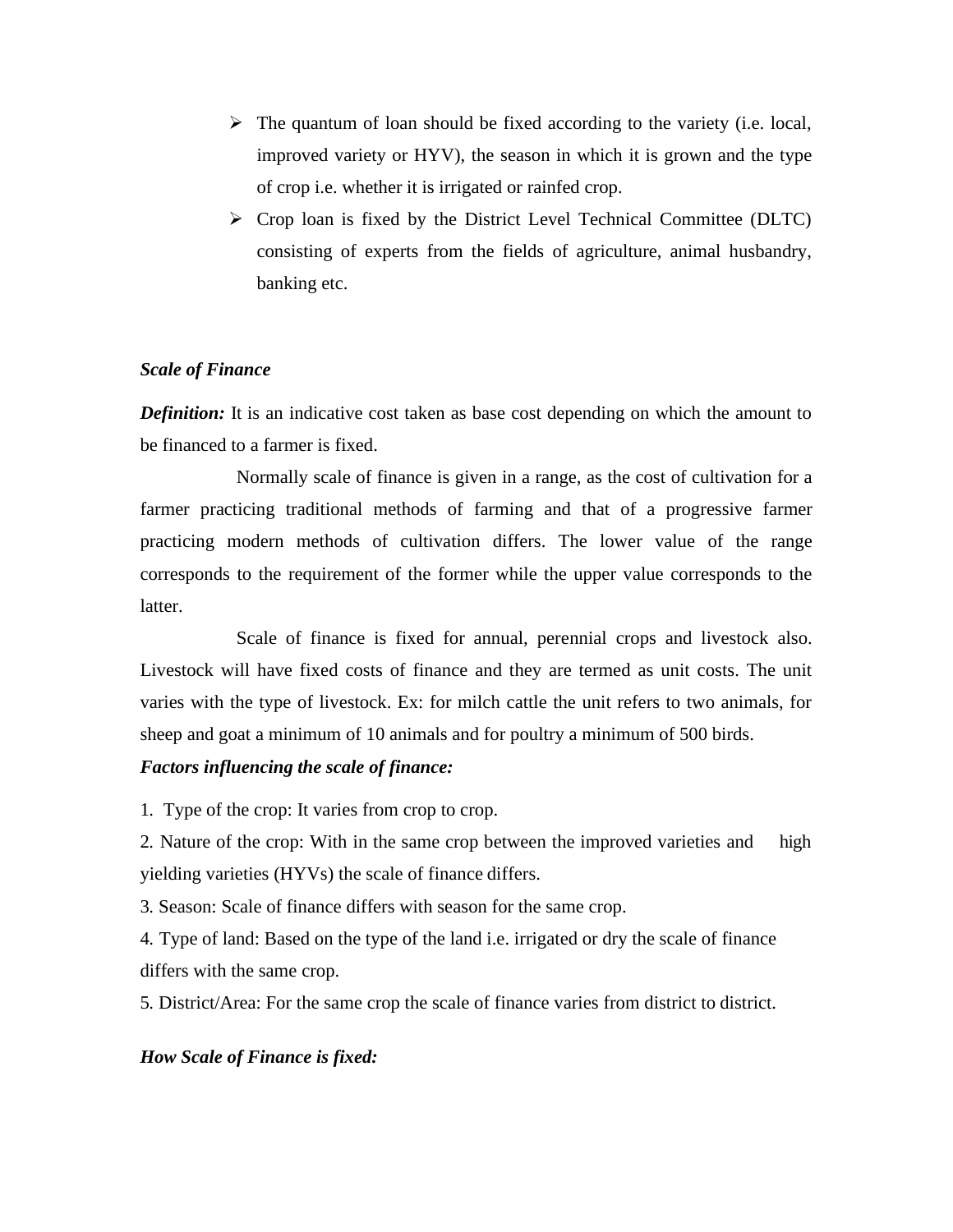- The quantum of loan should be fixed according to the variety (i.e. local, improved variety or HYV), the season in which it is grown and the type of crop i.e. whether it is irrigated or rainfed crop.
- Crop loan is fixed by the District Level Technical Committee (DLTC) consisting of experts from the fields of agriculture, animal husbandry, banking etc.

***Scale of Finance***

***Definition:*** It is an indicative cost taken as base cost depending on which the amount to be financed to a farmer is fixed.

Normally scale of finance is given in a range, as the cost of cultivation for a farmer practicing traditional methods of farming and that of a progressive farmer practicing modern methods of cultivation differs. The lower value of the range corresponds to the requirement of the former while the upper value corresponds to the latter.

Scale of finance is fixed for annual, perennial crops and livestock also. Livestock will have fixed costs of finance and they are termed as unit costs. The unit varies with the type of livestock. Ex: for milch cattle the unit refers to two animals, for sheep and goat a minimum of 10 animals and for poultry a minimum of 500 birds.

***Factors influencing the scale of finance:***

1. Type of the crop: It varies from crop to crop.
2. Nature of the crop: With in the same crop between the improved varieties and high yielding varieties (HYVs) the scale of finance differs.
3. Season: Scale of finance differs with season for the same crop.
4. Type of land: Based on the type of the land i.e. irrigated or dry the scale of finance differs with the same crop.
5. District/Area: For the same crop the scale of finance varies from district to district.

***How Scale of Finance is fixed:***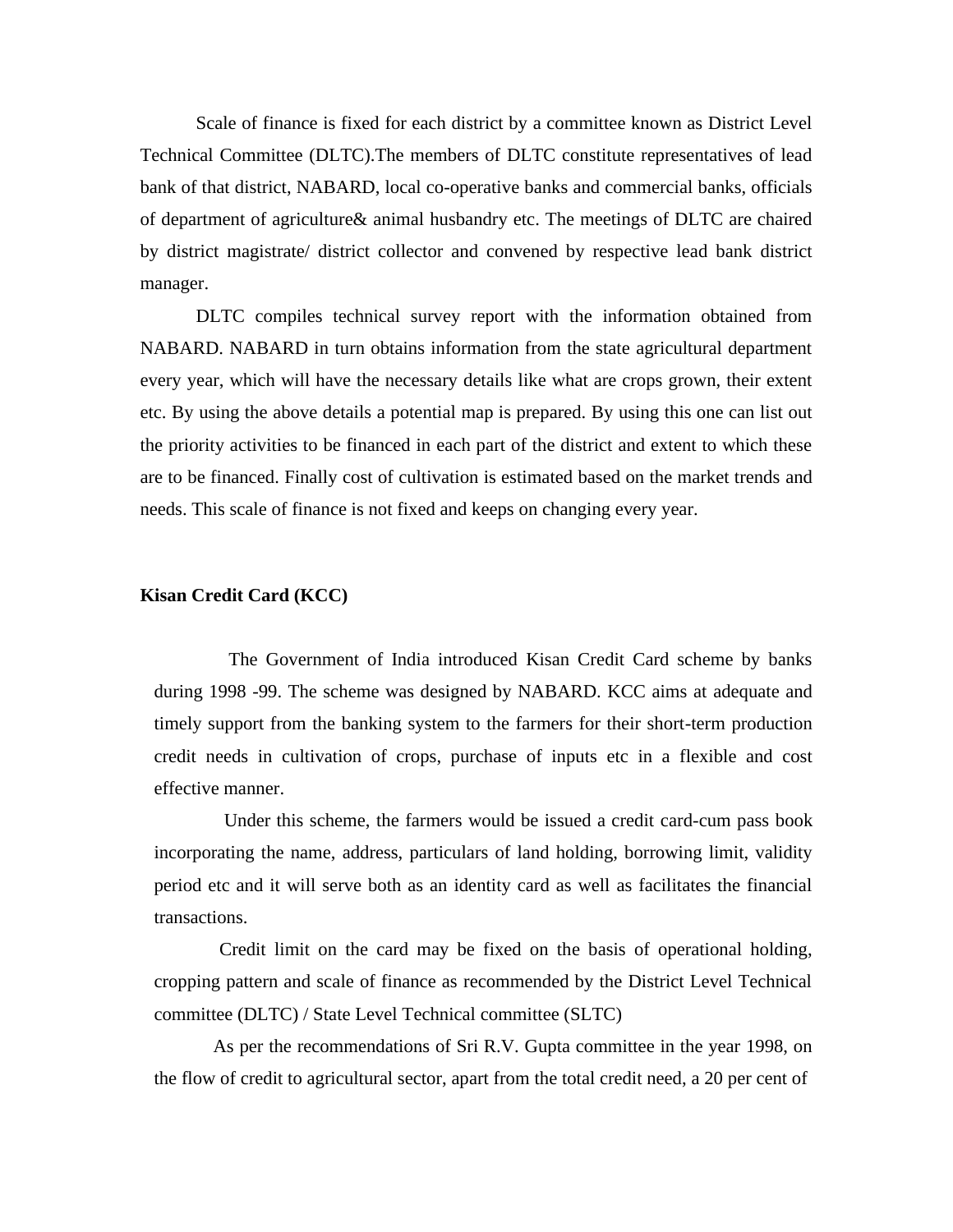Scale of finance is fixed for each district by a committee known as District Level Technical Committee (DLTC).The members of DLTC constitute representatives of lead bank of that district, NABARD, local co-operative banks and commercial banks, officials of department of agriculture& animal husbandry etc. The meetings of DLTC are chaired by district magistrate/ district collector and convened by respective lead bank district manager.

DLTC compiles technical survey report with the information obtained from NABARD. NABARD in turn obtains information from the state agricultural department every year, which will have the necessary details like what are crops grown, their extent etc. By using the above details a potential map is prepared. By using this one can list out the priority activities to be financed in each part of the district and extent to which these are to be financed. Finally cost of cultivation is estimated based on the market trends and needs. This scale of finance is not fixed and keeps on changing every year.

**Kisan Credit Card (KCC)**

The Government of India introduced Kisan Credit Card scheme by banks during 1998 -99. The scheme was designed by NABARD. KCC aims at adequate and timely support from the banking system to the farmers for their short-term production credit needs in cultivation of crops, purchase of inputs etc in a flexible and cost effective manner.

Under this scheme, the farmers would be issued a credit card-cum pass book incorporating the name, address, particulars of land holding, borrowing limit, validity period etc and it will serve both as an identity card as well as facilitates the financial transactions.

Credit limit on the card may be fixed on the basis of operational holding, cropping pattern and scale of finance as recommended by the District Level Technical committee (DLTC) / State Level Technical committee (SLTC)

As per the recommendations of Sri R.V. Gupta committee in the year 1998, on the flow of credit to agricultural sector, apart from the total credit need, a 20 per cent of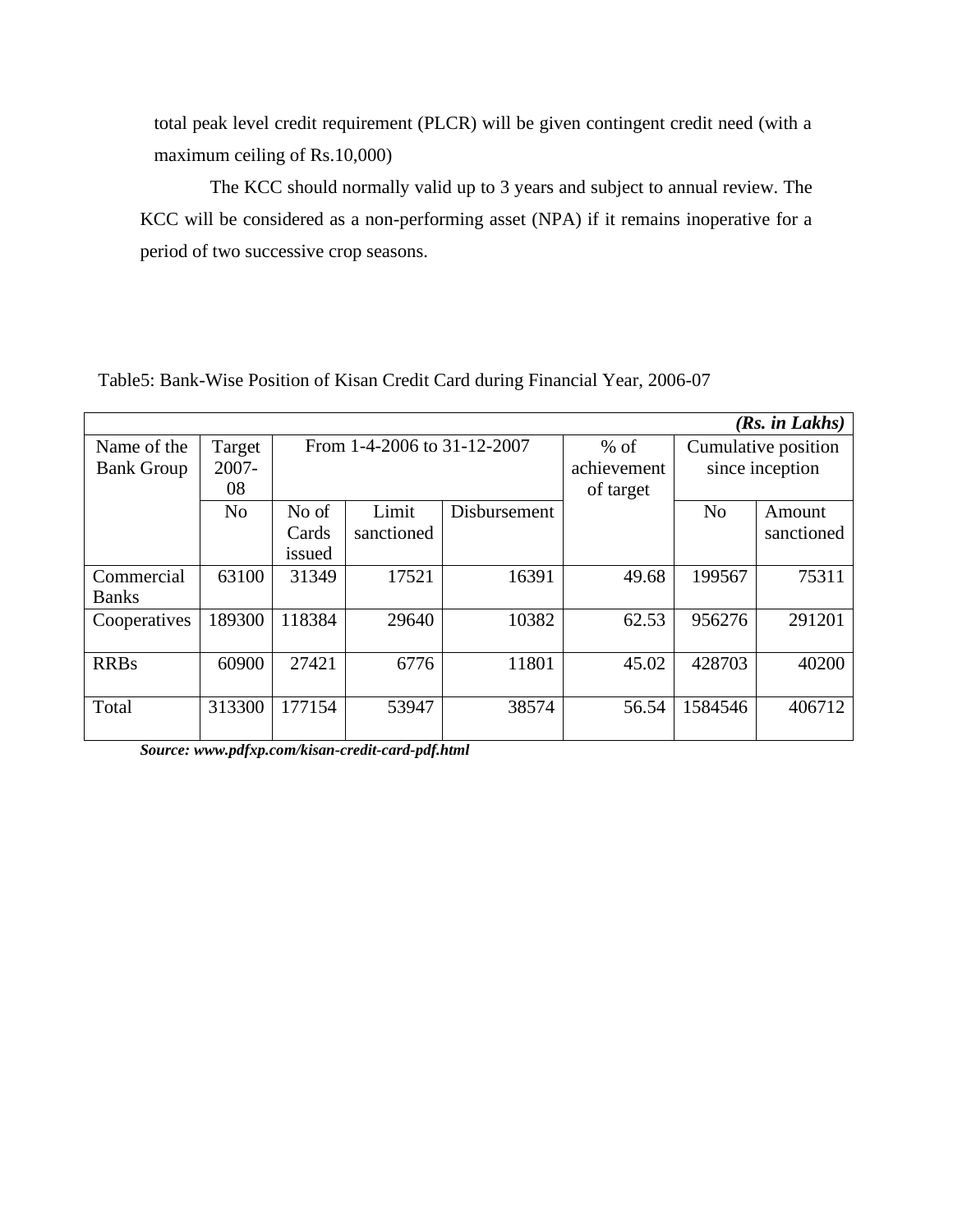total peak level credit requirement (PLCR) will be given contingent credit need (with a maximum ceiling of Rs.10,000)

The KCC should normally valid up to 3 years and subject to annual review. The KCC will be considered as a non-performing asset (NPA) if it remains inoperative for a period of two successive crop seasons.

Table5: Bank-Wise Position of Kisan Credit Card during Financial Year, 2006-07

| | | | | | | | ***(Rs. in Lakhs)*** |
|---|---|---|---|---|---|---|---|
| Name of the Bank Group | Target 2007-08 | From 1-4-2006 to 31-12-2007 | | | % of achievement of target | Cumulative position since inception | |
| | No | No of Cards issued | Limit sanctioned | Disbursement | | No | Amount sanctioned |
| Commercial Banks | 63100 | 31349 | 17521 | 16391 | 49.68 | 199567 | 75311 |
| Cooperatives | 189300 | 118384 | 29640 | 10382 | 62.53 | 956276 | 291201 |
| RRBs | 60900 | 27421 | 6776 | 11801 | 45.02 | 428703 | 40200 |
| Total | 313300 | 177154 | 53947 | 38574 | 56.54 | 1584546 | 406712 |

***Source: www.pdfxp.com/kisan-credit-card-pdf.html***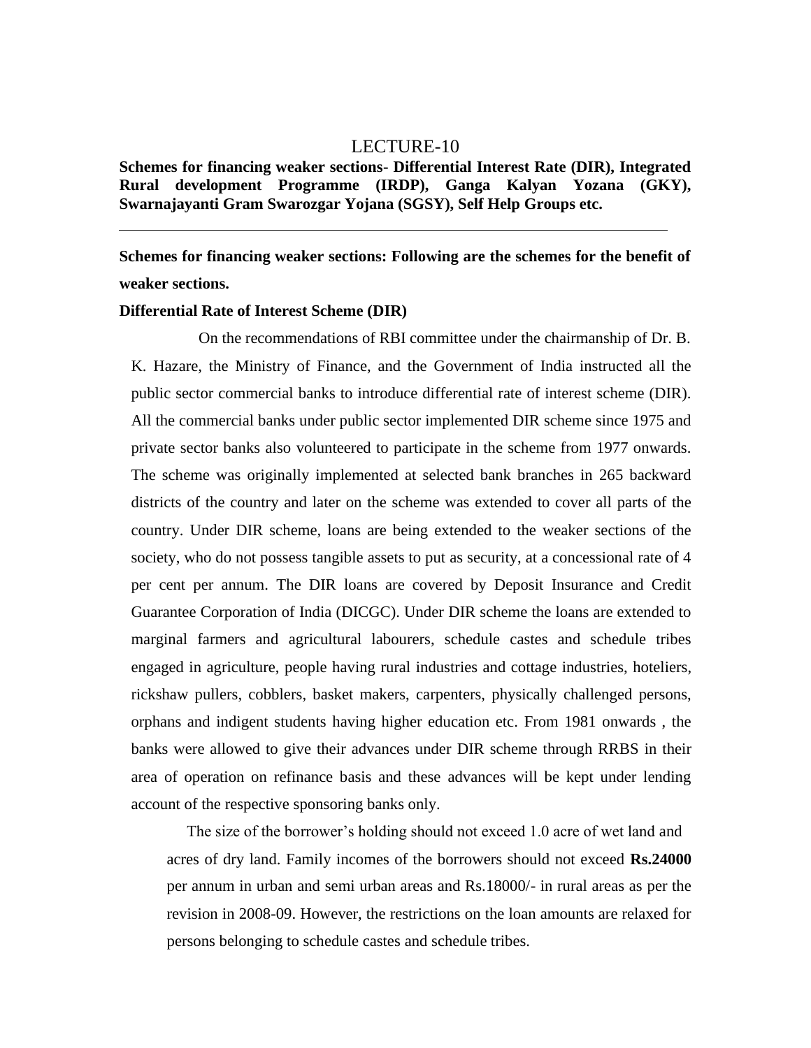# LECTURE-10

**Schemes for financing weaker sections- Differential Interest Rate (DIR), Integrated Rural development Programme (IRDP), Ganga Kalyan Yozana (GKY), Swarnajayanti Gram Swarozgar Yojana (SGSY), Self Help Groups etc.**

---

**Schemes for financing weaker sections: Following are the schemes for the benefit of weaker sections.**

**Differential Rate of Interest Scheme (DIR)**

On the recommendations of RBI committee under the chairmanship of Dr. B. K. Hazare, the Ministry of Finance, and the Government of India instructed all the public sector commercial banks to introduce differential rate of interest scheme (DIR). All the commercial banks under public sector implemented DIR scheme since 1975 and private sector banks also volunteered to participate in the scheme from 1977 onwards. The scheme was originally implemented at selected bank branches in 265 backward districts of the country and later on the scheme was extended to cover all parts of the country. Under DIR scheme, loans are being extended to the weaker sections of the society, who do not possess tangible assets to put as security, at a concessional rate of 4 per cent per annum. The DIR loans are covered by Deposit Insurance and Credit Guarantee Corporation of India (DICGC). Under DIR scheme the loans are extended to marginal farmers and agricultural labourers, schedule castes and schedule tribes engaged in agriculture, people having rural industries and cottage industries, hoteliers, rickshaw pullers, cobblers, basket makers, carpenters, physically challenged persons, orphans and indigent students having higher education etc. From 1981 onwards , the banks were allowed to give their advances under DIR scheme through RRBS in their area of operation on refinance basis and these advances will be kept under lending account of the respective sponsoring banks only.

The size of the borrower's holding should not exceed 1.0 acre of wet land and acres of dry land. Family incomes of the borrowers should not exceed **Rs.24000** per annum in urban and semi urban areas and Rs.18000/- in rural areas as per the revision in 2008-09. However, the restrictions on the loan amounts are relaxed for persons belonging to schedule castes and schedule tribes.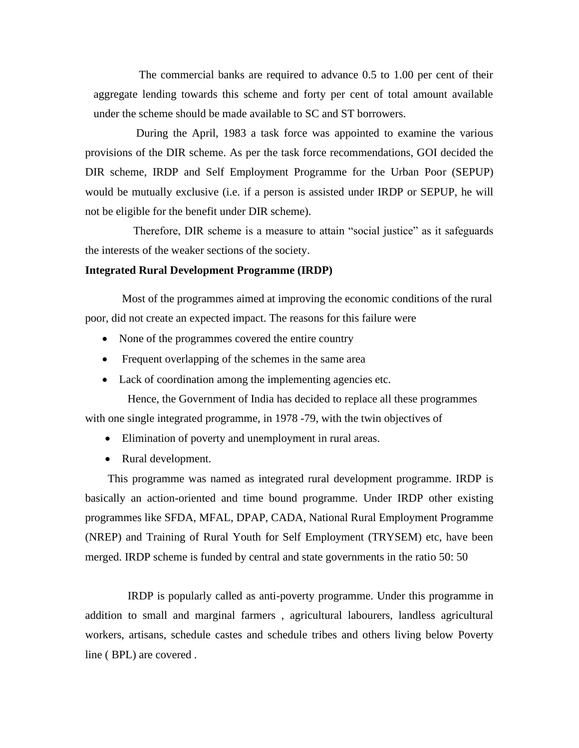The commercial banks are required to advance 0.5 to 1.00 per cent of their aggregate lending towards this scheme and forty per cent of total amount available under the scheme should be made available to SC and ST borrowers.

During the April, 1983 a task force was appointed to examine the various provisions of the DIR scheme. As per the task force recommendations, GOI decided the DIR scheme, IRDP and Self Employment Programme for the Urban Poor (SEPUP) would be mutually exclusive (i.e. if a person is assisted under IRDP or SEPUP, he will not be eligible for the benefit under DIR scheme).

Therefore, DIR scheme is a measure to attain "social justice" as it safeguards the interests of the weaker sections of the society.

**Integrated Rural Development Programme (IRDP)**

Most of the programmes aimed at improving the economic conditions of the rural poor, did not create an expected impact. The reasons for this failure were

- None of the programmes covered the entire country
- Frequent overlapping of the schemes in the same area
- Lack of coordination among the implementing agencies etc.

Hence, the Government of India has decided to replace all these programmes with one single integrated programme, in 1978 -79, with the twin objectives of

- Elimination of poverty and unemployment in rural areas.
- Rural development.

This programme was named as integrated rural development programme. IRDP is basically an action-oriented and time bound programme. Under IRDP other existing programmes like SFDA, MFAL, DPAP, CADA, National Rural Employment Programme (NREP) and Training of Rural Youth for Self Employment (TRYSEM) etc, have been merged. IRDP scheme is funded by central and state governments in the ratio 50: 50

IRDP is popularly called as anti-poverty programme. Under this programme in addition to small and marginal farmers , agricultural labourers, landless agricultural workers, artisans, schedule castes and schedule tribes and others living below Poverty line ( BPL) are covered .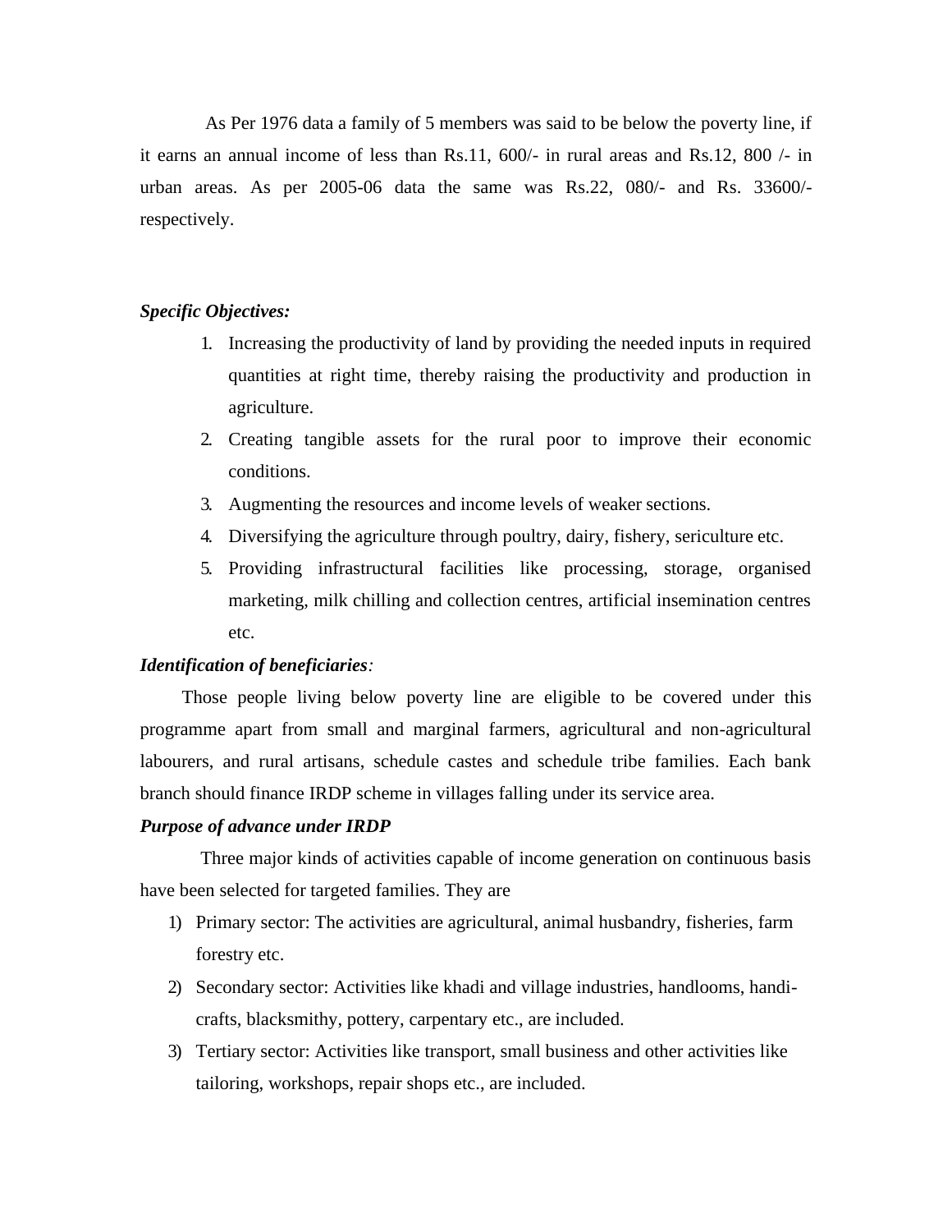As Per 1976 data a family of 5 members was said to be below the poverty line, if it earns an annual income of less than Rs.11, 600/- in rural areas and Rs.12, 800 /- in urban areas. As per 2005-06 data the same was Rs.22, 080/- and Rs. 33600/- respectively.

***Specific Objectives:***

1. Increasing the productivity of land by providing the needed inputs in required quantities at right time, thereby raising the productivity and production in agriculture.
2. Creating tangible assets for the rural poor to improve their economic conditions.
3. Augmenting the resources and income levels of weaker sections.
4. Diversifying the agriculture through poultry, dairy, fishery, sericulture etc.
5. Providing infrastructural facilities like processing, storage, organised marketing, milk chilling and collection centres, artificial insemination centres etc.

***Identification of beneficiaries**:*

Those people living below poverty line are eligible to be covered under this programme apart from small and marginal farmers, agricultural and non-agricultural labourers, and rural artisans, schedule castes and schedule tribe families. Each bank branch should finance IRDP scheme in villages falling under its service area.

***Purpose of advance under IRDP***

Three major kinds of activities capable of income generation on continuous basis have been selected for targeted families. They are

1) Primary sector: The activities are agricultural, animal husbandry, fisheries, farm forestry etc.
2) Secondary sector: Activities like khadi and village industries, handlooms, handi-crafts, blacksmithy, pottery, carpentary etc., are included.
3) Tertiary sector: Activities like transport, small business and other activities like tailoring, workshops, repair shops etc., are included.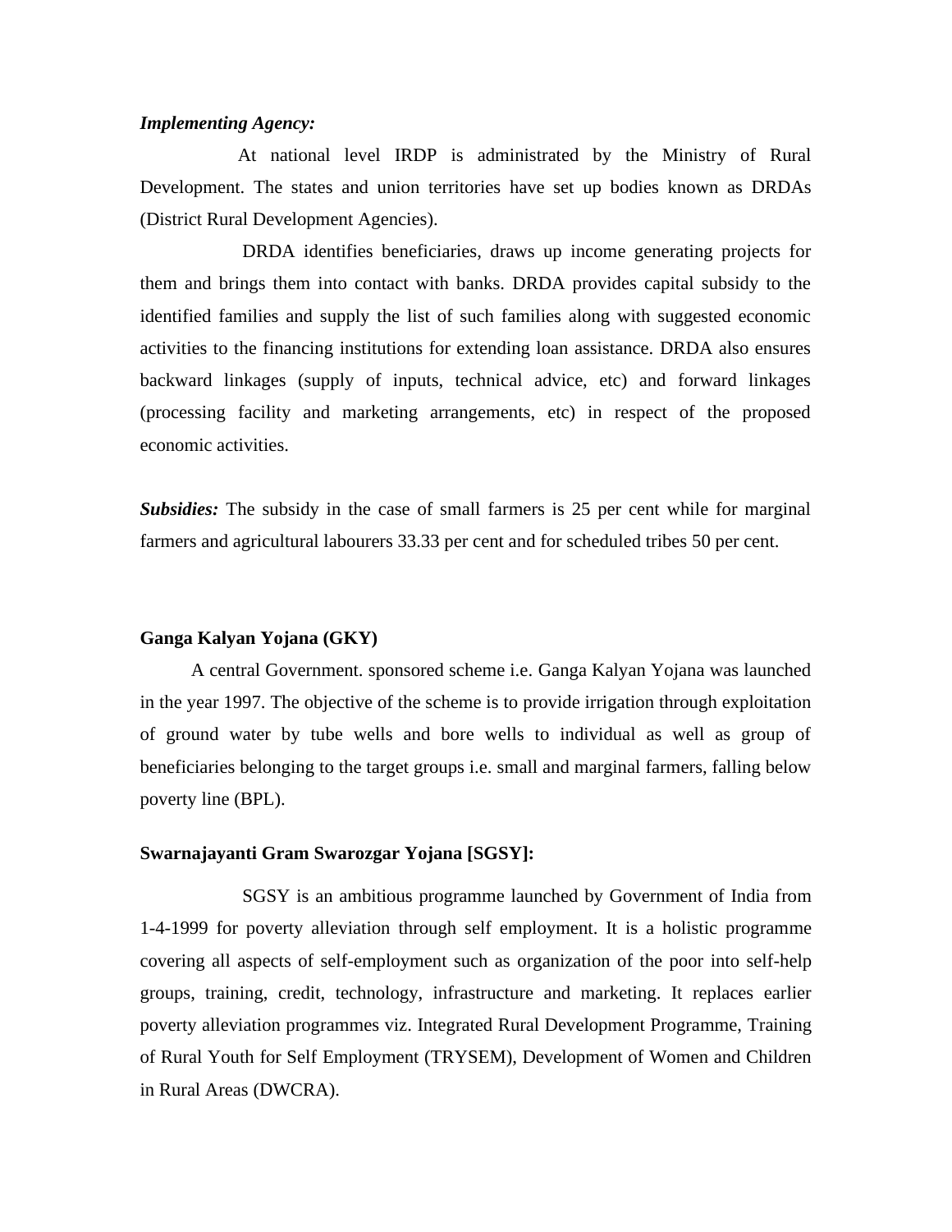***Implementing Agency:***

At national level IRDP is administrated by the Ministry of Rural Development. The states and union territories have set up bodies known as DRDAs (District Rural Development Agencies).

DRDA identifies beneficiaries, draws up income generating projects for them and brings them into contact with banks. DRDA provides capital subsidy to the identified families and supply the list of such families along with suggested economic activities to the financing institutions for extending loan assistance. DRDA also ensures backward linkages (supply of inputs, technical advice, etc) and forward linkages (processing facility and marketing arrangements, etc) in respect of the proposed economic activities.

***Subsidies:*** The subsidy in the case of small farmers is 25 per cent while for marginal farmers and agricultural labourers 33.33 per cent and for scheduled tribes 50 per cent.

**Ganga Kalyan Yojana (GKY)**

A central Government. sponsored scheme i.e. Ganga Kalyan Yojana was launched in the year 1997. The objective of the scheme is to provide irrigation through exploitation of ground water by tube wells and bore wells to individual as well as group of beneficiaries belonging to the target groups i.e. small and marginal farmers, falling below poverty line (BPL).

**Swarnajayanti Gram Swarozgar Yojana [SGSY]:**

SGSY is an ambitious programme launched by Government of India from 1-4-1999 for poverty alleviation through self employment. It is a holistic programme covering all aspects of self-employment such as organization of the poor into self-help groups, training, credit, technology, infrastructure and marketing. It replaces earlier poverty alleviation programmes viz. Integrated Rural Development Programme, Training of Rural Youth for Self Employment (TRYSEM), Development of Women and Children in Rural Areas (DWCRA).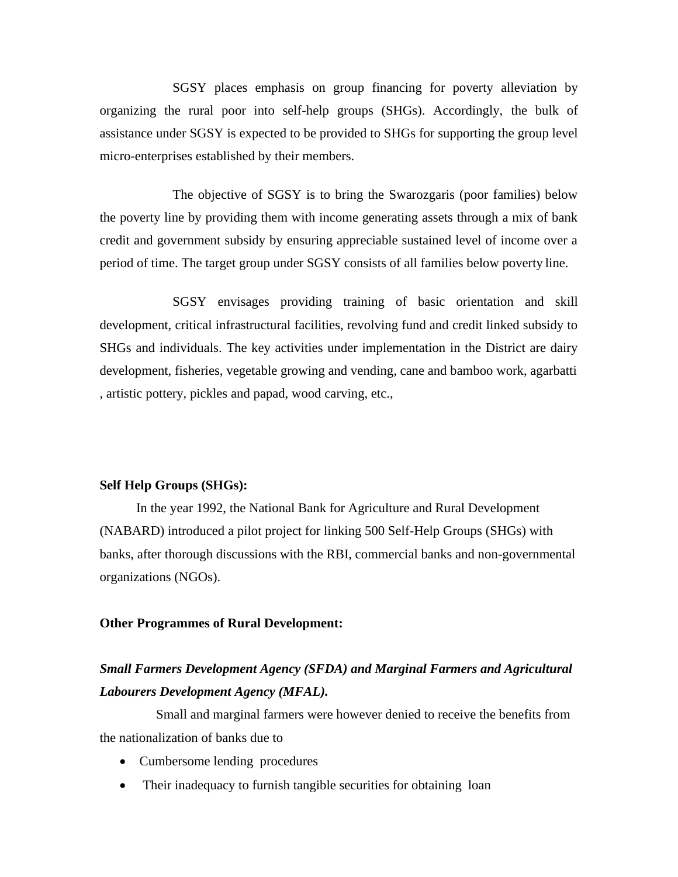SGSY places emphasis on group financing for poverty alleviation by organizing the rural poor into self-help groups (SHGs). Accordingly, the bulk of assistance under SGSY is expected to be provided to SHGs for supporting the group level micro-enterprises established by their members.

The objective of SGSY is to bring the Swarozgaris (poor families) below the poverty line by providing them with income generating assets through a mix of bank credit and government subsidy by ensuring appreciable sustained level of income over a period of time. The target group under SGSY consists of all families below poverty line.

SGSY envisages providing training of basic orientation and skill development, critical infrastructural facilities, revolving fund and credit linked subsidy to SHGs and individuals. The key activities under implementation in the District are dairy development, fisheries, vegetable growing and vending, cane and bamboo work, agarbatti , artistic pottery, pickles and papad, wood carving, etc.,

**Self Help Groups (SHGs):**

In the year 1992, the National Bank for Agriculture and Rural Development (NABARD) introduced a pilot project for linking 500 Self-Help Groups (SHGs) with banks, after thorough discussions with the RBI, commercial banks and non-governmental organizations (NGOs).

**Other Programmes of Rural Development:**

***Small Farmers Development Agency (SFDA) and Marginal Farmers and Agricultural Labourers Development Agency (MFAL).***

Small and marginal farmers were however denied to receive the benefits from the nationalization of banks due to

- Cumbersome lending procedures
- Their inadequacy to furnish tangible securities for obtaining loan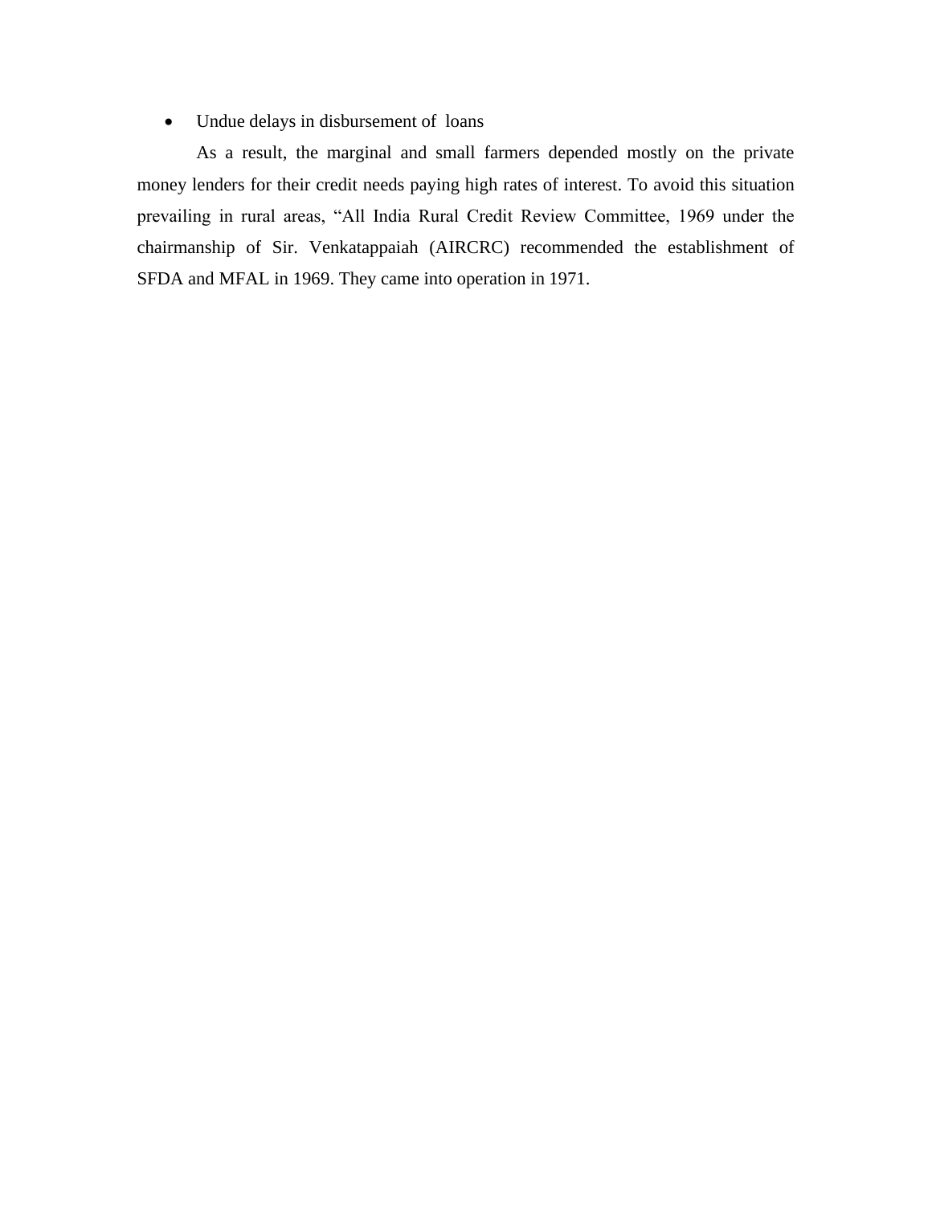- Undue delays in disbursement of loans

As a result, the marginal and small farmers depended mostly on the private money lenders for their credit needs paying high rates of interest. To avoid this situation prevailing in rural areas, “All India Rural Credit Review Committee, 1969 under the chairmanship of Sir. Venkatappaiah (AIRCRC) recommended the establishment of SFDA and MFAL in 1969. They came into operation in 1971.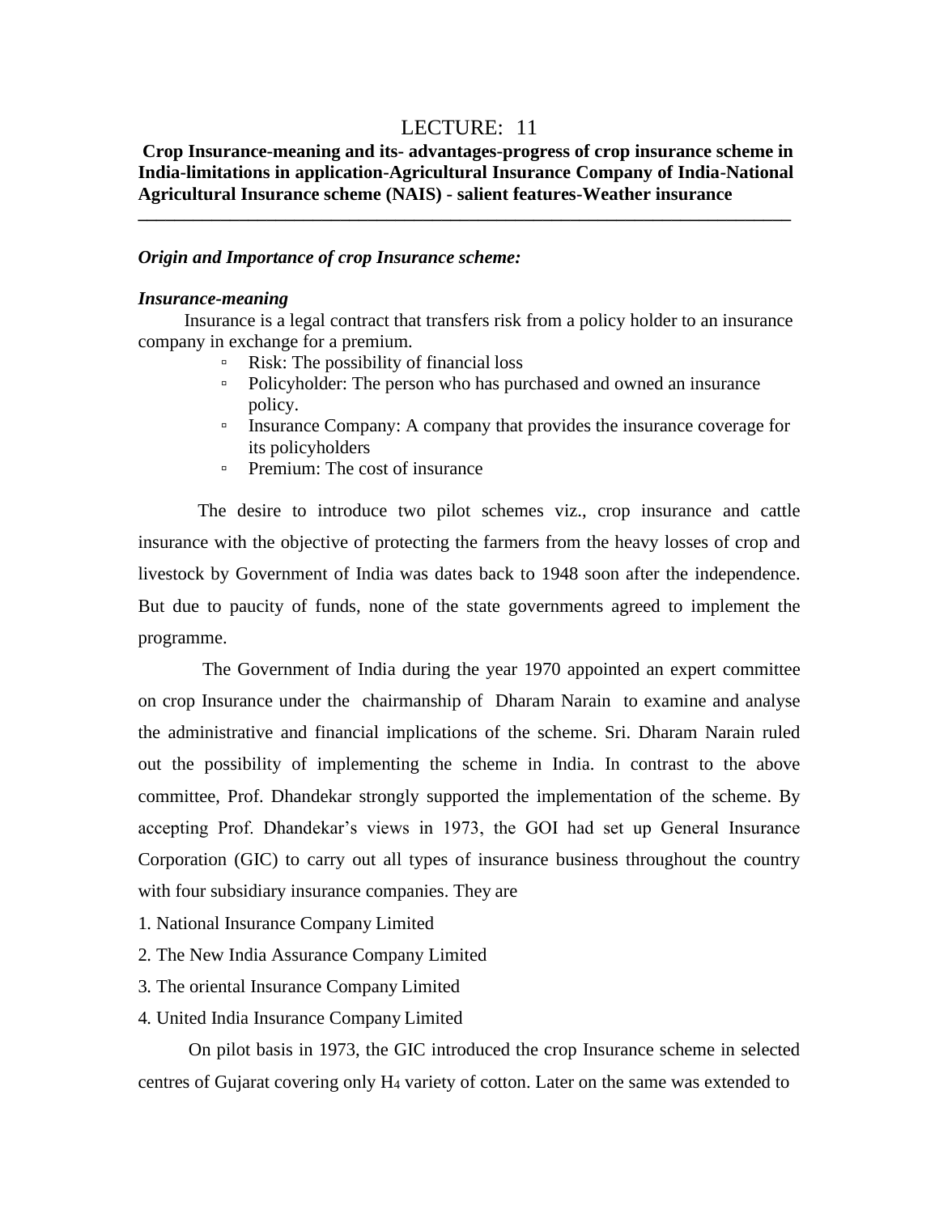# LECTURE: 11

**Crop Insurance-meaning and its- advantages-progress of crop insurance scheme in India-limitations in application-Agricultural Insurance Company of India-National Agricultural Insurance scheme (NAIS) - salient features-Weather insurance**

---

***Origin and Importance of crop Insurance scheme:***

***Insurance-meaning***

Insurance is a legal contract that transfers risk from a policy holder to an insurance company in exchange for a premium.

- Risk: The possibility of financial loss
- Policyholder: The person who has purchased and owned an insurance policy.
- Insurance Company: A company that provides the insurance coverage for its policyholders
- Premium: The cost of insurance

The desire to introduce two pilot schemes viz., crop insurance and cattle insurance with the objective of protecting the farmers from the heavy losses of crop and livestock by Government of India was dates back to 1948 soon after the independence. But due to paucity of funds, none of the state governments agreed to implement the programme.

The Government of India during the year 1970 appointed an expert committee on crop Insurance under the chairmanship of Dharam Narain to examine and analyse the administrative and financial implications of the scheme. Sri. Dharam Narain ruled out the possibility of implementing the scheme in India. In contrast to the above committee, Prof. Dhandekar strongly supported the implementation of the scheme. By accepting Prof. Dhandekar's views in 1973, the GOI had set up General Insurance Corporation (GIC) to carry out all types of insurance business throughout the country with four subsidiary insurance companies. They are

1. National Insurance Company Limited
2. The New India Assurance Company Limited
3. The oriental Insurance Company Limited
4. United India Insurance Company Limited

On pilot basis in 1973, the GIC introduced the crop Insurance scheme in selected centres of Gujarat covering only $H_4$ variety of cotton. Later on the same was extended to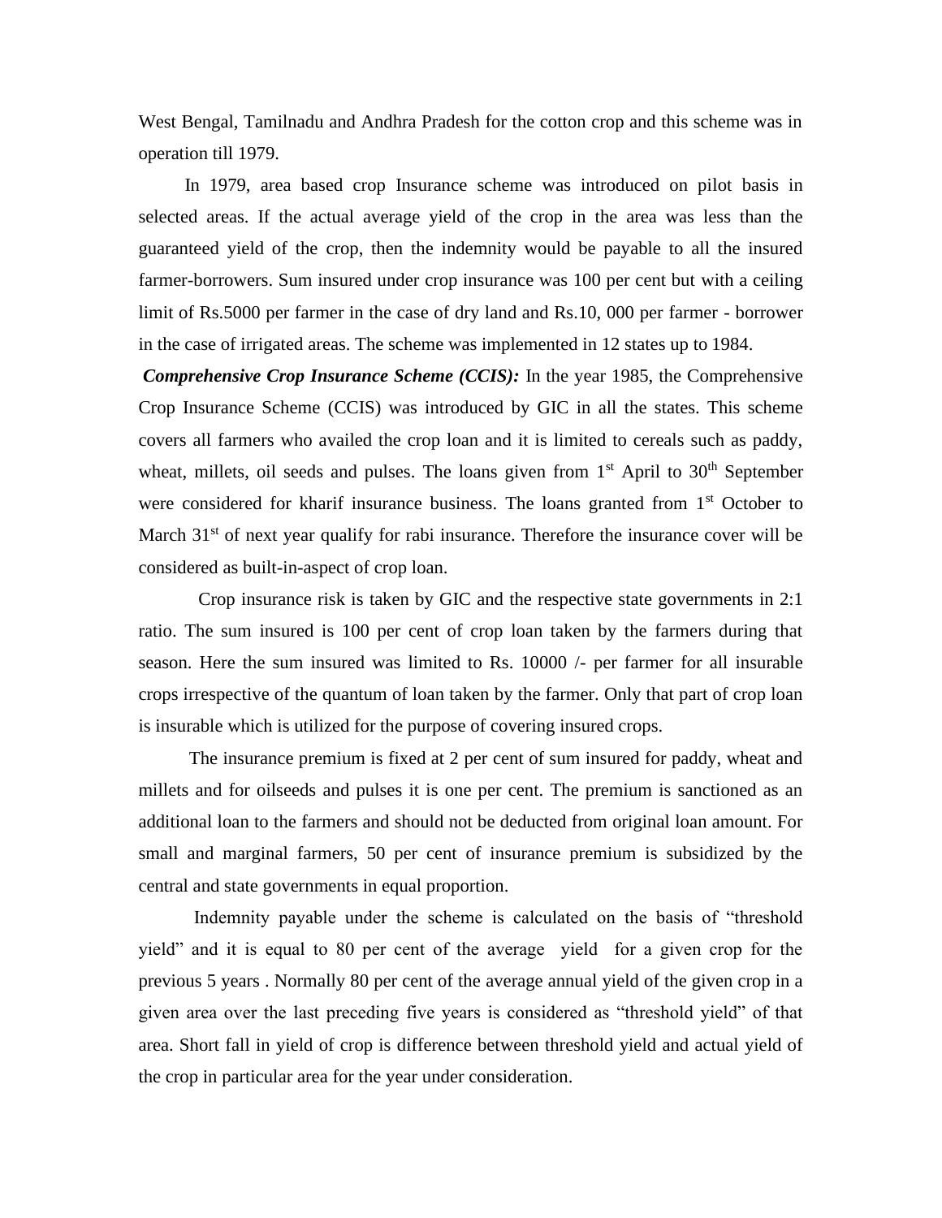West Bengal, Tamilnadu and Andhra Pradesh for the cotton crop and this scheme was in operation till 1979.

In 1979, area based crop Insurance scheme was introduced on pilot basis in selected areas. If the actual average yield of the crop in the area was less than the guaranteed yield of the crop, then the indemnity would be payable to all the insured farmer-borrowers. Sum insured under crop insurance was 100 per cent but with a ceiling limit of Rs.5000 per farmer in the case of dry land and Rs.10, 000 per farmer - borrower in the case of irrigated areas. The scheme was implemented in 12 states up to 1984.

***Comprehensive Crop Insurance Scheme (CCIS):*** In the year 1985, the Comprehensive Crop Insurance Scheme (CCIS) was introduced by GIC in all the states. This scheme covers all farmers who availed the crop loan and it is limited to cereals such as paddy, wheat, millets, oil seeds and pulses. The loans given from 1st April to 30th September were considered for kharif insurance business. The loans granted from 1st October to March 31st of next year qualify for rabi insurance. Therefore the insurance cover will be considered as built-in-aspect of crop loan.

Crop insurance risk is taken by GIC and the respective state governments in 2:1 ratio. The sum insured is 100 per cent of crop loan taken by the farmers during that season. Here the sum insured was limited to Rs. 10000 /- per farmer for all insurable crops irrespective of the quantum of loan taken by the farmer. Only that part of crop loan is insurable which is utilized for the purpose of covering insured crops.

The insurance premium is fixed at 2 per cent of sum insured for paddy, wheat and millets and for oilseeds and pulses it is one per cent. The premium is sanctioned as an additional loan to the farmers and should not be deducted from original loan amount. For small and marginal farmers, 50 per cent of insurance premium is subsidized by the central and state governments in equal proportion.

Indemnity payable under the scheme is calculated on the basis of "threshold yield" and it is equal to 80 per cent of the average yield for a given crop for the previous 5 years . Normally 80 per cent of the average annual yield of the given crop in a given area over the last preceding five years is considered as "threshold yield" of that area. Short fall in yield of crop is difference between threshold yield and actual yield of the crop in particular area for the year under consideration.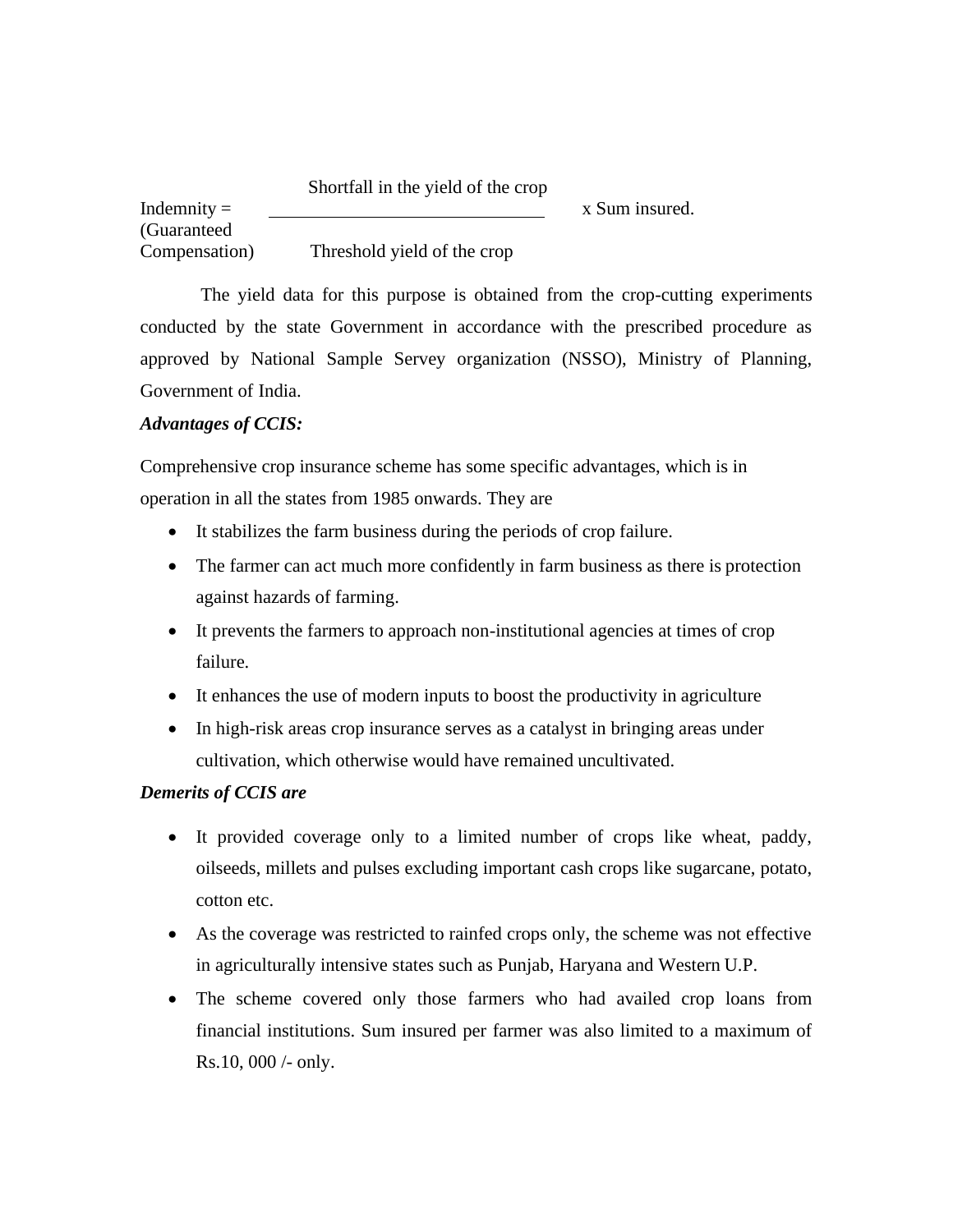$$\text{Indemnity (Guaranteed Compensation)} = \frac{\text{Shortfall in the yield of the crop}}{\text{Threshold yield of the crop}} \times \text{Sum insured.}$$

The yield data for this purpose is obtained from the crop-cutting experiments conducted by the state Government in accordance with the prescribed procedure as approved by National Sample Servey organization (NSSO), Ministry of Planning, Government of India.

***Advantages of CCIS:***

Comprehensive crop insurance scheme has some specific advantages, which is in operation in all the states from 1985 onwards. They are

- It stabilizes the farm business during the periods of crop failure.
- The farmer can act much more confidently in farm business as there is protection against hazards of farming.
- It prevents the farmers to approach non-institutional agencies at times of crop failure.
- It enhances the use of modern inputs to boost the productivity in agriculture
- In high-risk areas crop insurance serves as a catalyst in bringing areas under cultivation, which otherwise would have remained uncultivated.

***Demerits of CCIS are***

- It provided coverage only to a limited number of crops like wheat, paddy, oilseeds, millets and pulses excluding important cash crops like sugarcane, potato, cotton etc.
- As the coverage was restricted to rainfed crops only, the scheme was not effective in agriculturally intensive states such as Punjab, Haryana and Western U.P.
- The scheme covered only those farmers who had availed crop loans from financial institutions. Sum insured per farmer was also limited to a maximum of Rs.10, 000 /- only.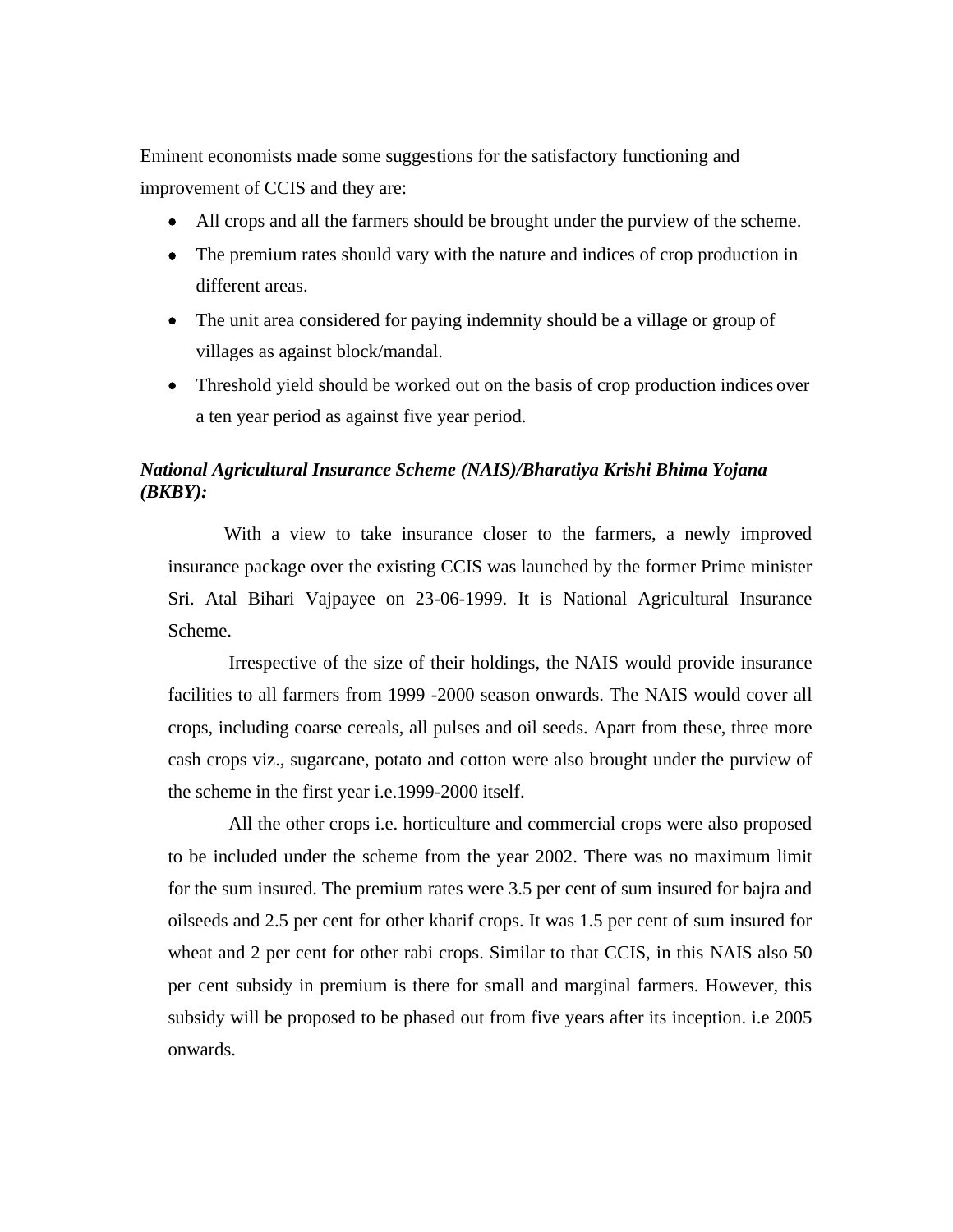Eminent economists made some suggestions for the satisfactory functioning and improvement of CCIS and they are:

- All crops and all the farmers should be brought under the purview of the scheme.
- The premium rates should vary with the nature and indices of crop production in different areas.
- The unit area considered for paying indemnity should be a village or group of villages as against block/mandal.
- Threshold yield should be worked out on the basis of crop production indices over a ten year period as against five year period.

***National Agricultural Insurance Scheme (NAIS)/Bharatiya Krishi Bhima Yojana (BKBY):***

With a view to take insurance closer to the farmers, a newly improved insurance package over the existing CCIS was launched by the former Prime minister Sri. Atal Bihari Vajpayee on 23-06-1999. It is National Agricultural Insurance Scheme.

Irrespective of the size of their holdings, the NAIS would provide insurance facilities to all farmers from 1999 -2000 season onwards. The NAIS would cover all crops, including coarse cereals, all pulses and oil seeds. Apart from these, three more cash crops viz., sugarcane, potato and cotton were also brought under the purview of the scheme in the first year i.e.1999-2000 itself.

All the other crops i.e. horticulture and commercial crops were also proposed to be included under the scheme from the year 2002. There was no maximum limit for the sum insured. The premium rates were 3.5 per cent of sum insured for bajra and oilseeds and 2.5 per cent for other kharif crops. It was 1.5 per cent of sum insured for wheat and 2 per cent for other rabi crops. Similar to that CCIS, in this NAIS also 50 per cent subsidy in premium is there for small and marginal farmers. However, this subsidy will be proposed to be phased out from five years after its inception. i.e 2005 onwards.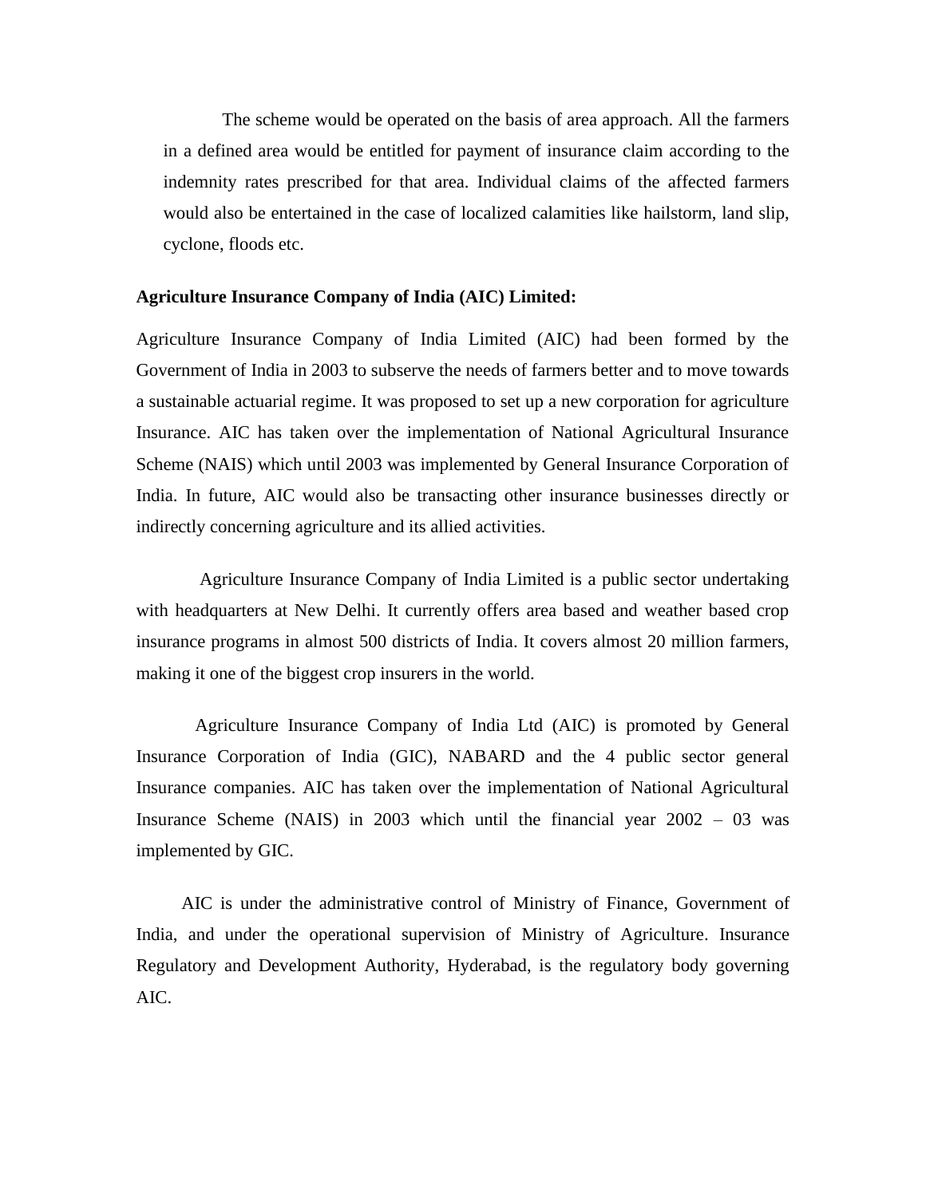The scheme would be operated on the basis of area approach. All the farmers in a defined area would be entitled for payment of insurance claim according to the indemnity rates prescribed for that area. Individual claims of the affected farmers would also be entertained in the case of localized calamities like hailstorm, land slip, cyclone, floods etc.

**Agriculture Insurance Company of India (AIC) Limited:**

Agriculture Insurance Company of India Limited (AIC) had been formed by the Government of India in 2003 to subserve the needs of farmers better and to move towards a sustainable actuarial regime. It was proposed to set up a new corporation for agriculture Insurance. AIC has taken over the implementation of National Agricultural Insurance Scheme (NAIS) which until 2003 was implemented by General Insurance Corporation of India. In future, AIC would also be transacting other insurance businesses directly or indirectly concerning agriculture and its allied activities.

Agriculture Insurance Company of India Limited is a public sector undertaking with headquarters at New Delhi. It currently offers area based and weather based crop insurance programs in almost 500 districts of India. It covers almost 20 million farmers, making it one of the biggest crop insurers in the world.

Agriculture Insurance Company of India Ltd (AIC) is promoted by General Insurance Corporation of India (GIC), NABARD and the 4 public sector general Insurance companies. AIC has taken over the implementation of National Agricultural Insurance Scheme (NAIS) in 2003 which until the financial year 2002 – 03 was implemented by GIC.

AIC is under the administrative control of Ministry of Finance, Government of India, and under the operational supervision of Ministry of Agriculture. Insurance Regulatory and Development Authority, Hyderabad, is the regulatory body governing AIC.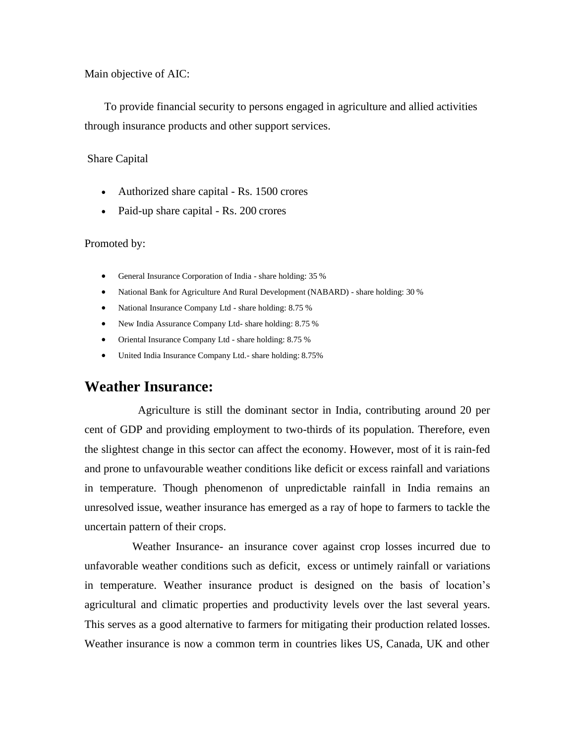Main objective of AIC:

To provide financial security to persons engaged in agriculture and allied activities through insurance products and other support services.

Share Capital

- Authorized share capital - Rs. 1500 crores
- Paid-up share capital - Rs. 200 crores

Promoted by:

- General Insurance Corporation of India - share holding: 35 %
- National Bank for Agriculture And Rural Development (NABARD) - share holding: 30 %
- National Insurance Company Ltd - share holding: 8.75 %
- New India Assurance Company Ltd- share holding: 8.75 %
- Oriental Insurance Company Ltd - share holding: 8.75 %
- United India Insurance Company Ltd.- share holding: 8.75%

## Weather Insurance:

Agriculture is still the dominant sector in India, contributing around 20 per cent of GDP and providing employment to two-thirds of its population. Therefore, even the slightest change in this sector can affect the economy. However, most of it is rain-fed and prone to unfavourable weather conditions like deficit or excess rainfall and variations in temperature. Though phenomenon of unpredictable rainfall in India remains an unresolved issue, weather insurance has emerged as a ray of hope to farmers to tackle the uncertain pattern of their crops.

Weather Insurance- an insurance cover against crop losses incurred due to unfavorable weather conditions such as deficit, excess or untimely rainfall or variations in temperature. Weather insurance product is designed on the basis of location's agricultural and climatic properties and productivity levels over the last several years. This serves as a good alternative to farmers for mitigating their production related losses. Weather insurance is now a common term in countries likes US, Canada, UK and other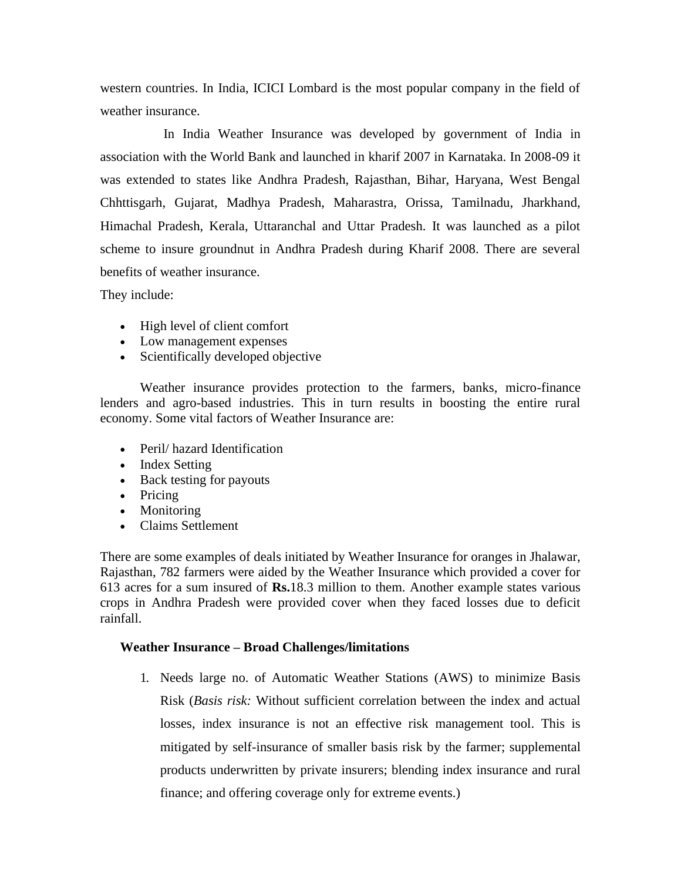western countries. In India, ICICI Lombard is the most popular company in the field of weather insurance.

In India Weather Insurance was developed by government of India in association with the World Bank and launched in kharif 2007 in Karnataka. In 2008-09 it was extended to states like Andhra Pradesh, Rajasthan, Bihar, Haryana, West Bengal Chhttisgarh, Gujarat, Madhya Pradesh, Maharastra, Orissa, Tamilnadu, Jharkhand, Himachal Pradesh, Kerala, Uttaranchal and Uttar Pradesh. It was launched as a pilot scheme to insure groundnut in Andhra Pradesh during Kharif 2008. There are several benefits of weather insurance.

They include:

- High level of client comfort
- Low management expenses
- Scientifically developed objective

Weather insurance provides protection to the farmers, banks, micro-finance lenders and agro-based industries. This in turn results in boosting the entire rural economy. Some vital factors of Weather Insurance are:

- Peril/ hazard Identification
- Index Setting
- Back testing for payouts
- Pricing
- Monitoring
- Claims Settlement

There are some examples of deals initiated by Weather Insurance for oranges in Jhalawar, Rajasthan, 782 farmers were aided by the Weather Insurance which provided a cover for 613 acres for a sum insured of **Rs.**18.3 million to them. Another example states various crops in Andhra Pradesh were provided cover when they faced losses due to deficit rainfall.

**Weather Insurance – Broad Challenges/limitations**

1. Needs large no. of Automatic Weather Stations (AWS) to minimize Basis Risk (*Basis risk:* Without sufficient correlation between the index and actual losses, index insurance is not an effective risk management tool. This is mitigated by self-insurance of smaller basis risk by the farmer; supplemental products underwritten by private insurers; blending index insurance and rural finance; and offering coverage only for extreme events.)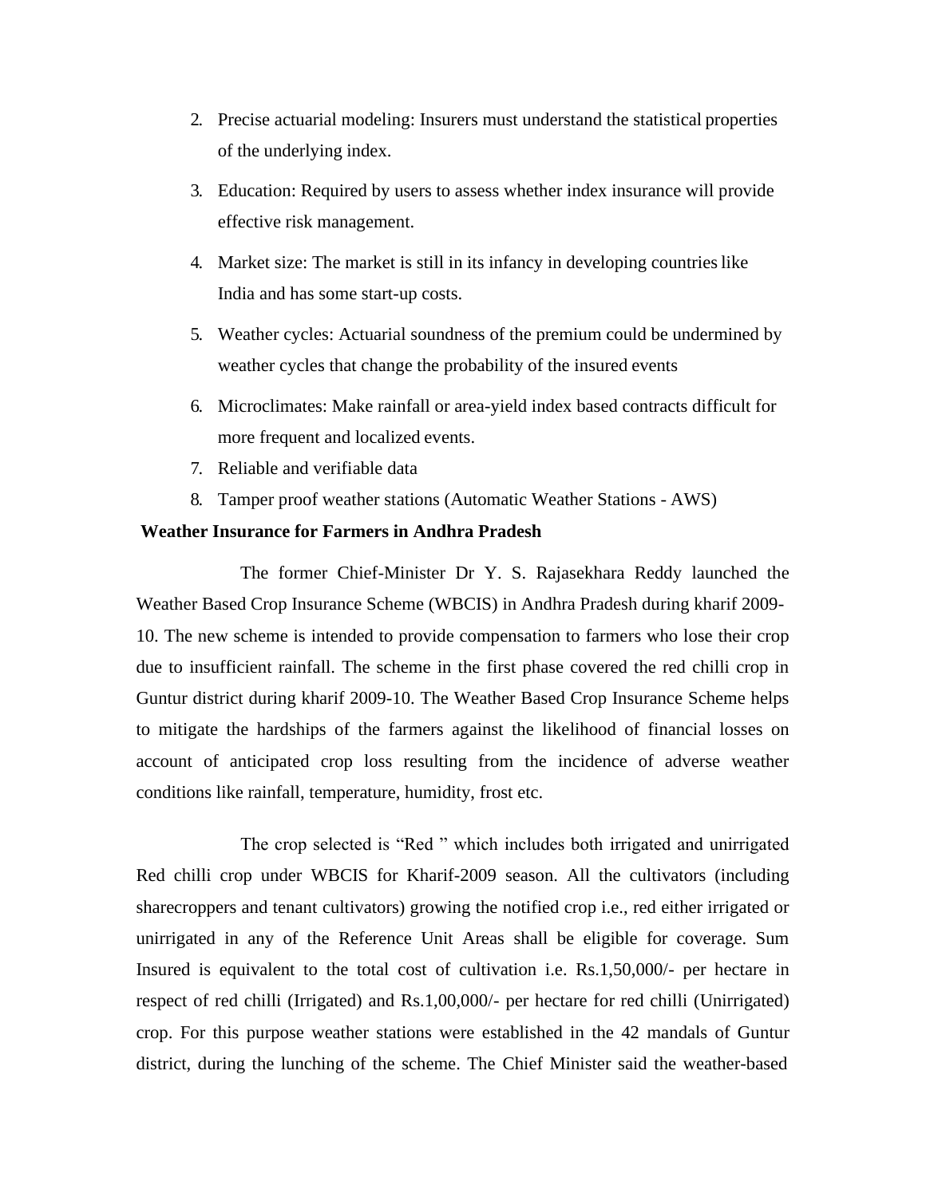2. Precise actuarial modeling: Insurers must understand the statistical properties of the underlying index.
3. Education: Required by users to assess whether index insurance will provide effective risk management.
4. Market size: The market is still in its infancy in developing countries like India and has some start-up costs.
5. Weather cycles: Actuarial soundness of the premium could be undermined by weather cycles that change the probability of the insured events
6. Microclimates: Make rainfall or area-yield index based contracts difficult for more frequent and localized events.
7. Reliable and verifiable data
8. Tamper proof weather stations (Automatic Weather Stations - AWS)

**Weather Insurance for Farmers in Andhra Pradesh**

The former Chief-Minister Dr Y. S. Rajasekhara Reddy launched the Weather Based Crop Insurance Scheme (WBCIS) in Andhra Pradesh during kharif 2009-10. The new scheme is intended to provide compensation to farmers who lose their crop due to insufficient rainfall. The scheme in the first phase covered the red chilli crop in Guntur district during kharif 2009-10. The Weather Based Crop Insurance Scheme helps to mitigate the hardships of the farmers against the likelihood of financial losses on account of anticipated crop loss resulting from the incidence of adverse weather conditions like rainfall, temperature, humidity, frost etc.

The crop selected is "Red " which includes both irrigated and unirrigated Red chilli crop under WBCIS for Kharif-2009 season. All the cultivators (including sharecroppers and tenant cultivators) growing the notified crop i.e., red either irrigated or unirrigated in any of the Reference Unit Areas shall be eligible for coverage. Sum Insured is equivalent to the total cost of cultivation i.e. Rs.1,50,000/- per hectare in respect of red chilli (Irrigated) and Rs.1,00,000/- per hectare for red chilli (Unirrigated) crop. For this purpose weather stations were established in the 42 mandals of Guntur district, during the lunching of the scheme. The Chief Minister said the weather-based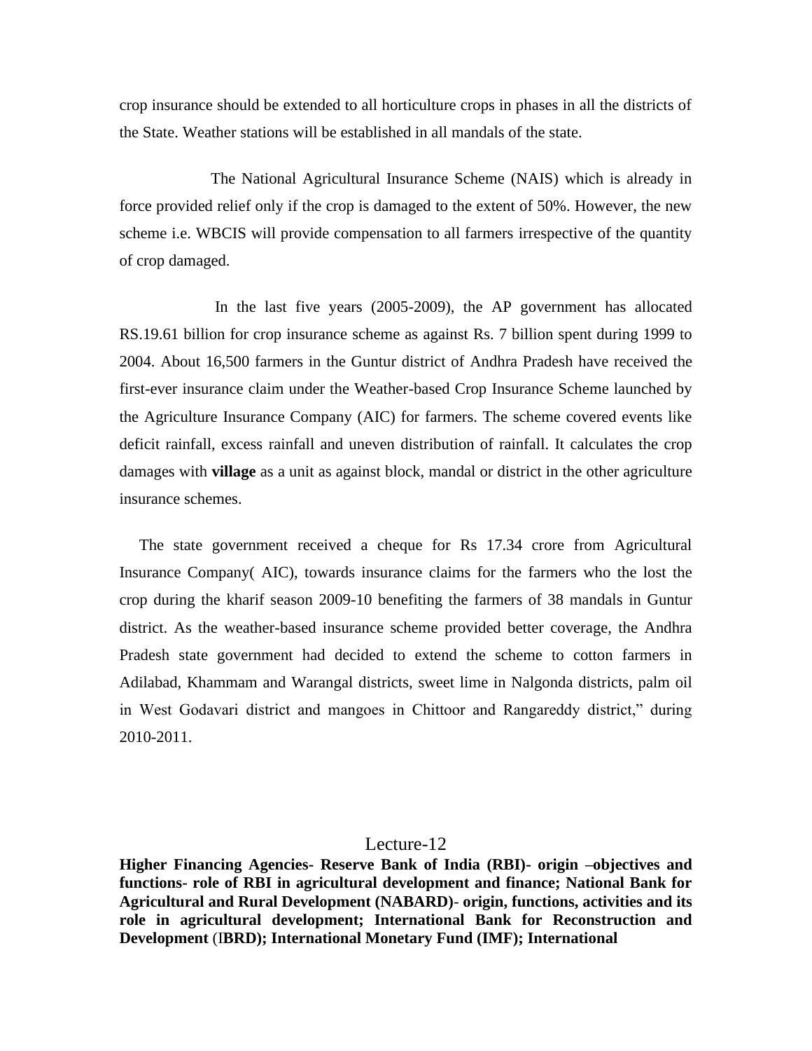crop insurance should be extended to all horticulture crops in phases in all the districts of the State. Weather stations will be established in all mandals of the state.

The National Agricultural Insurance Scheme (NAIS) which is already in force provided relief only if the crop is damaged to the extent of 50%. However, the new scheme i.e. WBCIS will provide compensation to all farmers irrespective of the quantity of crop damaged.

In the last five years (2005-2009), the AP government has allocated RS.19.61 billion for crop insurance scheme as against Rs. 7 billion spent during 1999 to 2004. About 16,500 farmers in the Guntur district of Andhra Pradesh have received the first-ever insurance claim under the Weather-based Crop Insurance Scheme launched by the Agriculture Insurance Company (AIC) for farmers. The scheme covered events like deficit rainfall, excess rainfall and uneven distribution of rainfall. It calculates the crop damages with **village** as a unit as against block, mandal or district in the other agriculture insurance schemes.

The state government received a cheque for Rs 17.34 crore from Agricultural Insurance Company( AIC), towards insurance claims for the farmers who the lost the crop during the kharif season 2009-10 benefiting the farmers of 38 mandals in Guntur district. As the weather-based insurance scheme provided better coverage, the Andhra Pradesh state government had decided to extend the scheme to cotton farmers in Adilabad, Khammam and Warangal districts, sweet lime in Nalgonda districts, palm oil in West Godavari district and mangoes in Chittoor and Rangareddy district," during 2010-2011.

## Lecture-12

**Higher Financing Agencies- Reserve Bank of India (RBI)- origin –objectives and functions- role of RBI in agricultural development and finance; National Bank for Agricultural and Rural Development (NABARD)- origin, functions, activities and its role in agricultural development; International Bank for Reconstruction and Development (IBRD); International Monetary Fund (IMF); International**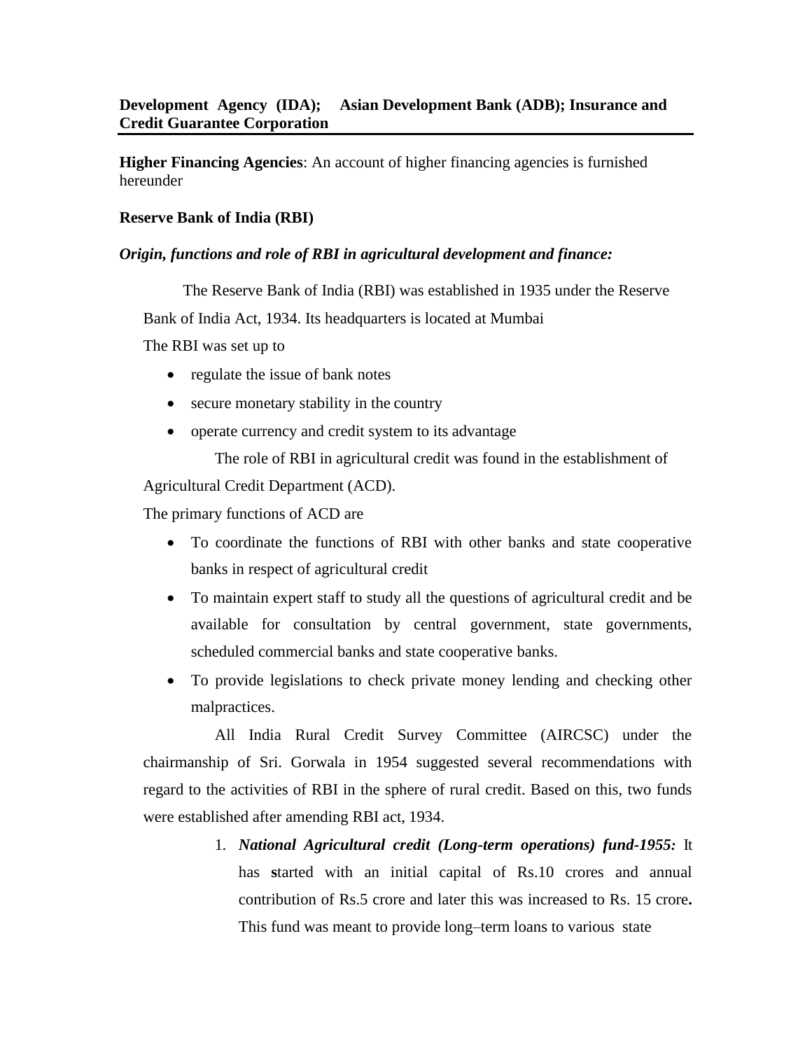**Development Agency (IDA); Asian Development Bank (ADB); Insurance and Credit Guarantee Corporation**

**Higher Financing Agencies**: An account of higher financing agencies is furnished hereunder

**Reserve Bank of India (RBI)**

***Origin, functions and role of RBI in agricultural development and finance:***

The Reserve Bank of India (RBI) was established in 1935 under the Reserve Bank of India Act, 1934. Its headquarters is located at Mumbai

The RBI was set up to

- regulate the issue of bank notes
- secure monetary stability in the country
- operate currency and credit system to its advantage

The role of RBI in agricultural credit was found in the establishment of Agricultural Credit Department (ACD).

The primary functions of ACD are

- To coordinate the functions of RBI with other banks and state cooperative banks in respect of agricultural credit
- To maintain expert staff to study all the questions of agricultural credit and be available for consultation by central government, state governments, scheduled commercial banks and state cooperative banks.
- To provide legislations to check private money lending and checking other malpractices.

All India Rural Credit Survey Committee (AIRCSC) under the chairmanship of Sri. Gorwala in 1954 suggested several recommendations with regard to the activities of RBI in the sphere of rural credit. Based on this, two funds were established after amending RBI act, 1934.

1. ***National Agricultural credit (Long-term operations) fund-1955:*** It has started with an initial capital of Rs.10 crores and annual contribution of Rs.5 crore and later this was increased to Rs. 15 crore**.** This fund was meant to provide long–term loans to various state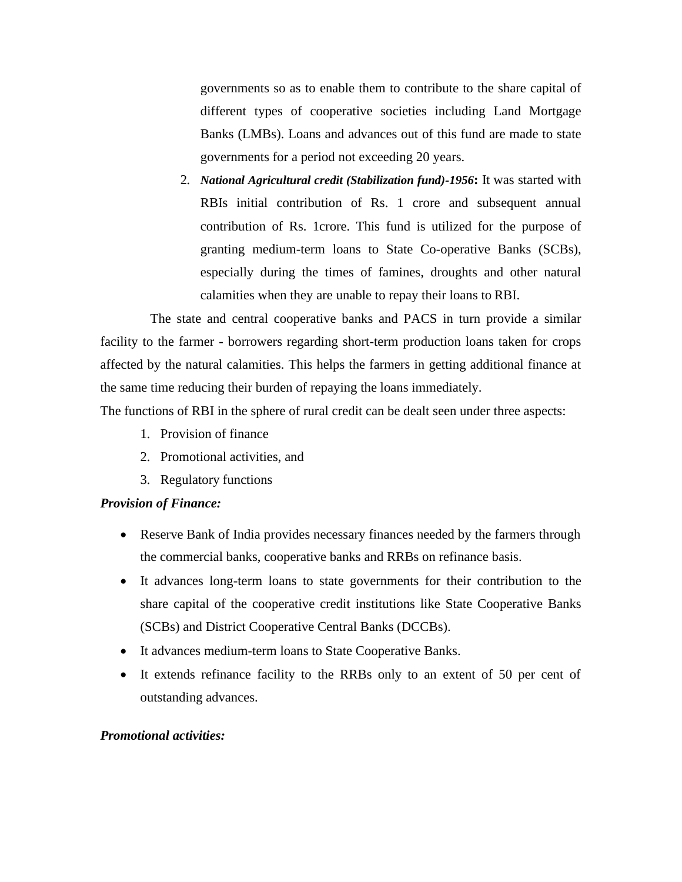governments so as to enable them to contribute to the share capital of different types of cooperative societies including Land Mortgage Banks (LMBs). Loans and advances out of this fund are made to state governments for a period not exceeding 20 years.

2. ***National Agricultural credit (Stabilization fund)-1956*:** It was started with RBIs initial contribution of Rs. 1 crore and subsequent annual contribution of Rs. 1crore. This fund is utilized for the purpose of granting medium-term loans to State Co-operative Banks (SCBs), especially during the times of famines, droughts and other natural calamities when they are unable to repay their loans to RBI.

The state and central cooperative banks and PACS in turn provide a similar facility to the farmer - borrowers regarding short-term production loans taken for crops affected by the natural calamities. This helps the farmers in getting additional finance at the same time reducing their burden of repaying the loans immediately.

The functions of RBI in the sphere of rural credit can be dealt seen under three aspects:

1. Provision of finance
2. Promotional activities, and
3. Regulatory functions

***Provision of Finance:***

- Reserve Bank of India provides necessary finances needed by the farmers through the commercial banks, cooperative banks and RRBs on refinance basis.
- It advances long-term loans to state governments for their contribution to the share capital of the cooperative credit institutions like State Cooperative Banks (SCBs) and District Cooperative Central Banks (DCCBs).
- It advances medium-term loans to State Cooperative Banks.
- It extends refinance facility to the RRBs only to an extent of 50 per cent of outstanding advances.

***Promotional activities:***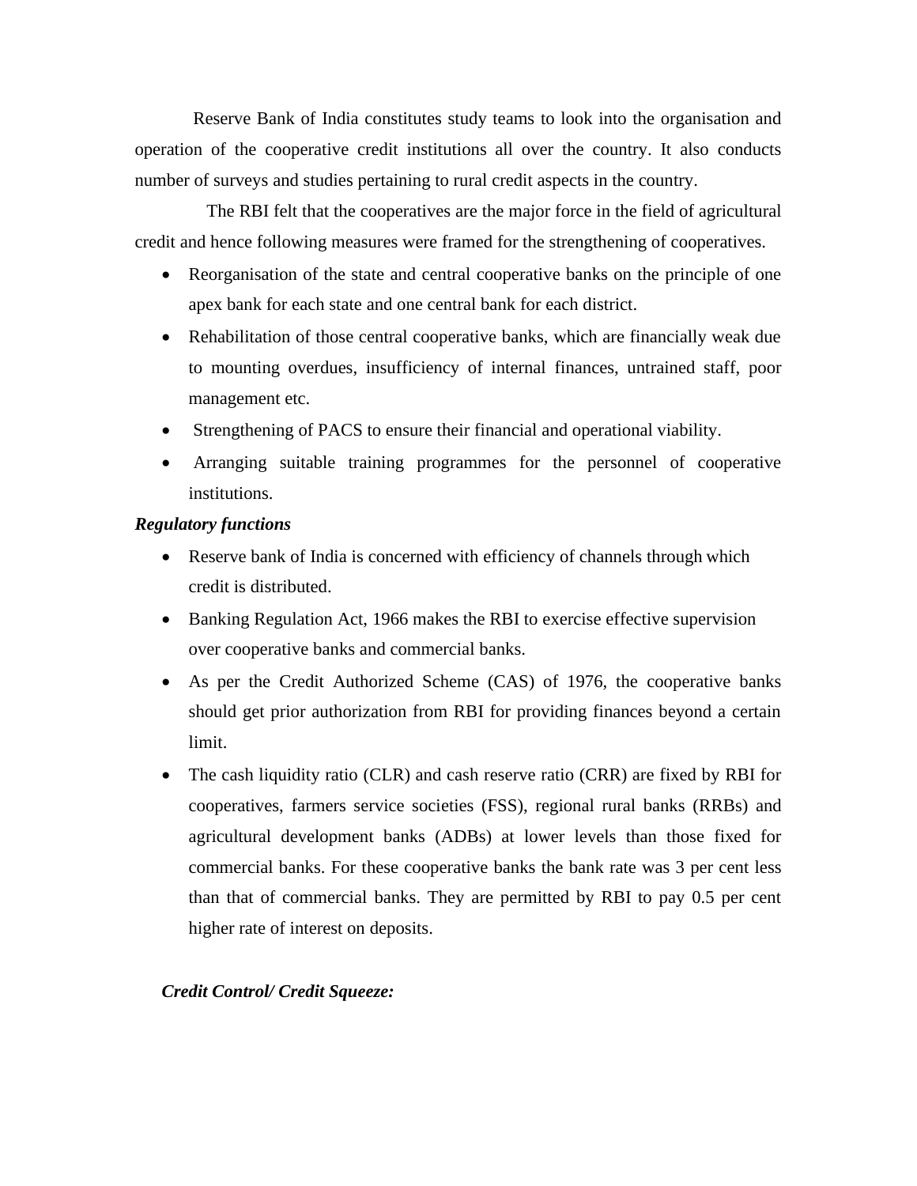Reserve Bank of India constitutes study teams to look into the organisation and operation of the cooperative credit institutions all over the country. It also conducts number of surveys and studies pertaining to rural credit aspects in the country.

The RBI felt that the cooperatives are the major force in the field of agricultural credit and hence following measures were framed for the strengthening of cooperatives.

- Reorganisation of the state and central cooperative banks on the principle of one apex bank for each state and one central bank for each district.
- Rehabilitation of those central cooperative banks, which are financially weak due to mounting overdues, insufficiency of internal finances, untrained staff, poor management etc.
- Strengthening of PACS to ensure their financial and operational viability.
- Arranging suitable training programmes for the personnel of cooperative institutions.

***Regulatory functions***

- Reserve bank of India is concerned with efficiency of channels through which credit is distributed.
- Banking Regulation Act, 1966 makes the RBI to exercise effective supervision over cooperative banks and commercial banks.
- As per the Credit Authorized Scheme (CAS) of 1976, the cooperative banks should get prior authorization from RBI for providing finances beyond a certain limit.
- The cash liquidity ratio (CLR) and cash reserve ratio (CRR) are fixed by RBI for cooperatives, farmers service societies (FSS), regional rural banks (RRBs) and agricultural development banks (ADBs) at lower levels than those fixed for commercial banks. For these cooperative banks the bank rate was 3 per cent less than that of commercial banks. They are permitted by RBI to pay 0.5 per cent higher rate of interest on deposits.

***Credit Control/ Credit Squeeze:***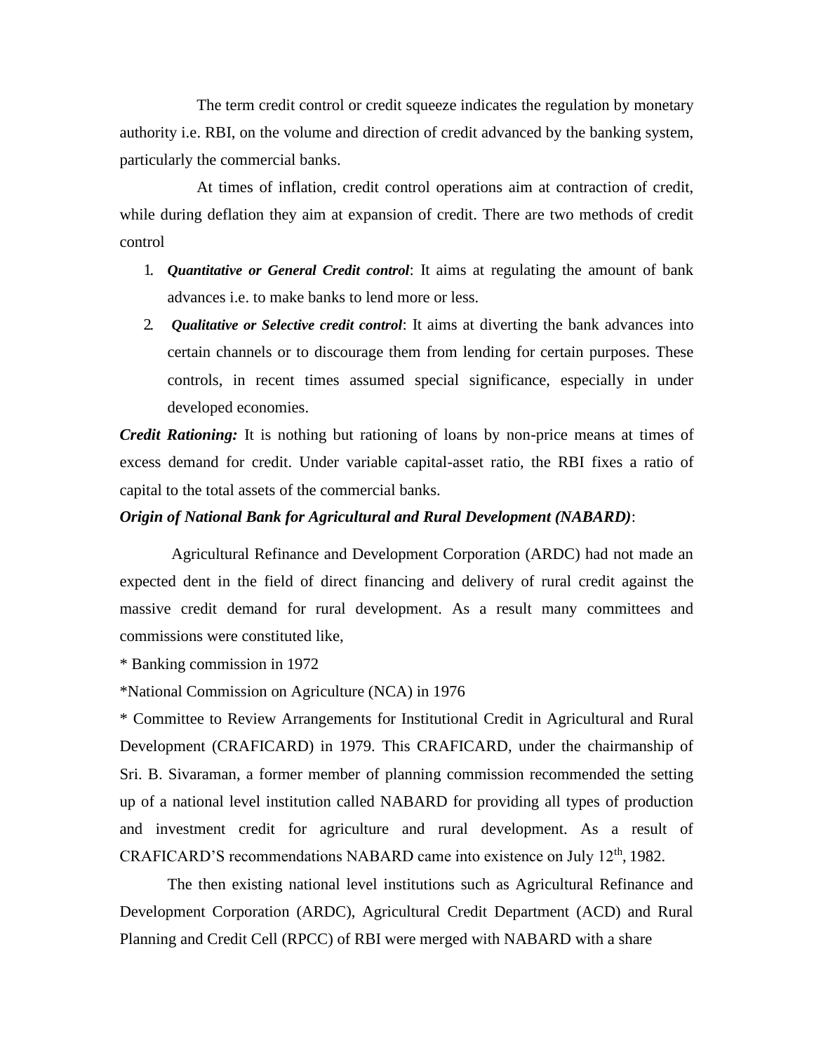The term credit control or credit squeeze indicates the regulation by monetary authority i.e. RBI, on the volume and direction of credit advanced by the banking system, particularly the commercial banks.

At times of inflation, credit control operations aim at contraction of credit, while during deflation they aim at expansion of credit. There are two methods of credit control

1. ***Quantitative or General Credit control***: It aims at regulating the amount of bank advances i.e. to make banks to lend more or less.
2. ***Qualitative or Selective credit control***: It aims at diverting the bank advances into certain channels or to discourage them from lending for certain purposes. These controls, in recent times assumed special significance, especially in under developed economies.

***Credit Rationing:*** It is nothing but rationing of loans by non-price means at times of excess demand for credit. Under variable capital-asset ratio, the RBI fixes a ratio of capital to the total assets of the commercial banks.

***Origin of National Bank for Agricultural and Rural Development (NABARD)***:

Agricultural Refinance and Development Corporation (ARDC) had not made an expected dent in the field of direct financing and delivery of rural credit against the massive credit demand for rural development. As a result many committees and commissions were constituted like,

* Banking commission in 1972

*National Commission on Agriculture (NCA) in 1976

* Committee to Review Arrangements for Institutional Credit in Agricultural and Rural Development (CRAFICARD) in 1979. This CRAFICARD, under the chairmanship of Sri. B. Sivaraman, a former member of planning commission recommended the setting up of a national level institution called NABARD for providing all types of production and investment credit for agriculture and rural development. As a result of CRAFICARD'S recommendations NABARD came into existence on July 12th, 1982.

The then existing national level institutions such as Agricultural Refinance and Development Corporation (ARDC), Agricultural Credit Department (ACD) and Rural Planning and Credit Cell (RPCC) of RBI were merged with NABARD with a share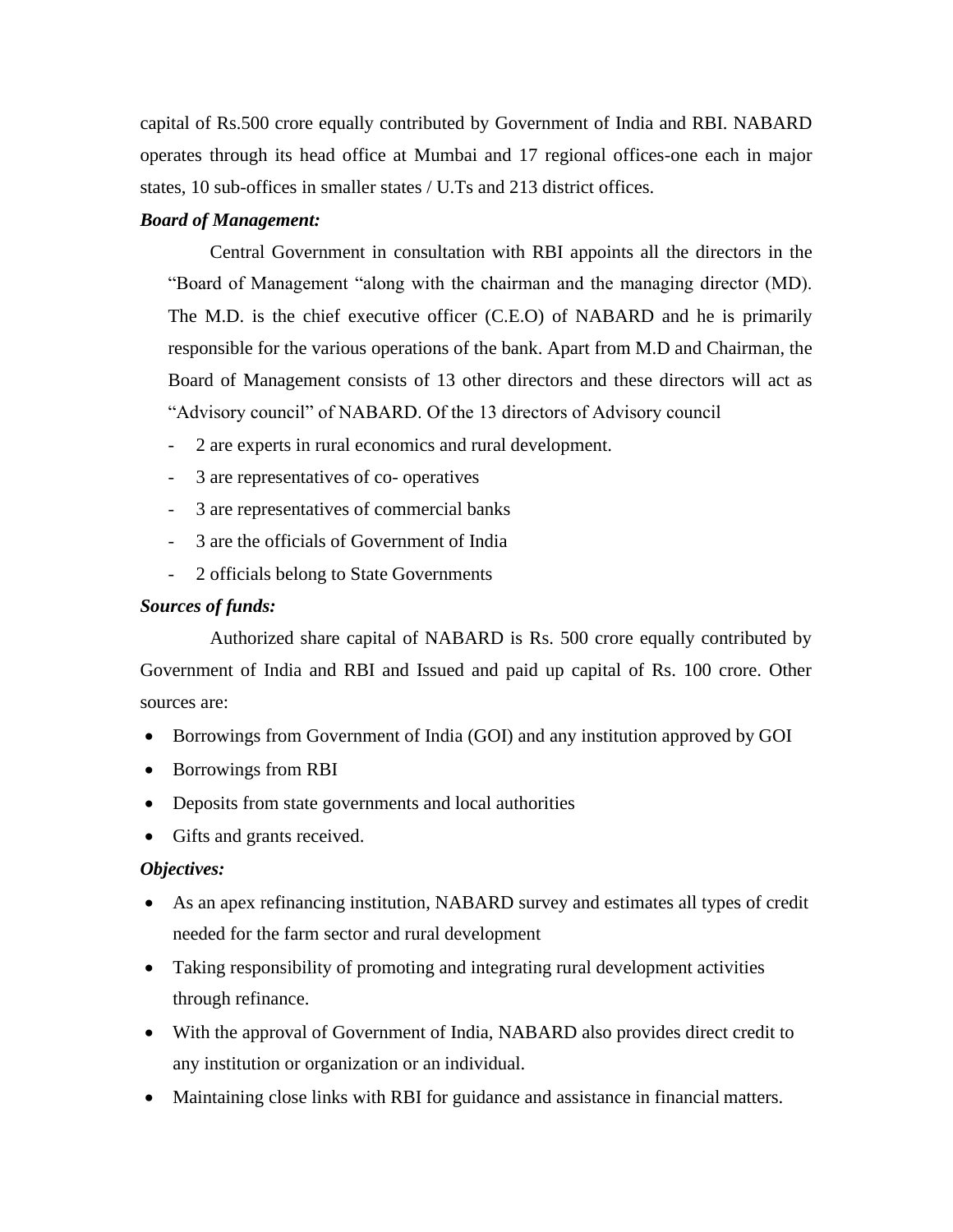capital of Rs.500 crore equally contributed by Government of India and RBI. NABARD operates through its head office at Mumbai and 17 regional offices-one each in major states, 10 sub-offices in smaller states / U.Ts and 213 district offices.

***Board of Management:***

Central Government in consultation with RBI appoints all the directors in the "Board of Management "along with the chairman and the managing director (MD). The M.D. is the chief executive officer (C.E.O) of NABARD and he is primarily responsible for the various operations of the bank. Apart from M.D and Chairman, the Board of Management consists of 13 other directors and these directors will act as "Advisory council" of NABARD. Of the 13 directors of Advisory council

- 2 are experts in rural economics and rural development.
- 3 are representatives of co- operatives
- 3 are representatives of commercial banks
- 3 are the officials of Government of India
- 2 officials belong to State Governments

***Sources of funds:***

Authorized share capital of NABARD is Rs. 500 crore equally contributed by Government of India and RBI and Issued and paid up capital of Rs. 100 crore. Other sources are:

- Borrowings from Government of India (GOI) and any institution approved by GOI
- Borrowings from RBI
- Deposits from state governments and local authorities
- Gifts and grants received.

***Objectives:***

- As an apex refinancing institution, NABARD survey and estimates all types of credit needed for the farm sector and rural development
- Taking responsibility of promoting and integrating rural development activities through refinance.
- With the approval of Government of India, NABARD also provides direct credit to any institution or organization or an individual.
- Maintaining close links with RBI for guidance and assistance in financial matters.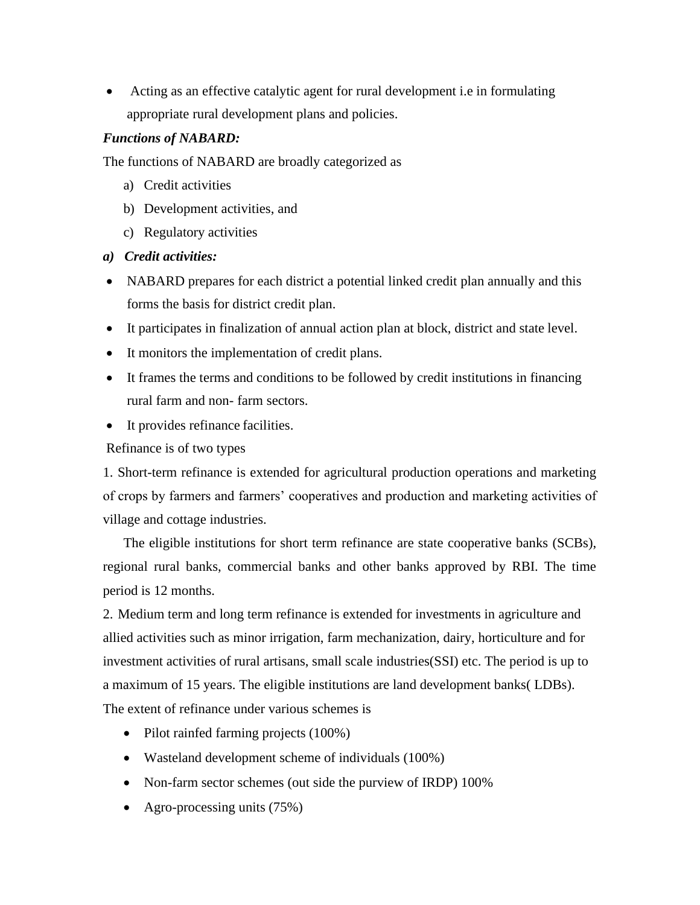- Acting as an effective catalytic agent for rural development i.e in formulating appropriate rural development plans and policies.

***Functions of NABARD:***

The functions of NABARD are broadly categorized as

a) Credit activities
b) Development activities, and
c) Regulatory activities

***a) Credit activities:***

- NABARD prepares for each district a potential linked credit plan annually and this forms the basis for district credit plan.
- It participates in finalization of annual action plan at block, district and state level.
- It monitors the implementation of credit plans.
- It frames the terms and conditions to be followed by credit institutions in financing rural farm and non- farm sectors.
- It provides refinance facilities.

Refinance is of two types

1. Short-term refinance is extended for agricultural production operations and marketing of crops by farmers and farmers' cooperatives and production and marketing activities of village and cottage industries.

The eligible institutions for short term refinance are state cooperative banks (SCBs), regional rural banks, commercial banks and other banks approved by RBI. The time period is 12 months.

2. Medium term and long term refinance is extended for investments in agriculture and allied activities such as minor irrigation, farm mechanization, dairy, horticulture and for investment activities of rural artisans, small scale industries(SSI) etc. The period is up to a maximum of 15 years. The eligible institutions are land development banks( LDBs).

The extent of refinance under various schemes is

- Pilot rainfed farming projects (100%)
- Wasteland development scheme of individuals (100%)
- Non-farm sector schemes (out side the purview of IRDP) 100%
- Agro-processing units (75%)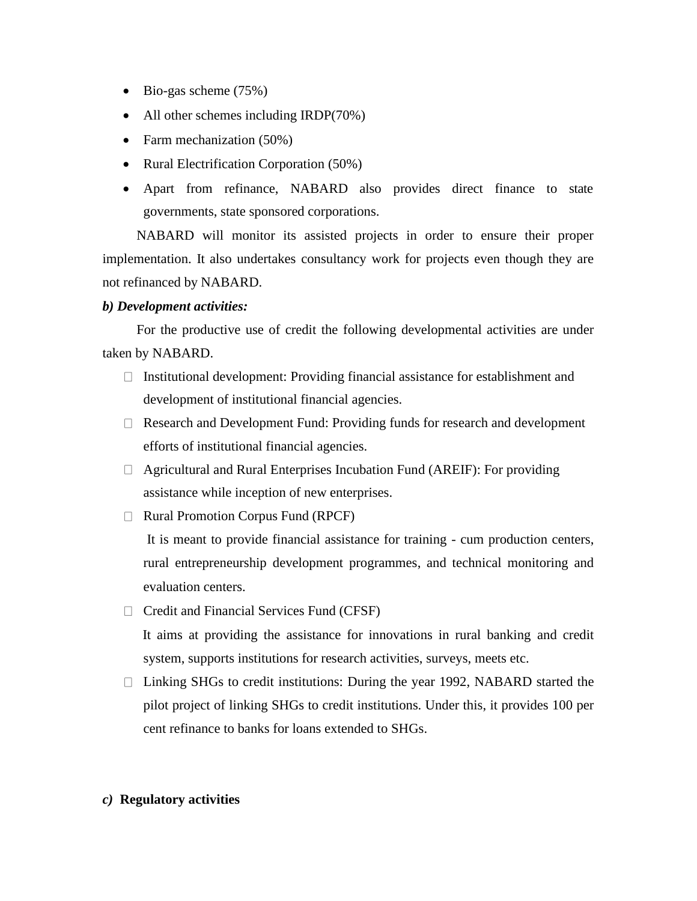- Bio-gas scheme (75%)
- All other schemes including IRDP(70%)
- Farm mechanization (50%)
- Rural Electrification Corporation (50%)
- Apart from refinance, NABARD also provides direct finance to state governments, state sponsored corporations.

NABARD will monitor its assisted projects in order to ensure their proper implementation. It also undertakes consultancy work for projects even though they are not refinanced by NABARD.

***b) Development activities:***

For the productive use of credit the following developmental activities are under taken by NABARD.

- Institutional development: Providing financial assistance for establishment and development of institutional financial agencies.
- Research and Development Fund: Providing funds for research and development efforts of institutional financial agencies.
- Agricultural and Rural Enterprises Incubation Fund (AREIF): For providing assistance while inception of new enterprises.
- Rural Promotion Corpus Fund (RPCF)

  It is meant to provide financial assistance for training - cum production centers, rural entrepreneurship development programmes, and technical monitoring and evaluation centers.
- Credit and Financial Services Fund (CFSF)

  It aims at providing the assistance for innovations in rural banking and credit system, supports institutions for research activities, surveys, meets etc.
- Linking SHGs to credit institutions: During the year 1992, NABARD started the pilot project of linking SHGs to credit institutions. Under this, it provides 100 per cent refinance to banks for loans extended to SHGs.

***c)* Regulatory activities**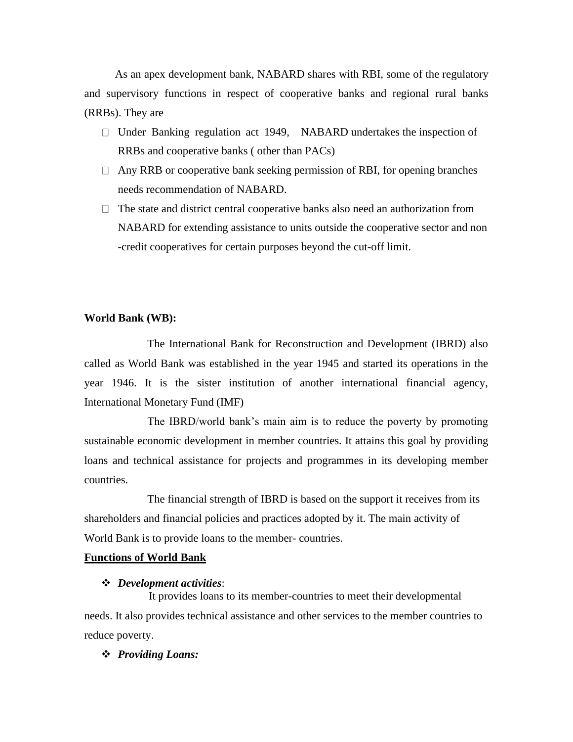As an apex development bank, NABARD shares with RBI, some of the regulatory and supervisory functions in respect of cooperative banks and regional rural banks (RRBs). They are

- Under Banking regulation act 1949, NABARD undertakes the inspection of RRBs and cooperative banks ( other than PACs)
- Any RRB or cooperative bank seeking permission of RBI, for opening branches needs recommendation of NABARD.
- The state and district central cooperative banks also need an authorization from NABARD for extending assistance to units outside the cooperative sector and non -credit cooperatives for certain purposes beyond the cut-off limit.

**World Bank (WB):**

The International Bank for Reconstruction and Development (IBRD) also called as World Bank was established in the year 1945 and started its operations in the year 1946. It is the sister institution of another international financial agency, International Monetary Fund (IMF)

The IBRD/world bank's main aim is to reduce the poverty by promoting sustainable economic development in member countries. It attains this goal by providing loans and technical assistance for projects and programmes in its developing member countries.

The financial strength of IBRD is based on the support it receives from its shareholders and financial policies and practices adopted by it. The main activity of World Bank is to provide loans to the member- countries.

**Functions of World Bank**

- ***Development activities***:

It provides loans to its member-countries to meet their developmental needs. It also provides technical assistance and other services to the member countries to reduce poverty.

- ***Providing Loans:***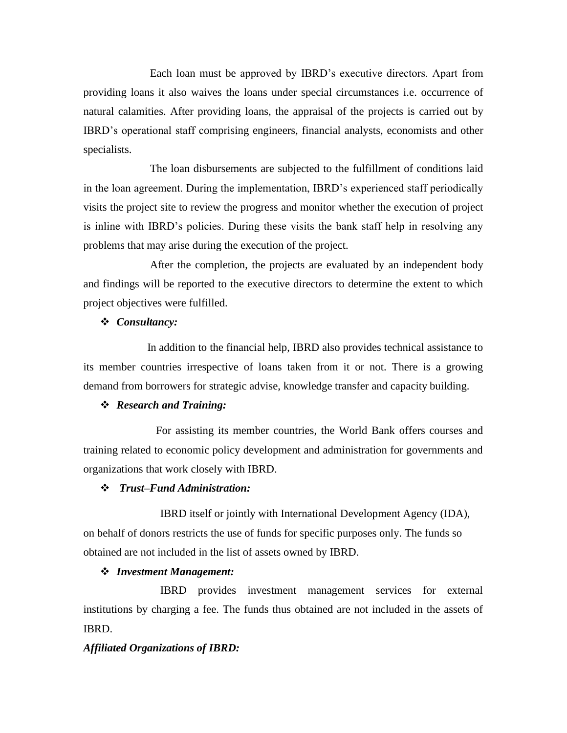Each loan must be approved by IBRD's executive directors. Apart from providing loans it also waives the loans under special circumstances i.e. occurrence of natural calamities. After providing loans, the appraisal of the projects is carried out by IBRD's operational staff comprising engineers, financial analysts, economists and other specialists.

The loan disbursements are subjected to the fulfillment of conditions laid in the loan agreement. During the implementation, IBRD's experienced staff periodically visits the project site to review the progress and monitor whether the execution of project is inline with IBRD's policies. During these visits the bank staff help in resolving any problems that may arise during the execution of the project.

After the completion, the projects are evaluated by an independent body and findings will be reported to the executive directors to determine the extent to which project objectives were fulfilled.

❖ ***Consultancy:***

In addition to the financial help, IBRD also provides technical assistance to its member countries irrespective of loans taken from it or not. There is a growing demand from borrowers for strategic advise, knowledge transfer and capacity building.

❖ ***Research and Training:***

For assisting its member countries, the World Bank offers courses and training related to economic policy development and administration for governments and organizations that work closely with IBRD.

❖ ***Trust–Fund Administration:***

IBRD itself or jointly with International Development Agency (IDA), on behalf of donors restricts the use of funds for specific purposes only. The funds so obtained are not included in the list of assets owned by IBRD.

❖ ***Investment Management:***

IBRD provides investment management services for external institutions by charging a fee. The funds thus obtained are not included in the assets of IBRD.

***Affiliated Organizations of IBRD:***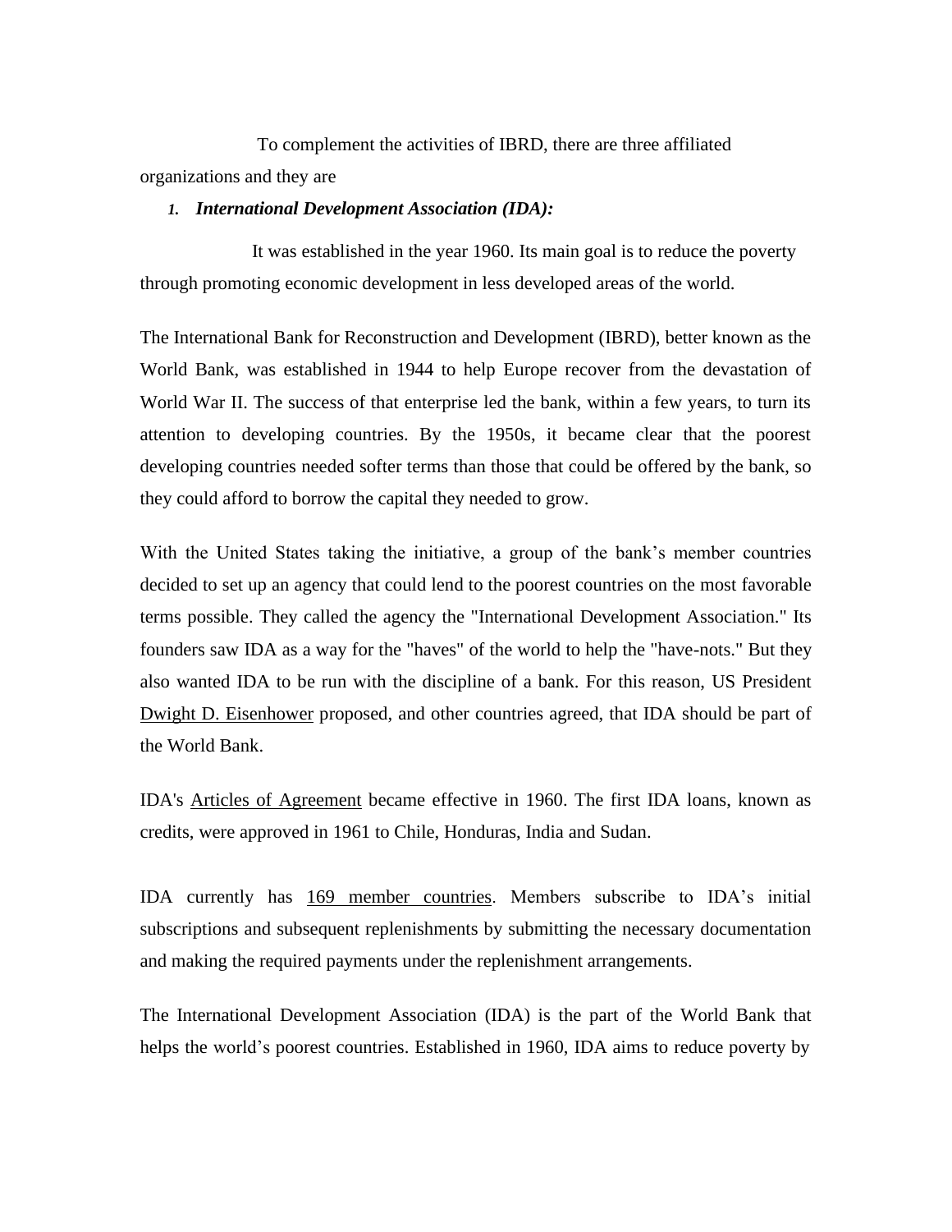To complement the activities of IBRD, there are three affiliated organizations and they are

1. ***International Development Association (IDA):***

It was established in the year 1960. Its main goal is to reduce the poverty through promoting economic development in less developed areas of the world.

The International Bank for Reconstruction and Development (IBRD), better known as the World Bank, was established in 1944 to help Europe recover from the devastation of World War II. The success of that enterprise led the bank, within a few years, to turn its attention to developing countries. By the 1950s, it became clear that the poorest developing countries needed softer terms than those that could be offered by the bank, so they could afford to borrow the capital they needed to grow.

With the United States taking the initiative, a group of the bank's member countries decided to set up an agency that could lend to the poorest countries on the most favorable terms possible. They called the agency the "International Development Association." Its founders saw IDA as a way for the "haves" of the world to help the "have-nots." But they also wanted IDA to be run with the discipline of a bank. For this reason, US President Dwight D. Eisenhower proposed, and other countries agreed, that IDA should be part of the World Bank.

IDA's Articles of Agreement became effective in 1960. The first IDA loans, known as credits, were approved in 1961 to Chile, Honduras, India and Sudan.

IDA currently has 169 member countries. Members subscribe to IDA's initial subscriptions and subsequent replenishments by submitting the necessary documentation and making the required payments under the replenishment arrangements.

The International Development Association (IDA) is the part of the World Bank that helps the world's poorest countries. Established in 1960, IDA aims to reduce poverty by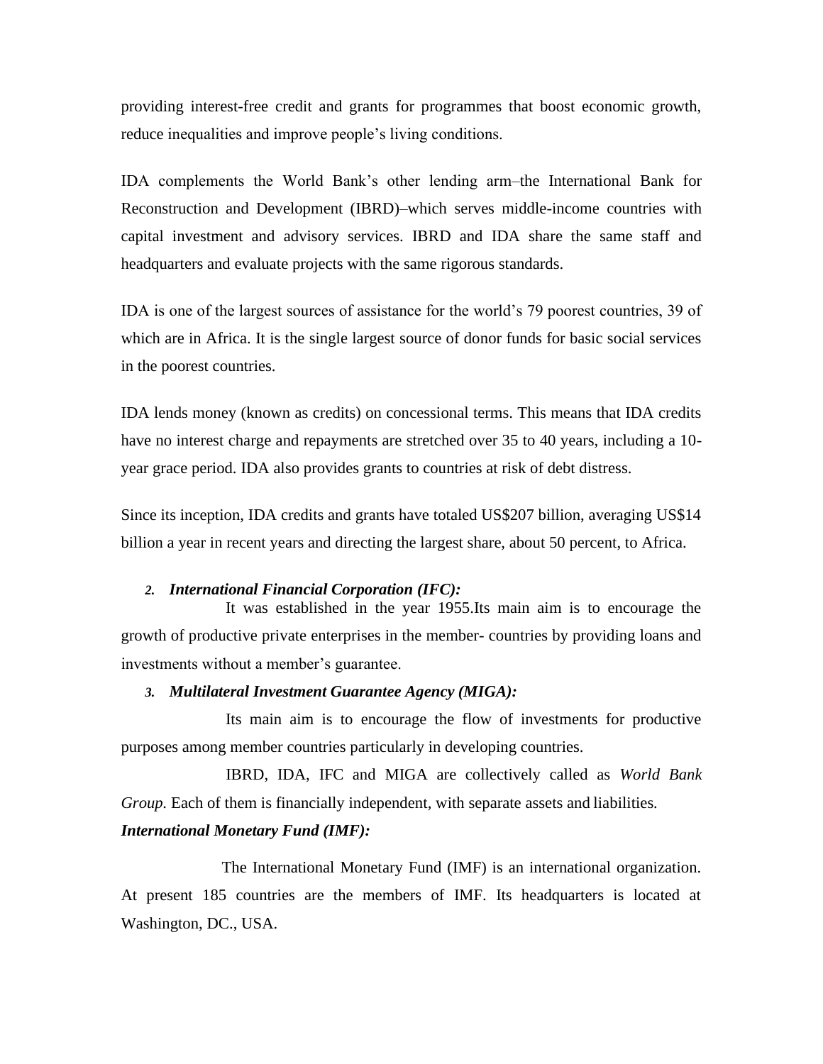providing interest-free credit and grants for programmes that boost economic growth, reduce inequalities and improve people's living conditions.

IDA complements the World Bank's other lending arm–the International Bank for Reconstruction and Development (IBRD)–which serves middle-income countries with capital investment and advisory services. IBRD and IDA share the same staff and headquarters and evaluate projects with the same rigorous standards.

IDA is one of the largest sources of assistance for the world's 79 poorest countries, 39 of which are in Africa. It is the single largest source of donor funds for basic social services in the poorest countries.

IDA lends money (known as credits) on concessional terms. This means that IDA credits have no interest charge and repayments are stretched over 35 to 40 years, including a 10-year grace period. IDA also provides grants to countries at risk of debt distress.

Since its inception, IDA credits and grants have totaled US$207 billion, averaging US$14 billion a year in recent years and directing the largest share, about 50 percent, to Africa.

2. ***International Financial Corporation (IFC):***

It was established in the year 1955.Its main aim is to encourage the growth of productive private enterprises in the member- countries by providing loans and investments without a member's guarantee.

3. ***Multilateral Investment Guarantee Agency (MIGA):***

Its main aim is to encourage the flow of investments for productive purposes among member countries particularly in developing countries.

IBRD, IDA, IFC and MIGA are collectively called as *World Bank Group.* Each of them is financially independent, with separate assets and liabilities.

***International Monetary Fund (IMF):***

The International Monetary Fund (IMF) is an international organization. At present 185 countries are the members of IMF. Its headquarters is located at Washington, DC., USA.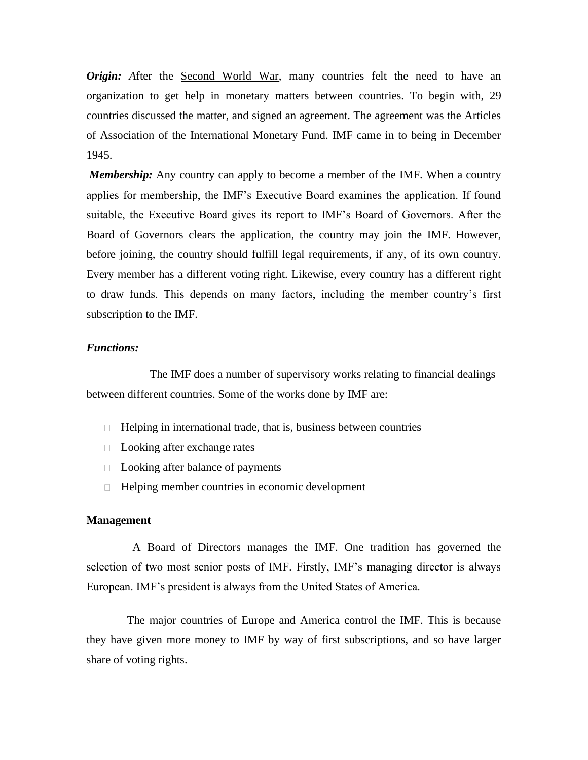***Origin:*** *A*fter the Second World War, many countries felt the need to have an organization to get help in monetary matters between countries. To begin with, 29 countries discussed the matter, and signed an agreement. The agreement was the Articles of Association of the International Monetary Fund. IMF came in to being in December 1945.

***Membership:*** Any country can apply to become a member of the IMF. When a country applies for membership, the IMF's Executive Board examines the application. If found suitable, the Executive Board gives its report to IMF's Board of Governors. After the Board of Governors clears the application, the country may join the IMF. However, before joining, the country should fulfill legal requirements, if any, of its own country. Every member has a different voting right. Likewise, every country has a different right to draw funds. This depends on many factors, including the member country's first subscription to the IMF.

***Functions:***

The IMF does a number of supervisory works relating to financial dealings between different countries. Some of the works done by IMF are:

- Helping in international trade, that is, business between countries
- Looking after exchange rates
- Looking after balance of payments
- Helping member countries in economic development

**Management**

A Board of Directors manages the IMF. One tradition has governed the selection of two most senior posts of IMF. Firstly, IMF's managing director is always European. IMF's president is always from the United States of America.

The major countries of Europe and America control the IMF. This is because they have given more money to IMF by way of first subscriptions, and so have larger share of voting rights.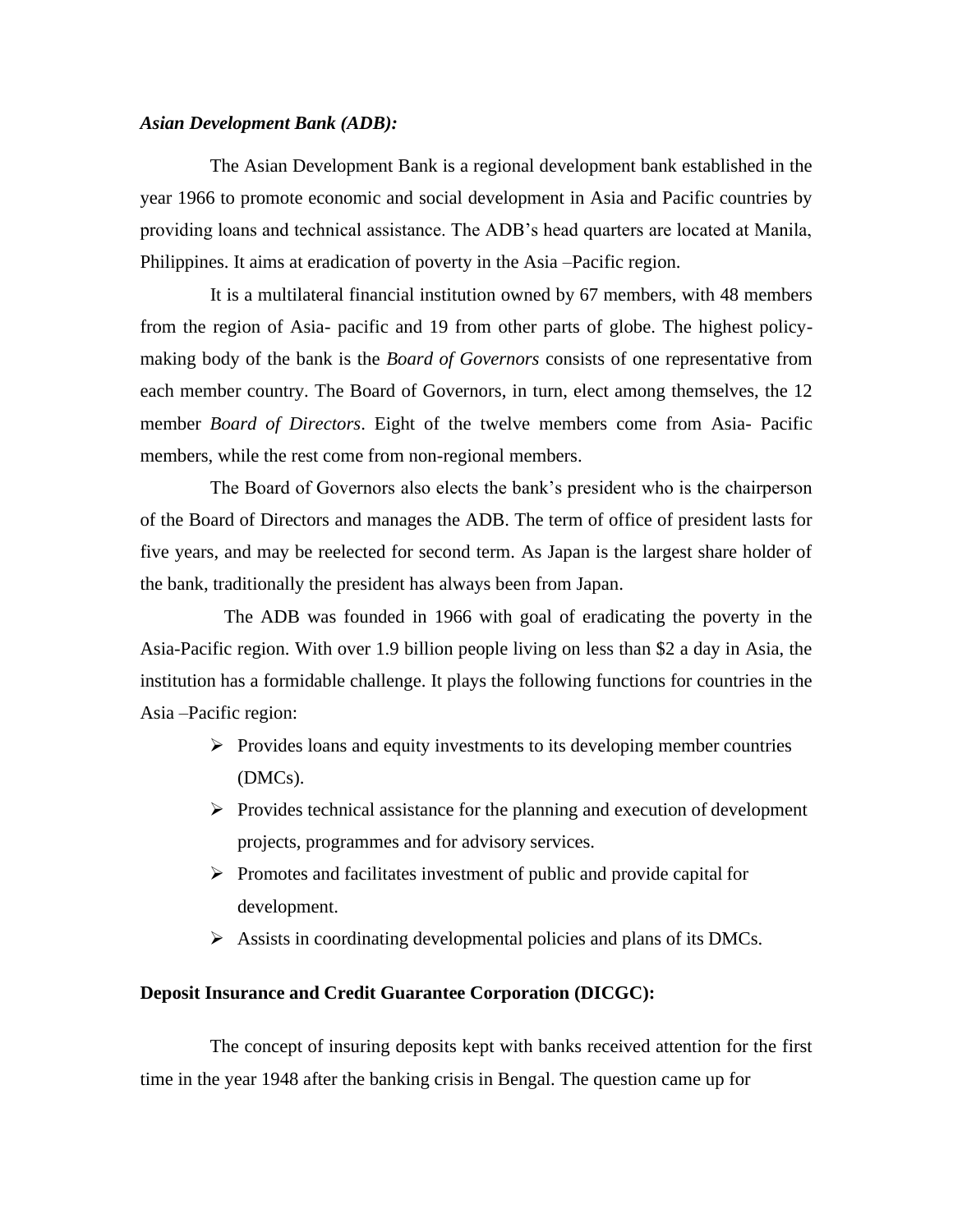***Asian Development Bank (ADB):***

The Asian Development Bank is a regional development bank established in the year 1966 to promote economic and social development in Asia and Pacific countries by providing loans and technical assistance. The ADB's head quarters are located at Manila, Philippines. It aims at eradication of poverty in the Asia –Pacific region.

It is a multilateral financial institution owned by 67 members, with 48 members from the region of Asia- pacific and 19 from other parts of globe. The highest policy-making body of the bank is the *Board of Governors* consists of one representative from each member country. The Board of Governors, in turn, elect among themselves, the 12 member *Board of Directors*. Eight of the twelve members come from Asia- Pacific members, while the rest come from non-regional members.

The Board of Governors also elects the bank's president who is the chairperson of the Board of Directors and manages the ADB. The term of office of president lasts for five years, and may be reelected for second term. As Japan is the largest share holder of the bank, traditionally the president has always been from Japan.

The ADB was founded in 1966 with goal of eradicating the poverty in the Asia-Pacific region. With over 1.9 billion people living on less than $2 a day in Asia, the institution has a formidable challenge. It plays the following functions for countries in the Asia –Pacific region:

- Provides loans and equity investments to its developing member countries (DMCs).
- Provides technical assistance for the planning and execution of development projects, programmes and for advisory services.
- Promotes and facilitates investment of public and provide capital for development.
- Assists in coordinating developmental policies and plans of its DMCs.

**Deposit Insurance and Credit Guarantee Corporation (DICGC):**

The concept of insuring deposits kept with banks received attention for the first time in the year 1948 after the banking crisis in Bengal. The question came up for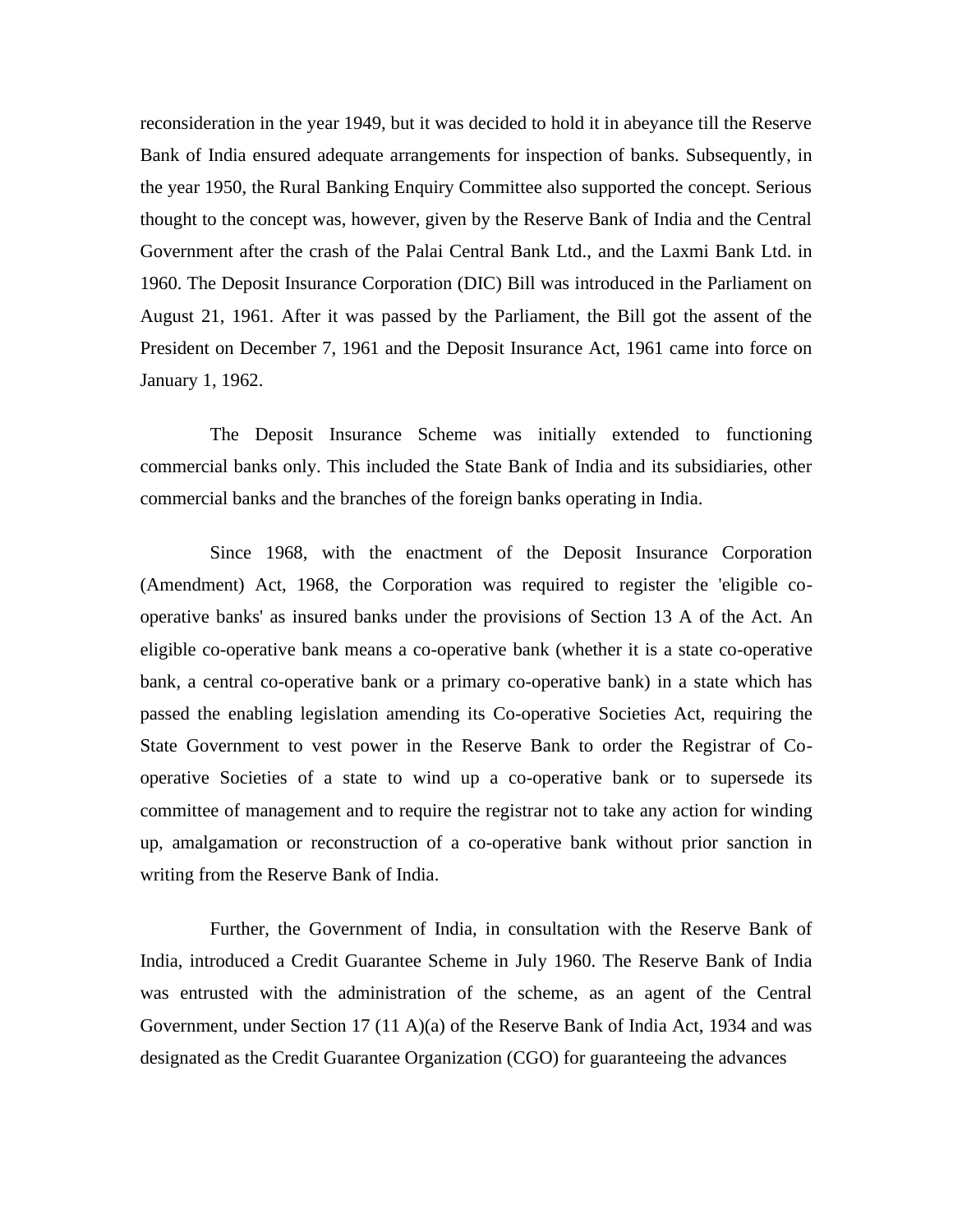reconsideration in the year 1949, but it was decided to hold it in abeyance till the Reserve Bank of India ensured adequate arrangements for inspection of banks. Subsequently, in the year 1950, the Rural Banking Enquiry Committee also supported the concept. Serious thought to the concept was, however, given by the Reserve Bank of India and the Central Government after the crash of the Palai Central Bank Ltd., and the Laxmi Bank Ltd. in 1960. The Deposit Insurance Corporation (DIC) Bill was introduced in the Parliament on August 21, 1961. After it was passed by the Parliament, the Bill got the assent of the President on December 7, 1961 and the Deposit Insurance Act, 1961 came into force on January 1, 1962.

The Deposit Insurance Scheme was initially extended to functioning commercial banks only. This included the State Bank of India and its subsidiaries, other commercial banks and the branches of the foreign banks operating in India.

Since 1968, with the enactment of the Deposit Insurance Corporation (Amendment) Act, 1968, the Corporation was required to register the 'eligible co-operative banks' as insured banks under the provisions of Section 13 A of the Act. An eligible co-operative bank means a co-operative bank (whether it is a state co-operative bank, a central co-operative bank or a primary co-operative bank) in a state which has passed the enabling legislation amending its Co-operative Societies Act, requiring the State Government to vest power in the Reserve Bank to order the Registrar of Co-operative Societies of a state to wind up a co-operative bank or to supersede its committee of management and to require the registrar not to take any action for winding up, amalgamation or reconstruction of a co-operative bank without prior sanction in writing from the Reserve Bank of India.

Further, the Government of India, in consultation with the Reserve Bank of India, introduced a Credit Guarantee Scheme in July 1960. The Reserve Bank of India was entrusted with the administration of the scheme, as an agent of the Central Government, under Section 17 (11 A)(a) of the Reserve Bank of India Act, 1934 and was designated as the Credit Guarantee Organization (CGO) for guaranteeing the advances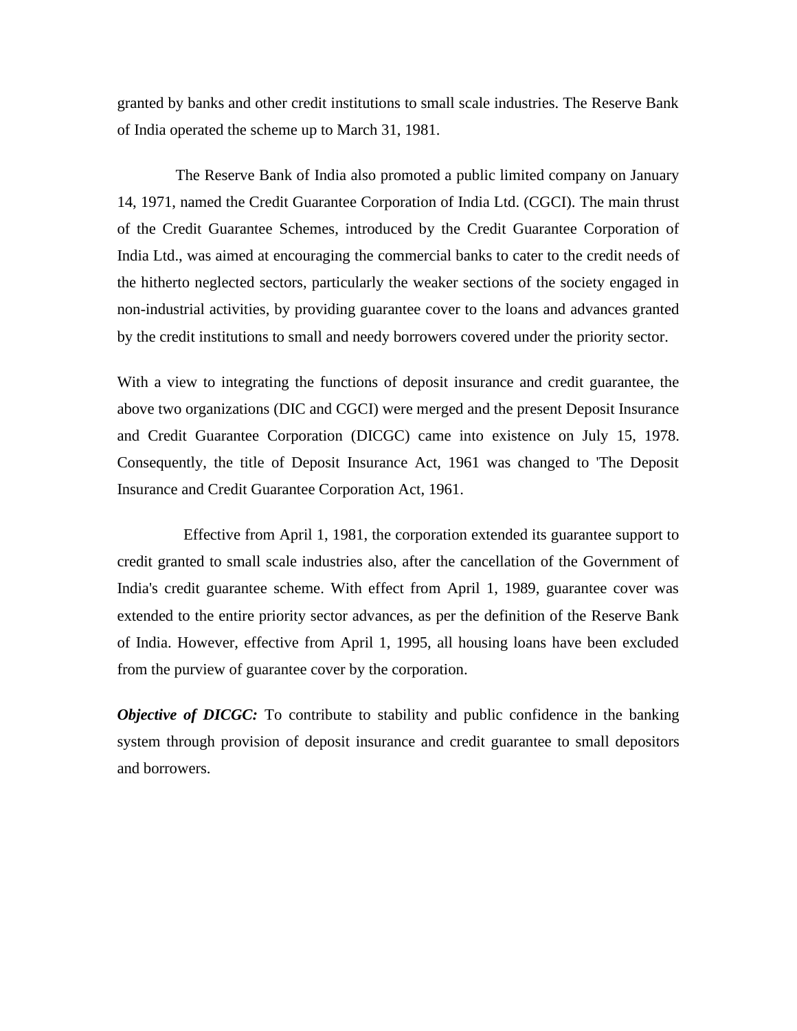granted by banks and other credit institutions to small scale industries. The Reserve Bank of India operated the scheme up to March 31, 1981.

The Reserve Bank of India also promoted a public limited company on January 14, 1971, named the Credit Guarantee Corporation of India Ltd. (CGCI). The main thrust of the Credit Guarantee Schemes, introduced by the Credit Guarantee Corporation of India Ltd., was aimed at encouraging the commercial banks to cater to the credit needs of the hitherto neglected sectors, particularly the weaker sections of the society engaged in non-industrial activities, by providing guarantee cover to the loans and advances granted by the credit institutions to small and needy borrowers covered under the priority sector.

With a view to integrating the functions of deposit insurance and credit guarantee, the above two organizations (DIC and CGCI) were merged and the present Deposit Insurance and Credit Guarantee Corporation (DICGC) came into existence on July 15, 1978. Consequently, the title of Deposit Insurance Act, 1961 was changed to 'The Deposit Insurance and Credit Guarantee Corporation Act, 1961.

Effective from April 1, 1981, the corporation extended its guarantee support to credit granted to small scale industries also, after the cancellation of the Government of India's credit guarantee scheme. With effect from April 1, 1989, guarantee cover was extended to the entire priority sector advances, as per the definition of the Reserve Bank of India. However, effective from April 1, 1995, all housing loans have been excluded from the purview of guarantee cover by the corporation.

***Objective of DICGC:*** To contribute to stability and public confidence in the banking system through provision of deposit insurance and credit guarantee to small depositors and borrowers.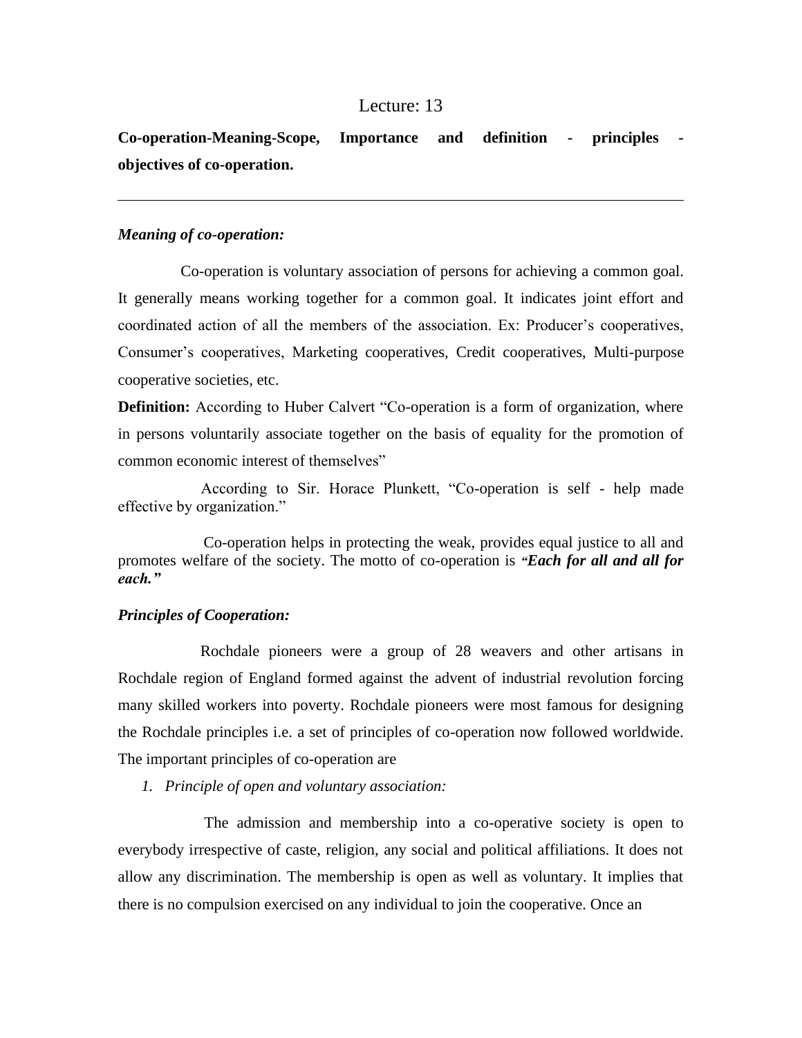# Lecture: 13

## Co-operation-Meaning-Scope, Importance and definition - principles - objectives of co-operation.

---

### *Meaning of co-operation:*

Co-operation is voluntary association of persons for achieving a common goal. It generally means working together for a common goal. It indicates joint effort and coordinated action of all the members of the association. Ex: Producer's cooperatives, Consumer's cooperatives, Marketing cooperatives, Credit cooperatives, Multi-purpose cooperative societies, etc.

**Definition:** According to Huber Calvert "Co-operation is a form of organization, where in persons voluntarily associate together on the basis of equality for the promotion of common economic interest of themselves"

According to Sir. Horace Plunkett, "Co-operation is self - help made effective by organization."

Co-operation helps in protecting the weak, provides equal justice to all and promotes welfare of the society. The motto of co-operation is ***"Each for all and all for each."***

### *Principles of Cooperation:*

Rochdale pioneers were a group of 28 weavers and other artisans in Rochdale region of England formed against the advent of industrial revolution forcing many skilled workers into poverty. Rochdale pioneers were most famous for designing the Rochdale principles i.e. a set of principles of co-operation now followed worldwide. The important principles of co-operation are

1. *Principle of open and voluntary association:*

The admission and membership into a co-operative society is open to everybody irrespective of caste, religion, any social and political affiliations. It does not allow any discrimination. The membership is open as well as voluntary. It implies that there is no compulsion exercised on any individual to join the cooperative. Once an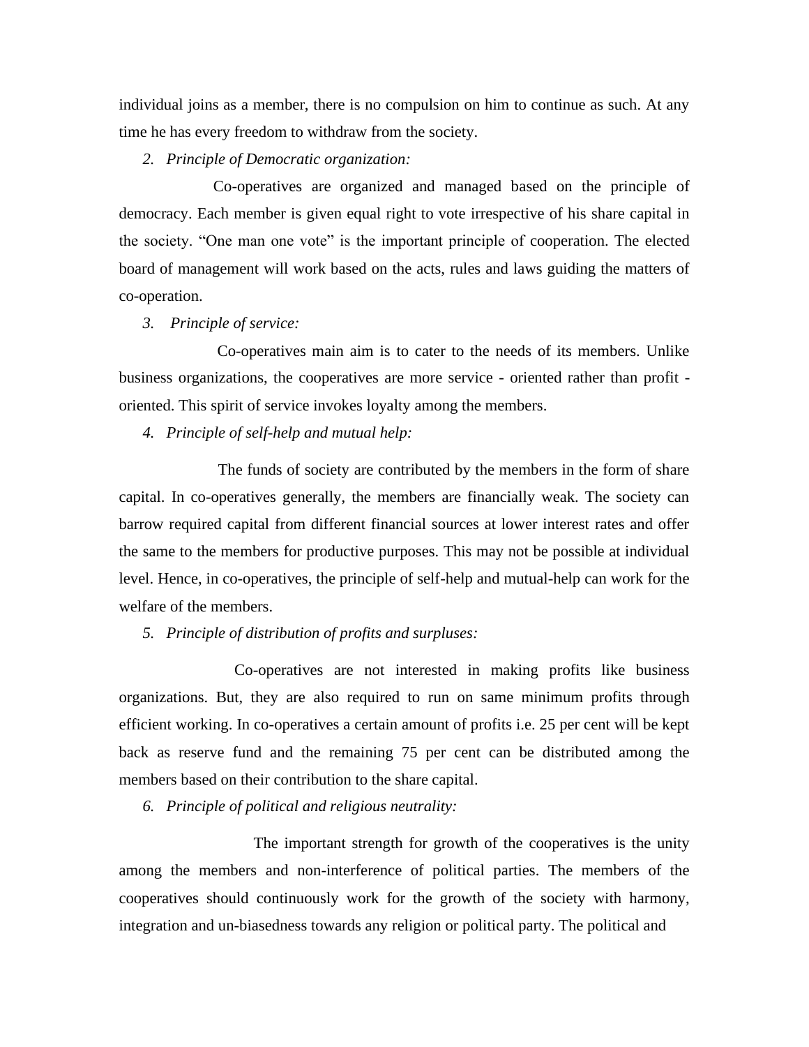individual joins as a member, there is no compulsion on him to continue as such. At any time he has every freedom to withdraw from the society.

2. *Principle of Democratic organization:*

Co-operatives are organized and managed based on the principle of democracy. Each member is given equal right to vote irrespective of his share capital in the society. "One man one vote" is the important principle of cooperation. The elected board of management will work based on the acts, rules and laws guiding the matters of co-operation.

3. *Principle of service:*

Co-operatives main aim is to cater to the needs of its members. Unlike business organizations, the cooperatives are more service - oriented rather than profit - oriented. This spirit of service invokes loyalty among the members.

4. *Principle of self-help and mutual help:*

The funds of society are contributed by the members in the form of share capital. In co-operatives generally, the members are financially weak. The society can barrow required capital from different financial sources at lower interest rates and offer the same to the members for productive purposes. This may not be possible at individual level. Hence, in co-operatives, the principle of self-help and mutual-help can work for the welfare of the members.

5. *Principle of distribution of profits and surpluses:*

Co-operatives are not interested in making profits like business organizations. But, they are also required to run on same minimum profits through efficient working. In co-operatives a certain amount of profits i.e. 25 per cent will be kept back as reserve fund and the remaining 75 per cent can be distributed among the members based on their contribution to the share capital.

6. *Principle of political and religious neutrality:*

The important strength for growth of the cooperatives is the unity among the members and non-interference of political parties. The members of the cooperatives should continuously work for the growth of the society with harmony, integration and un-biasedness towards any religion or political party. The political and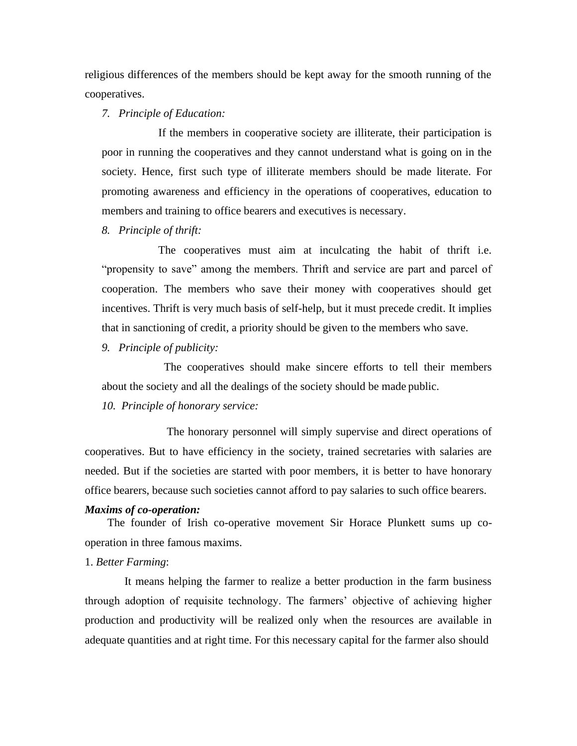religious differences of the members should be kept away for the smooth running of the cooperatives.

7. *Principle of Education:*

   If the members in cooperative society are illiterate, their participation is poor in running the cooperatives and they cannot understand what is going on in the society. Hence, first such type of illiterate members should be made literate. For promoting awareness and efficiency in the operations of cooperatives, education to members and training to office bearers and executives is necessary.

8. *Principle of thrift:*

   The cooperatives must aim at inculcating the habit of thrift i.e. "propensity to save" among the members. Thrift and service are part and parcel of cooperation. The members who save their money with cooperatives should get incentives. Thrift is very much basis of self-help, but it must precede credit. It implies that in sanctioning of credit, a priority should be given to the members who save.

9. *Principle of publicity:*

   The cooperatives should make sincere efforts to tell their members about the society and all the dealings of the society should be made public.

10. *Principle of honorary service:*

The honorary personnel will simply supervise and direct operations of cooperatives. But to have efficiency in the society, trained secretaries with salaries are needed. But if the societies are started with poor members, it is better to have honorary office bearers, because such societies cannot afford to pay salaries to such office bearers.

***Maxims of co-operation:***

The founder of Irish co-operative movement Sir Horace Plunkett sums up co-operation in three famous maxims.

1. *Better Farming*:

It means helping the farmer to realize a better production in the farm business through adoption of requisite technology. The farmers' objective of achieving higher production and productivity will be realized only when the resources are available in adequate quantities and at right time. For this necessary capital for the farmer also should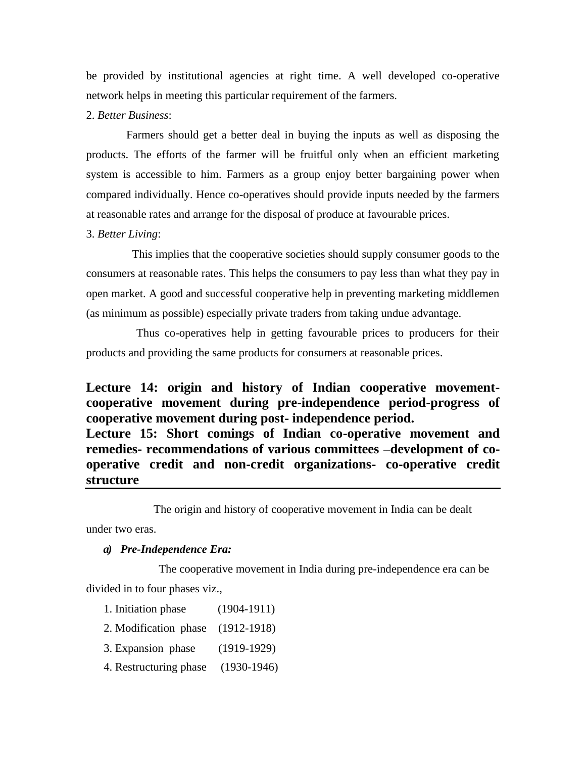be provided by institutional agencies at right time. A well developed co-operative network helps in meeting this particular requirement of the farmers.

2. *Better Business*:

Farmers should get a better deal in buying the inputs as well as disposing the products. The efforts of the farmer will be fruitful only when an efficient marketing system is accessible to him. Farmers as a group enjoy better bargaining power when compared individually. Hence co-operatives should provide inputs needed by the farmers at reasonable rates and arrange for the disposal of produce at favourable prices.

3. *Better Living*:

This implies that the cooperative societies should supply consumer goods to the consumers at reasonable rates. This helps the consumers to pay less than what they pay in open market. A good and successful cooperative help in preventing marketing middlemen (as minimum as possible) especially private traders from taking undue advantage.

Thus co-operatives help in getting favourable prices to producers for their products and providing the same products for consumers at reasonable prices.

## Lecture 14: origin and history of Indian cooperative movement-cooperative movement during pre-independence period-progress of cooperative movement during post- independence period.

## Lecture 15: Short comings of Indian co-operative movement and remedies- recommendations of various committees –development of co-operative credit and non-credit organizations- co-operative credit structure

The origin and history of cooperative movement in India can be dealt under two eras.

***a) Pre-Independence Era:***

The cooperative movement in India during pre-independence era can be divided in to four phases viz.,

1. Initiation phase (1904-1911)
2. Modification phase (1912-1918)
3. Expansion phase (1919-1929)
4. Restructuring phase (1930-1946)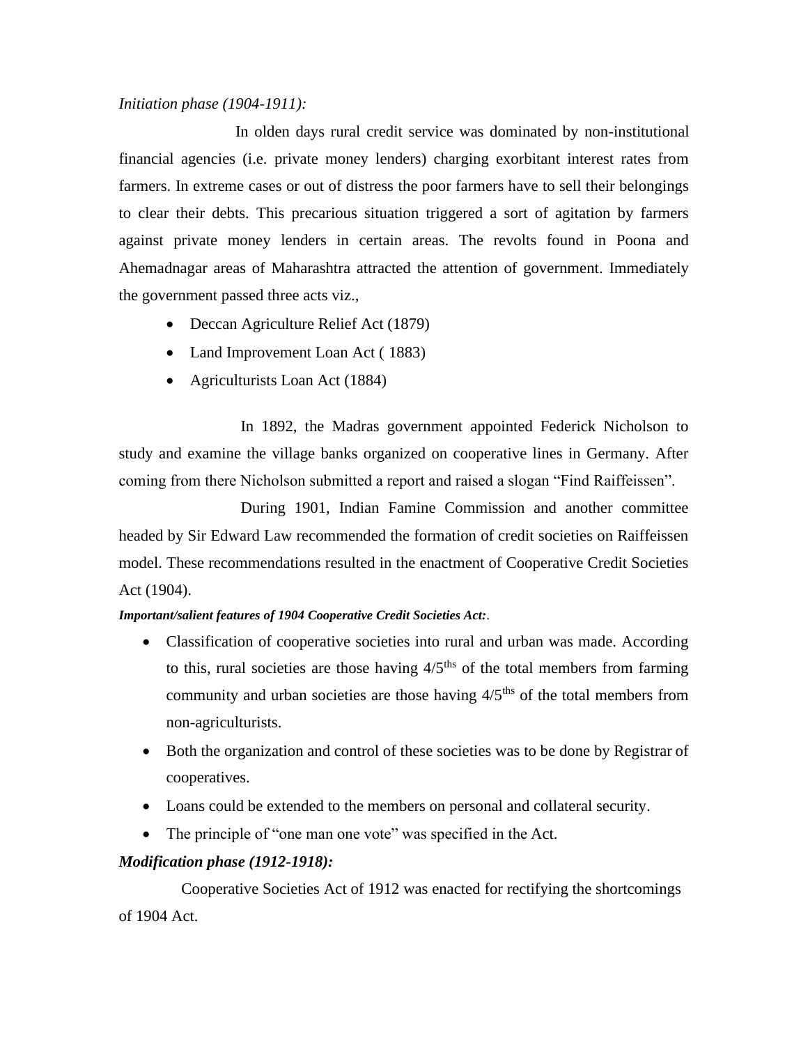*Initiation phase (1904-1911):*

In olden days rural credit service was dominated by non-institutional financial agencies (i.e. private money lenders) charging exorbitant interest rates from farmers. In extreme cases or out of distress the poor farmers have to sell their belongings to clear their debts. This precarious situation triggered a sort of agitation by farmers against private money lenders in certain areas. The revolts found in Poona and Ahemadnagar areas of Maharashtra attracted the attention of government. Immediately the government passed three acts viz.,

- Deccan Agriculture Relief Act (1879)
- Land Improvement Loan Act ( 1883)
- Agriculturists Loan Act (1884)

In 1892, the Madras government appointed Federick Nicholson to study and examine the village banks organized on cooperative lines in Germany. After coming from there Nicholson submitted a report and raised a slogan "Find Raiffeissen".

During 1901, Indian Famine Commission and another committee headed by Sir Edward Law recommended the formation of credit societies on Raiffeissen model. These recommendations resulted in the enactment of Cooperative Credit Societies Act (1904).

***Important/salient features of 1904 Cooperative Credit Societies Act:***.

- Classification of cooperative societies into rural and urban was made. According to this, rural societies are those having $4/5^{ths}$ of the total members from farming community and urban societies are those having $4/5^{ths}$ of the total members from non-agriculturists.
- Both the organization and control of these societies was to be done by Registrar of cooperatives.
- Loans could be extended to the members on personal and collateral security.
- The principle of "one man one vote" was specified in the Act.

***Modification phase (1912-1918):***

Cooperative Societies Act of 1912 was enacted for rectifying the shortcomings of 1904 Act.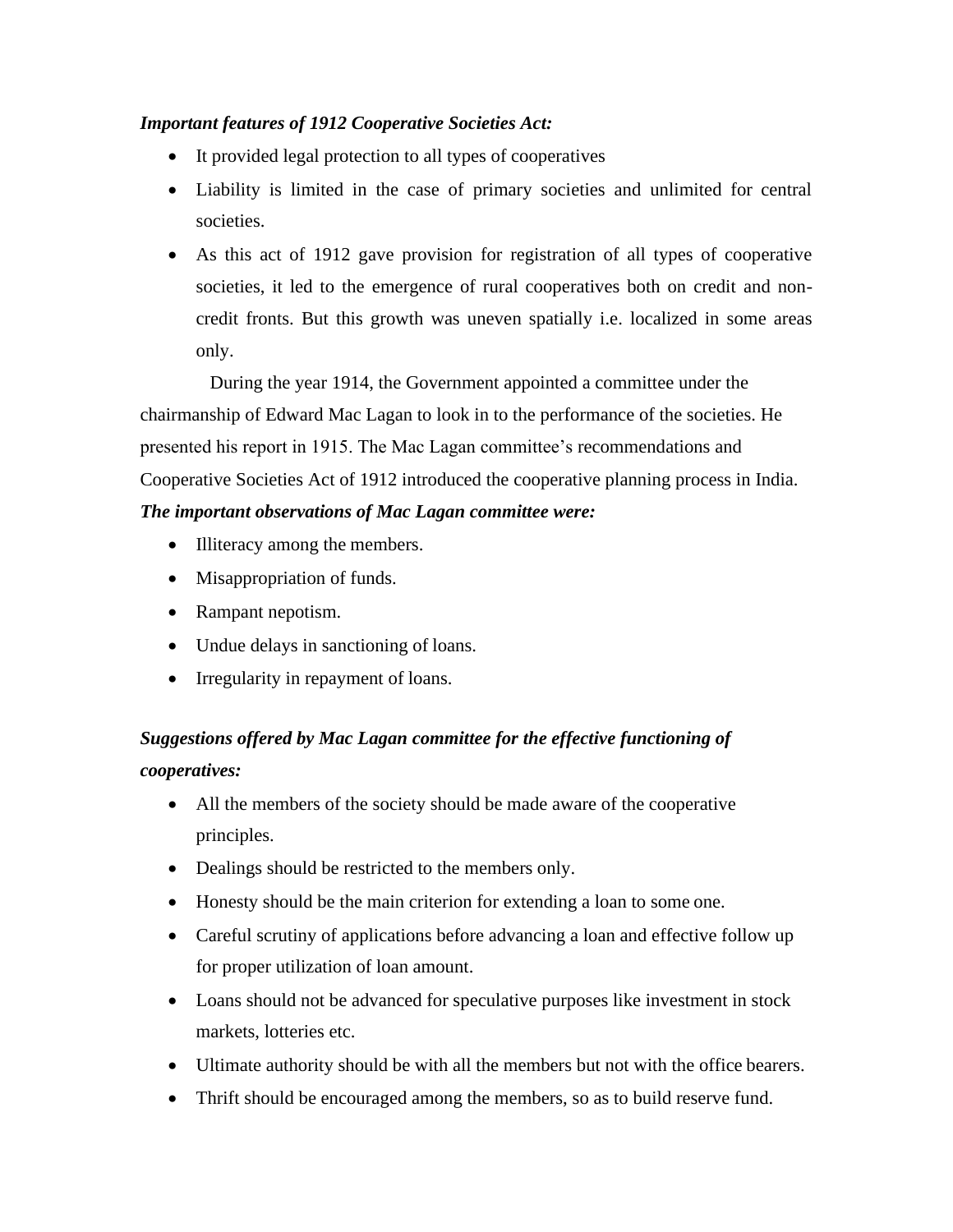***Important features of 1912 Cooperative Societies Act:***

- It provided legal protection to all types of cooperatives
- Liability is limited in the case of primary societies and unlimited for central societies.
- As this act of 1912 gave provision for registration of all types of cooperative societies, it led to the emergence of rural cooperatives both on credit and non-credit fronts. But this growth was uneven spatially i.e. localized in some areas only.

During the year 1914, the Government appointed a committee under the chairmanship of Edward Mac Lagan to look in to the performance of the societies. He presented his report in 1915. The Mac Lagan committee's recommendations and Cooperative Societies Act of 1912 introduced the cooperative planning process in India.

***The important observations of Mac Lagan committee were:***

- Illiteracy among the members.
- Misappropriation of funds.
- Rampant nepotism.
- Undue delays in sanctioning of loans.
- Irregularity in repayment of loans.

***Suggestions offered by Mac Lagan committee for the effective functioning of cooperatives:***

- All the members of the society should be made aware of the cooperative principles.
- Dealings should be restricted to the members only.
- Honesty should be the main criterion for extending a loan to some one.
- Careful scrutiny of applications before advancing a loan and effective follow up for proper utilization of loan amount.
- Loans should not be advanced for speculative purposes like investment in stock markets, lotteries etc.
- Ultimate authority should be with all the members but not with the office bearers.
- Thrift should be encouraged among the members, so as to build reserve fund.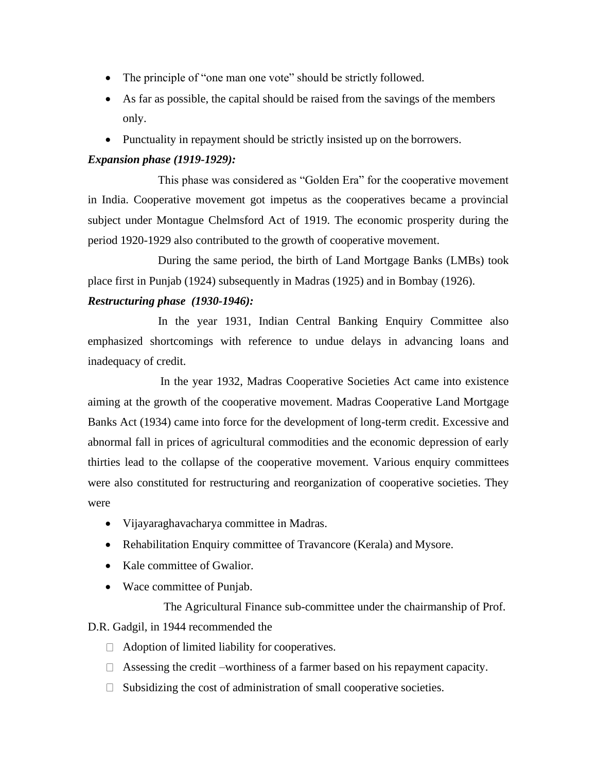- The principle of "one man one vote" should be strictly followed.
- As far as possible, the capital should be raised from the savings of the members only.
- Punctuality in repayment should be strictly insisted up on the borrowers.

***Expansion phase (1919-1929):***

This phase was considered as "Golden Era" for the cooperative movement in India. Cooperative movement got impetus as the cooperatives became a provincial subject under Montague Chelmsford Act of 1919. The economic prosperity during the period 1920-1929 also contributed to the growth of cooperative movement.

During the same period, the birth of Land Mortgage Banks (LMBs) took place first in Punjab (1924) subsequently in Madras (1925) and in Bombay (1926).

***Restructuring phase (1930-1946):***

In the year 1931, Indian Central Banking Enquiry Committee also emphasized shortcomings with reference to undue delays in advancing loans and inadequacy of credit.

In the year 1932, Madras Cooperative Societies Act came into existence aiming at the growth of the cooperative movement. Madras Cooperative Land Mortgage Banks Act (1934) came into force for the development of long-term credit. Excessive and abnormal fall in prices of agricultural commodities and the economic depression of early thirties lead to the collapse of the cooperative movement. Various enquiry committees were also constituted for restructuring and reorganization of cooperative societies. They were

- Vijayaraghavacharya committee in Madras.
- Rehabilitation Enquiry committee of Travancore (Kerala) and Mysore.
- Kale committee of Gwalior.
- Wace committee of Punjab.

The Agricultural Finance sub-committee under the chairmanship of Prof. D.R. Gadgil, in 1944 recommended the

- Adoption of limited liability for cooperatives.
- Assessing the credit –worthiness of a farmer based on his repayment capacity.
- Subsidizing the cost of administration of small cooperative societies.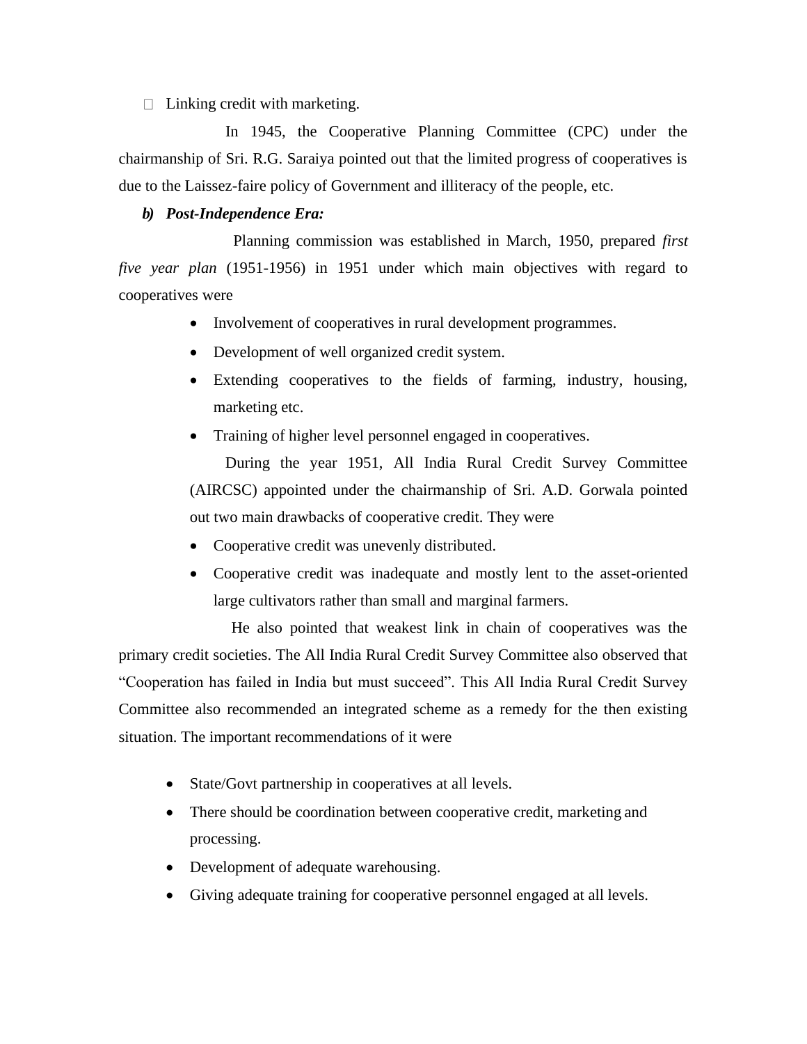- Linking credit with marketing.

In 1945, the Cooperative Planning Committee (CPC) under the chairmanship of Sri. R.G. Saraiya pointed out that the limited progress of cooperatives is due to the Laissez-faire policy of Government and illiteracy of the people, etc.

***b) Post-Independence Era:***

Planning commission was established in March, 1950, prepared *first five year plan* (1951-1956) in 1951 under which main objectives with regard to cooperatives were

- Involvement of cooperatives in rural development programmes.
- Development of well organized credit system.
- Extending cooperatives to the fields of farming, industry, housing, marketing etc.
- Training of higher level personnel engaged in cooperatives.

During the year 1951, All India Rural Credit Survey Committee (AIRCSC) appointed under the chairmanship of Sri. A.D. Gorwala pointed out two main drawbacks of cooperative credit. They were

- Cooperative credit was unevenly distributed.
- Cooperative credit was inadequate and mostly lent to the asset-oriented large cultivators rather than small and marginal farmers.

He also pointed that weakest link in chain of cooperatives was the primary credit societies. The All India Rural Credit Survey Committee also observed that "Cooperation has failed in India but must succeed". This All India Rural Credit Survey Committee also recommended an integrated scheme as a remedy for the then existing situation. The important recommendations of it were

- State/Govt partnership in cooperatives at all levels.
- There should be coordination between cooperative credit, marketing and processing.
- Development of adequate warehousing.
- Giving adequate training for cooperative personnel engaged at all levels.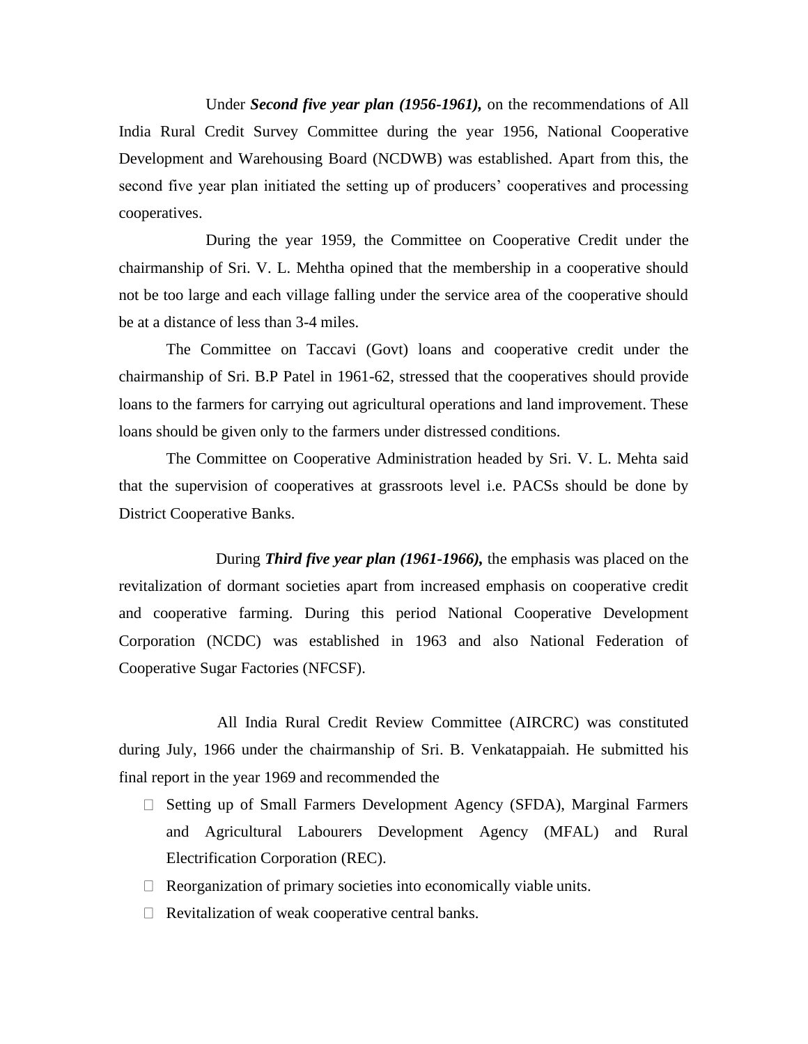Under ***Second five year plan (1956-1961),*** on the recommendations of All India Rural Credit Survey Committee during the year 1956, National Cooperative Development and Warehousing Board (NCDWB) was established. Apart from this, the second five year plan initiated the setting up of producers' cooperatives and processing cooperatives.

During the year 1959, the Committee on Cooperative Credit under the chairmanship of Sri. V. L. Mehtha opined that the membership in a cooperative should not be too large and each village falling under the service area of the cooperative should be at a distance of less than 3-4 miles.

The Committee on Taccavi (Govt) loans and cooperative credit under the chairmanship of Sri. B.P Patel in 1961-62, stressed that the cooperatives should provide loans to the farmers for carrying out agricultural operations and land improvement. These loans should be given only to the farmers under distressed conditions.

The Committee on Cooperative Administration headed by Sri. V. L. Mehta said that the supervision of cooperatives at grassroots level i.e. PACSs should be done by District Cooperative Banks.

During ***Third five year plan (1961-1966),*** the emphasis was placed on the revitalization of dormant societies apart from increased emphasis on cooperative credit and cooperative farming. During this period National Cooperative Development Corporation (NCDC) was established in 1963 and also National Federation of Cooperative Sugar Factories (NFCSF).

All India Rural Credit Review Committee (AIRCRC) was constituted during July, 1966 under the chairmanship of Sri. B. Venkatappaiah. He submitted his final report in the year 1969 and recommended the

- Setting up of Small Farmers Development Agency (SFDA), Marginal Farmers and Agricultural Labourers Development Agency (MFAL) and Rural Electrification Corporation (REC).
- Reorganization of primary societies into economically viable units.
- Revitalization of weak cooperative central banks.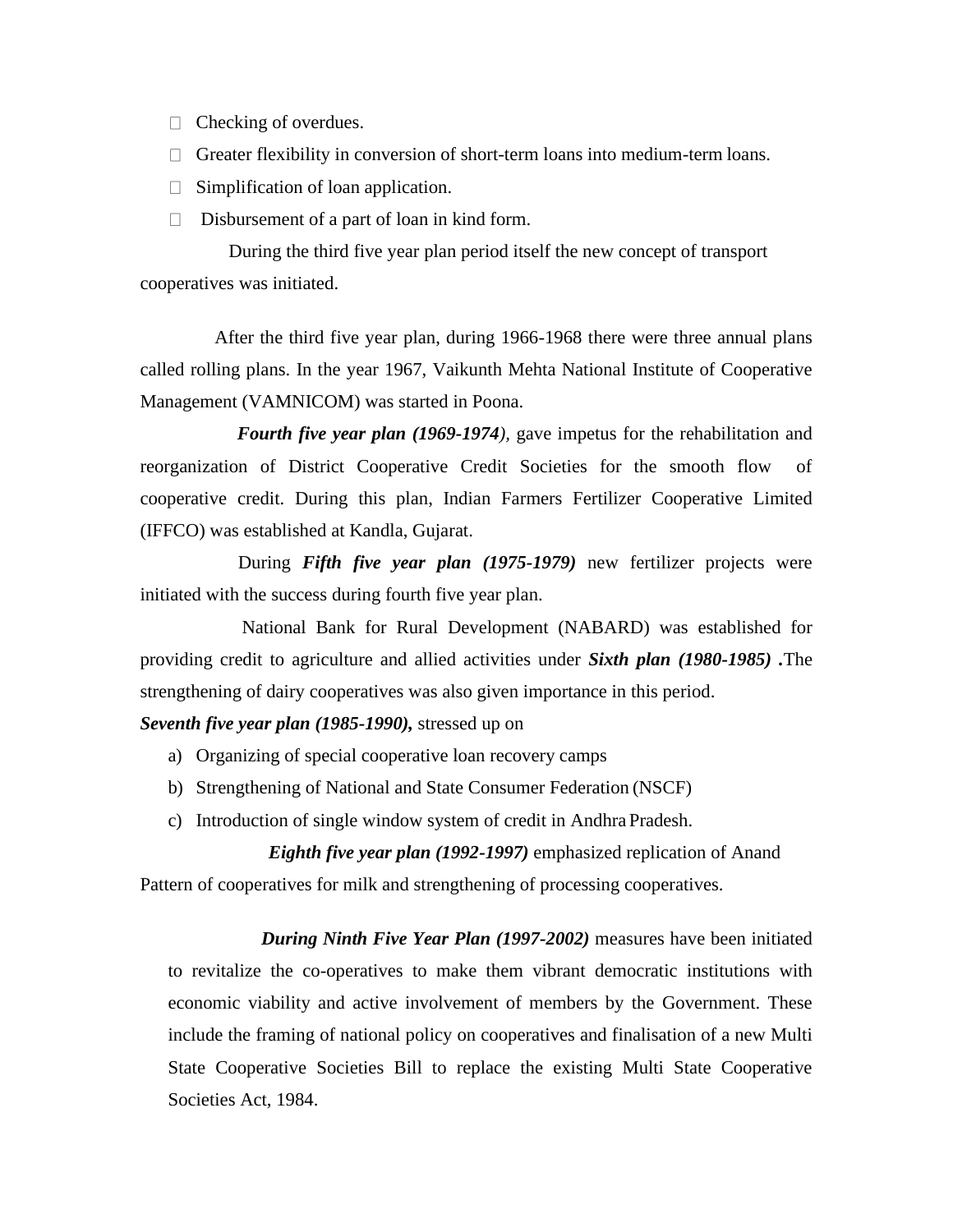- Checking of overdues.
- Greater flexibility in conversion of short-term loans into medium-term loans.
- Simplification of loan application.
- Disbursement of a part of loan in kind form.

During the third five year plan period itself the new concept of transport cooperatives was initiated.

After the third five year plan, during 1966-1968 there were three annual plans called rolling plans. In the year 1967, Vaikunth Mehta National Institute of Cooperative Management (VAMNICOM) was started in Poona.

***Fourth five year plan (1969-1974)***, gave impetus for the rehabilitation and reorganization of District Cooperative Credit Societies for the smooth flow of cooperative credit. During this plan, Indian Farmers Fertilizer Cooperative Limited (IFFCO) was established at Kandla, Gujarat.

During ***Fifth five year plan (1975-1979)*** new fertilizer projects were initiated with the success during fourth five year plan.

National Bank for Rural Development (NABARD) was established for providing credit to agriculture and allied activities under ***Sixth plan (1980-1985)*** **.**The strengthening of dairy cooperatives was also given importance in this period.

***Seventh five year plan (1985-1990),*** stressed up on

a) Organizing of special cooperative loan recovery camps
b) Strengthening of National and State Consumer Federation (NSCF)
c) Introduction of single window system of credit in Andhra Pradesh.

***Eighth five year plan (1992-1997)*** emphasized replication of Anand Pattern of cooperatives for milk and strengthening of processing cooperatives.

***During Ninth Five Year Plan (1997-2002)*** measures have been initiated to revitalize the co-operatives to make them vibrant democratic institutions with economic viability and active involvement of members by the Government. These include the framing of national policy on cooperatives and finalisation of a new Multi State Cooperative Societies Bill to replace the existing Multi State Cooperative Societies Act, 1984.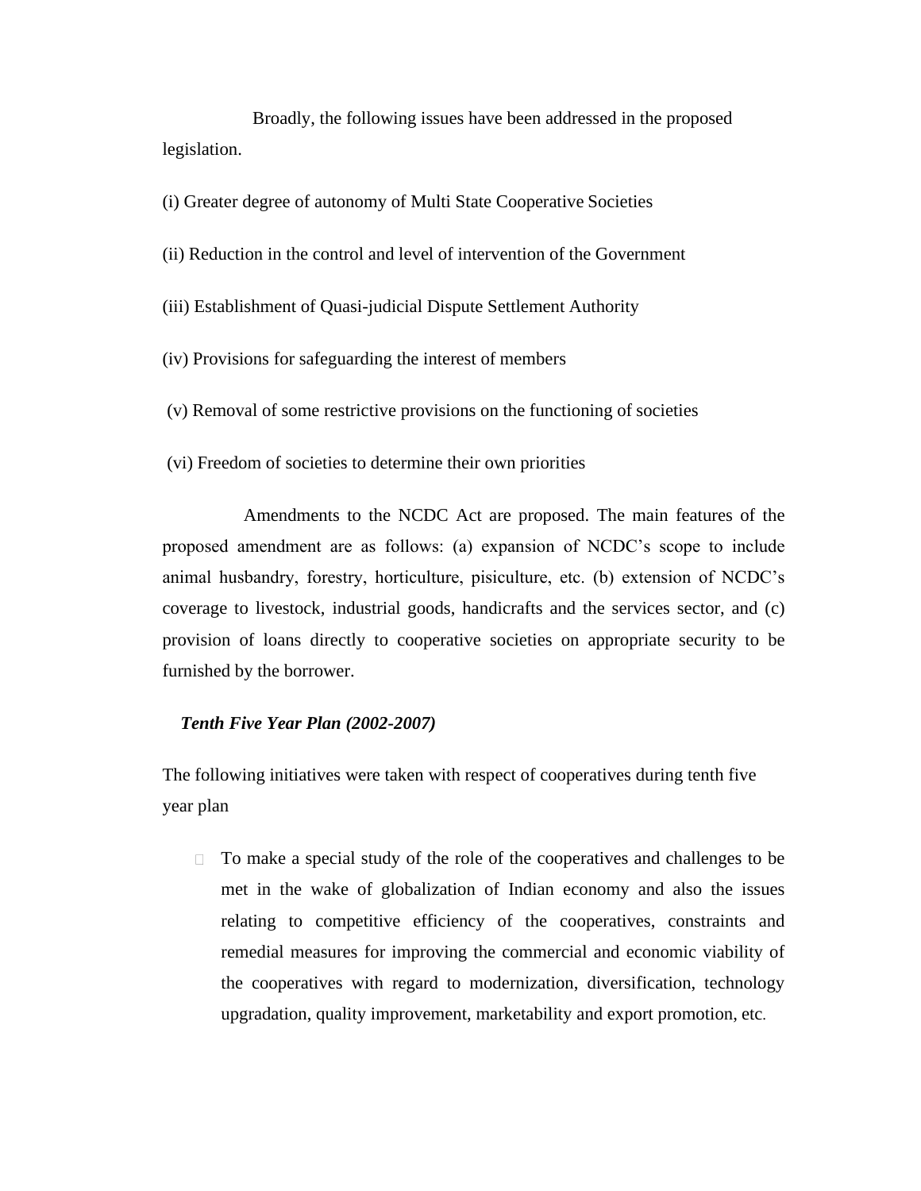Broadly, the following issues have been addressed in the proposed legislation.

(i) Greater degree of autonomy of Multi State Cooperative Societies

(ii) Reduction in the control and level of intervention of the Government

(iii) Establishment of Quasi-judicial Dispute Settlement Authority

(iv) Provisions for safeguarding the interest of members

(v) Removal of some restrictive provisions on the functioning of societies

(vi) Freedom of societies to determine their own priorities

Amendments to the NCDC Act are proposed. The main features of the proposed amendment are as follows: (a) expansion of NCDC's scope to include animal husbandry, forestry, horticulture, pisiculture, etc. (b) extension of NCDC's coverage to livestock, industrial goods, handicrafts and the services sector, and (c) provision of loans directly to cooperative societies on appropriate security to be furnished by the borrower.

***Tenth Five Year Plan (2002-2007)***

The following initiatives were taken with respect of cooperatives during tenth five year plan

- To make a special study of the role of the cooperatives and challenges to be met in the wake of globalization of Indian economy and also the issues relating to competitive efficiency of the cooperatives, constraints and remedial measures for improving the commercial and economic viability of the cooperatives with regard to modernization, diversification, technology upgradation, quality improvement, marketability and export promotion, etc.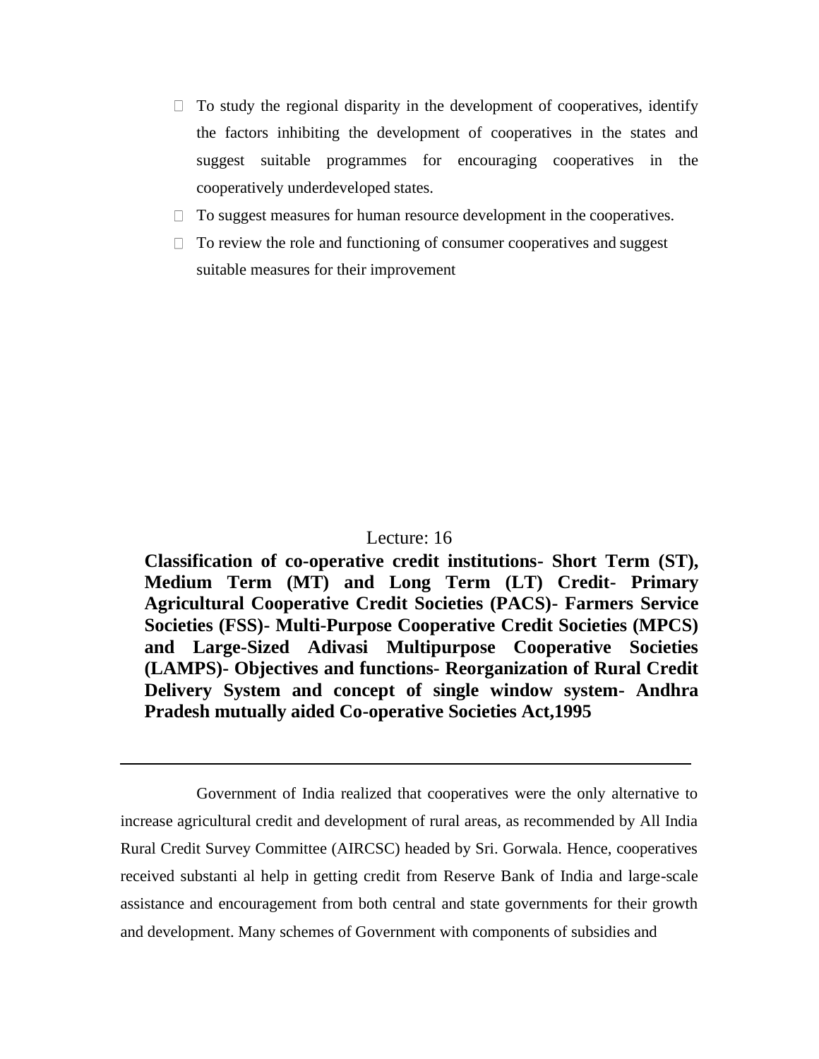- To study the regional disparity in the development of cooperatives, identify the factors inhibiting the development of cooperatives in the states and suggest suitable programmes for encouraging cooperatives in the cooperatively underdeveloped states.
- To suggest measures for human resource development in the cooperatives.
- To review the role and functioning of consumer cooperatives and suggest suitable measures for their improvement

## Lecture: 16

**Classification of co-operative credit institutions- Short Term (ST), Medium Term (MT) and Long Term (LT) Credit- Primary Agricultural Cooperative Credit Societies (PACS)- Farmers Service Societies (FSS)- Multi-Purpose Cooperative Credit Societies (MPCS) and Large-Sized Adivasi Multipurpose Cooperative Societies (LAMPS)- Objectives and functions- Reorganization of Rural Credit Delivery System and concept of single window system- Andhra Pradesh mutually aided Co-operative Societies Act,1995**

---

Government of India realized that cooperatives were the only alternative to increase agricultural credit and development of rural areas, as recommended by All India Rural Credit Survey Committee (AIRCSC) headed by Sri. Gorwala. Hence, cooperatives received substanti al help in getting credit from Reserve Bank of India and large-scale assistance and encouragement from both central and state governments for their growth and development. Many schemes of Government with components of subsidies and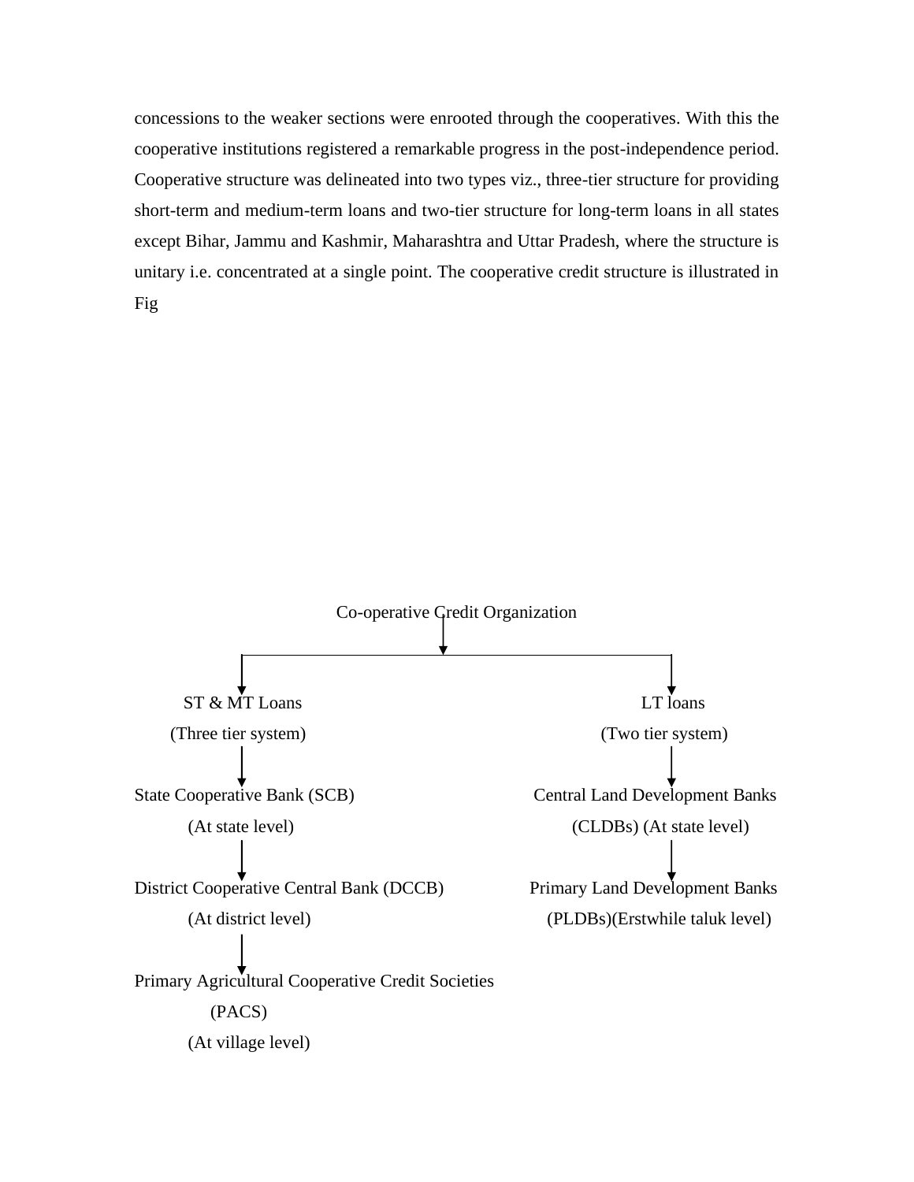concessions to the weaker sections were enrooted through the cooperatives. With this the cooperative institutions registered a remarkable progress in the post-independence period. Cooperative structure was delineated into two types viz., three-tier structure for providing short-term and medium-term loans and two-tier structure for long-term loans in all states except Bihar, Jammu and Kashmir, Maharashtra and Uttar Pradesh, where the structure is unitary i.e. concentrated at a single point. The cooperative credit structure is illustrated in Fig

Co-operative Credit Organization

- ST & MT Loans (Three tier system)
  - State Cooperative Bank (SCB) (At state level)
    - District Cooperative Central Bank (DCCB) (At district level)
      - Primary Agricultural Cooperative Credit Societies (PACS) (At village level)
- LT loans (Two tier system)
  - Central Land Development Banks (CLDBs) (At state level)
    - Primary Land Development Banks (PLDBs)(Erstwhile taluk level)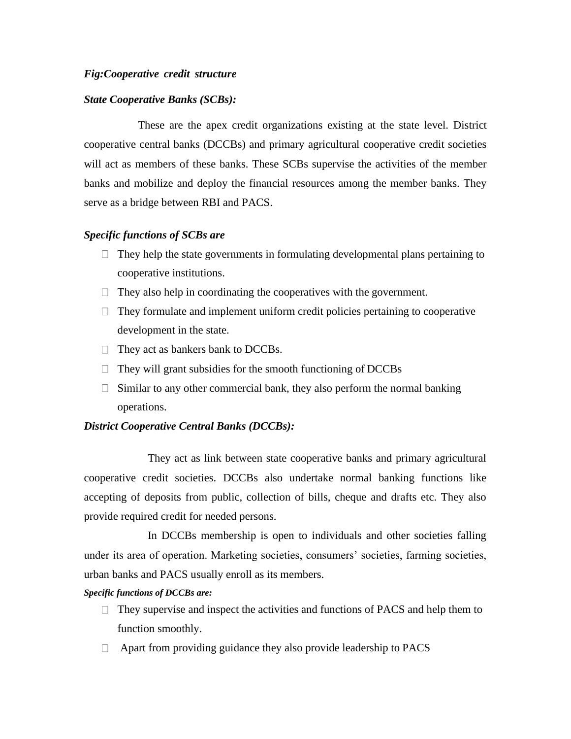*Fig:Cooperative credit structure*

***State Cooperative Banks (SCBs):***

These are the apex credit organizations existing at the state level. District cooperative central banks (DCCBs) and primary agricultural cooperative credit societies will act as members of these banks. These SCBs supervise the activities of the member banks and mobilize and deploy the financial resources among the member banks. They serve as a bridge between RBI and PACS.

***Specific functions of SCBs are***

- They help the state governments in formulating developmental plans pertaining to cooperative institutions.
- They also help in coordinating the cooperatives with the government.
- They formulate and implement uniform credit policies pertaining to cooperative development in the state.
- They act as bankers bank to DCCBs.
- They will grant subsidies for the smooth functioning of DCCBs
- Similar to any other commercial bank, they also perform the normal banking operations.

***District Cooperative Central Banks (DCCBs):***

They act as link between state cooperative banks and primary agricultural cooperative credit societies. DCCBs also undertake normal banking functions like accepting of deposits from public, collection of bills, cheque and drafts etc. They also provide required credit for needed persons.

In DCCBs membership is open to individuals and other societies falling under its area of operation. Marketing societies, consumers' societies, farming societies, urban banks and PACS usually enroll as its members.

***Specific functions of DCCBs are:***

- They supervise and inspect the activities and functions of PACS and help them to function smoothly.
- Apart from providing guidance they also provide leadership to PACS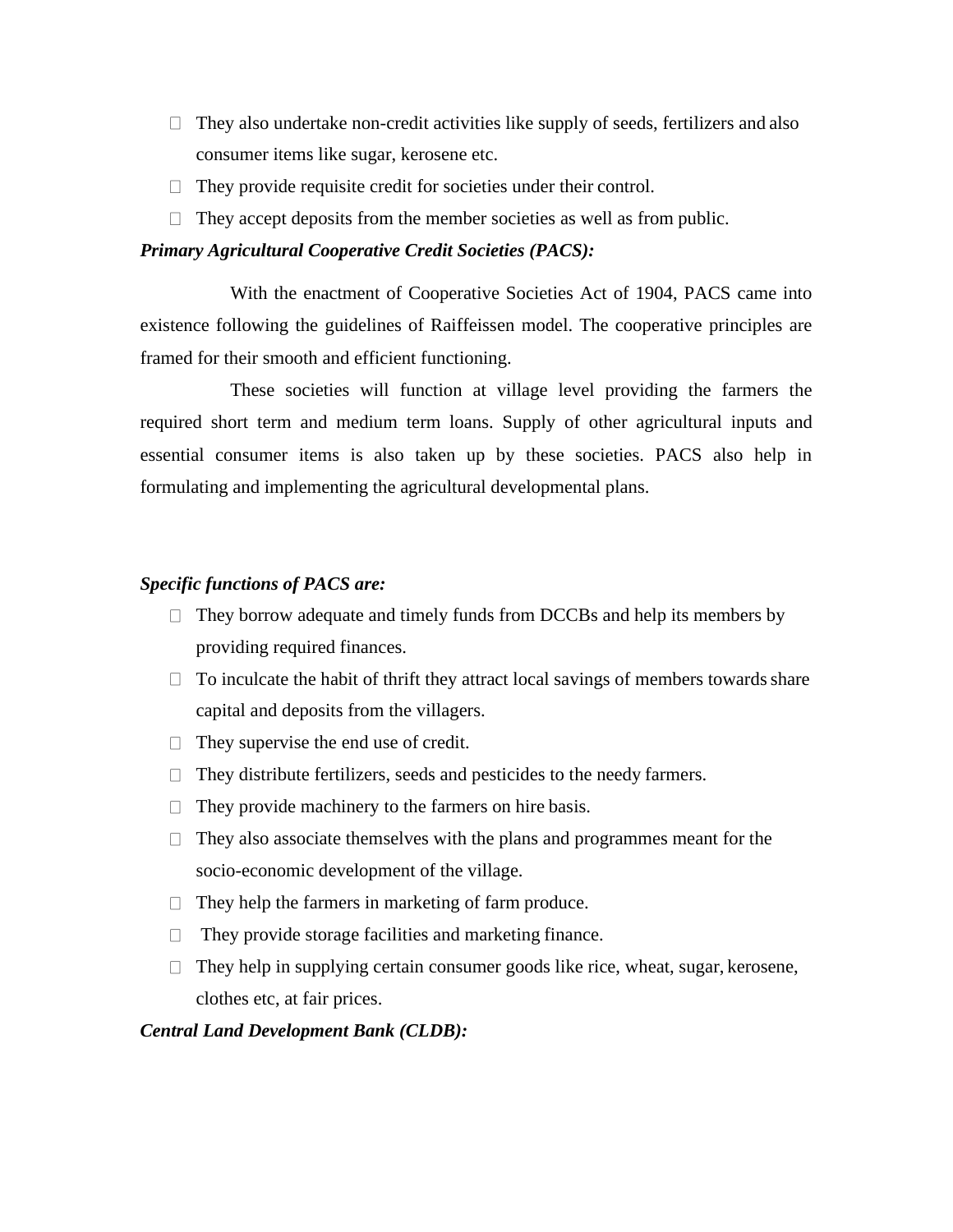- They also undertake non-credit activities like supply of seeds, fertilizers and also consumer items like sugar, kerosene etc.
- They provide requisite credit for societies under their control.
- They accept deposits from the member societies as well as from public.

***Primary Agricultural Cooperative Credit Societies (PACS):***

With the enactment of Cooperative Societies Act of 1904, PACS came into existence following the guidelines of Raiffeissen model. The cooperative principles are framed for their smooth and efficient functioning.

These societies will function at village level providing the farmers the required short term and medium term loans. Supply of other agricultural inputs and essential consumer items is also taken up by these societies. PACS also help in formulating and implementing the agricultural developmental plans.

***Specific functions of PACS are:***

- They borrow adequate and timely funds from DCCBs and help its members by providing required finances.
- To inculcate the habit of thrift they attract local savings of members towards share capital and deposits from the villagers.
- They supervise the end use of credit.
- They distribute fertilizers, seeds and pesticides to the needy farmers.
- They provide machinery to the farmers on hire basis.
- They also associate themselves with the plans and programmes meant for the socio-economic development of the village.
- They help the farmers in marketing of farm produce.
- They provide storage facilities and marketing finance.
- They help in supplying certain consumer goods like rice, wheat, sugar, kerosene, clothes etc, at fair prices.

***Central Land Development Bank (CLDB):***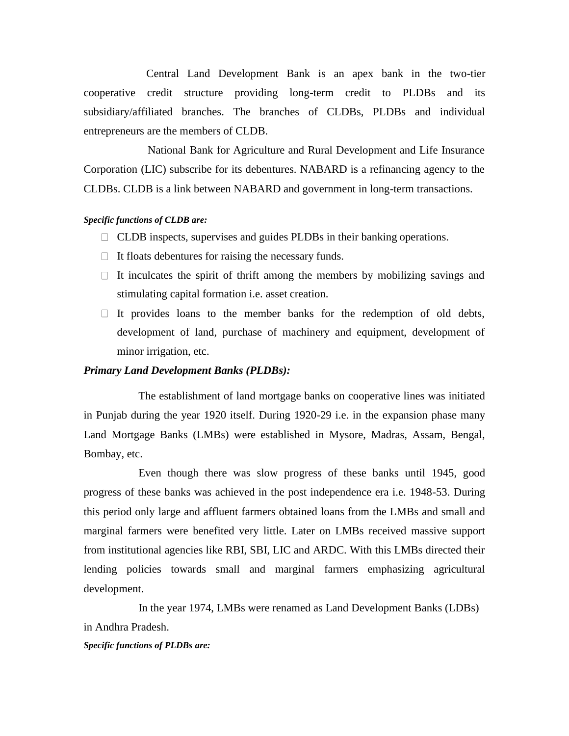Central Land Development Bank is an apex bank in the two-tier cooperative credit structure providing long-term credit to PLDBs and its subsidiary/affiliated branches. The branches of CLDBs, PLDBs and individual entrepreneurs are the members of CLDB.

National Bank for Agriculture and Rural Development and Life Insurance Corporation (LIC) subscribe for its debentures. NABARD is a refinancing agency to the CLDBs. CLDB is a link between NABARD and government in long-term transactions.

***Specific functions of CLDB are:***

- CLDB inspects, supervises and guides PLDBs in their banking operations.
- It floats debentures for raising the necessary funds.
- It inculcates the spirit of thrift among the members by mobilizing savings and stimulating capital formation i.e. asset creation.
- It provides loans to the member banks for the redemption of old debts, development of land, purchase of machinery and equipment, development of minor irrigation, etc.

***Primary Land Development Banks (PLDBs):***

The establishment of land mortgage banks on cooperative lines was initiated in Punjab during the year 1920 itself. During 1920-29 i.e. in the expansion phase many Land Mortgage Banks (LMBs) were established in Mysore, Madras, Assam, Bengal, Bombay, etc.

Even though there was slow progress of these banks until 1945, good progress of these banks was achieved in the post independence era i.e. 1948-53. During this period only large and affluent farmers obtained loans from the LMBs and small and marginal farmers were benefited very little. Later on LMBs received massive support from institutional agencies like RBI, SBI, LIC and ARDC. With this LMBs directed their lending policies towards small and marginal farmers emphasizing agricultural development.

In the year 1974, LMBs were renamed as Land Development Banks (LDBs) in Andhra Pradesh.

***Specific functions of PLDBs are:***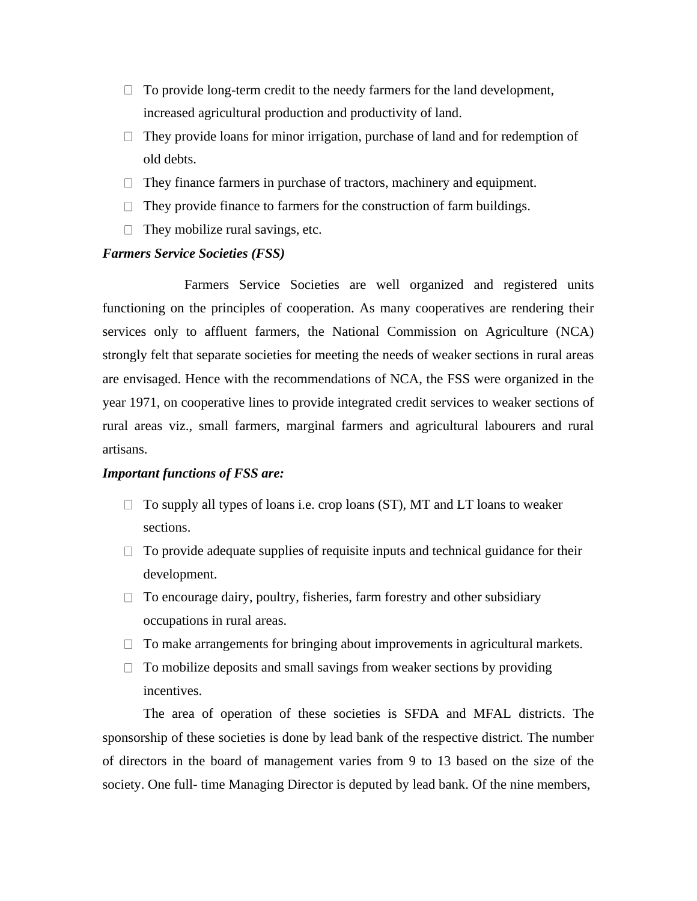- To provide long-term credit to the needy farmers for the land development, increased agricultural production and productivity of land.
- They provide loans for minor irrigation, purchase of land and for redemption of old debts.
- They finance farmers in purchase of tractors, machinery and equipment.
- They provide finance to farmers for the construction of farm buildings.
- They mobilize rural savings, etc.

***Farmers Service Societies (FSS)***

Farmers Service Societies are well organized and registered units functioning on the principles of cooperation. As many cooperatives are rendering their services only to affluent farmers, the National Commission on Agriculture (NCA) strongly felt that separate societies for meeting the needs of weaker sections in rural areas are envisaged. Hence with the recommendations of NCA, the FSS were organized in the year 1971, on cooperative lines to provide integrated credit services to weaker sections of rural areas viz., small farmers, marginal farmers and agricultural labourers and rural artisans.

***Important functions of FSS are:***

- To supply all types of loans i.e. crop loans (ST), MT and LT loans to weaker sections.
- To provide adequate supplies of requisite inputs and technical guidance for their development.
- To encourage dairy, poultry, fisheries, farm forestry and other subsidiary occupations in rural areas.
- To make arrangements for bringing about improvements in agricultural markets.
- To mobilize deposits and small savings from weaker sections by providing incentives.

The area of operation of these societies is SFDA and MFAL districts. The sponsorship of these societies is done by lead bank of the respective district. The number of directors in the board of management varies from 9 to 13 based on the size of the society. One full- time Managing Director is deputed by lead bank. Of the nine members,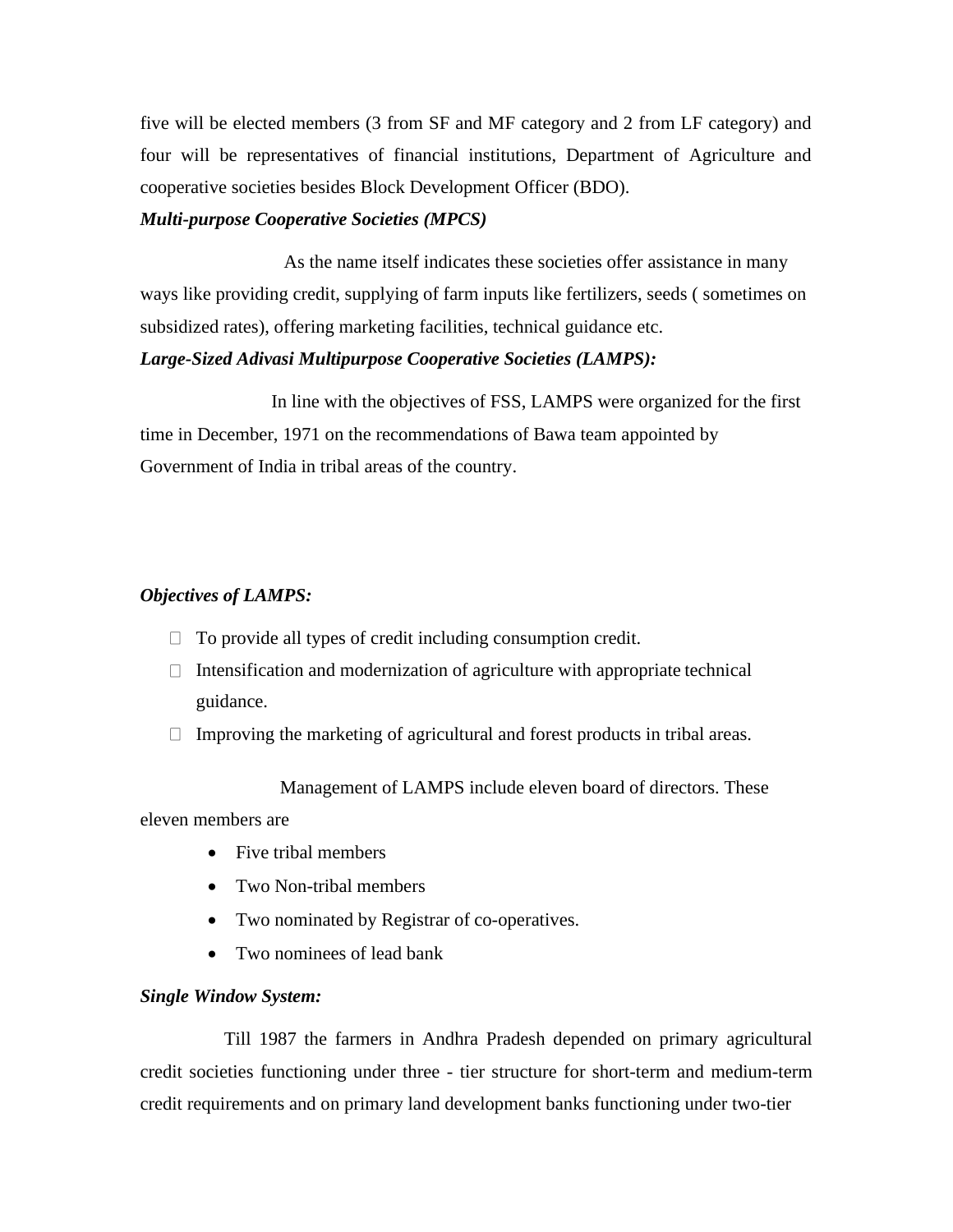five will be elected members (3 from SF and MF category and 2 from LF category) and four will be representatives of financial institutions, Department of Agriculture and cooperative societies besides Block Development Officer (BDO).

***Multi-purpose Cooperative Societies (MPCS)***

As the name itself indicates these societies offer assistance in many ways like providing credit, supplying of farm inputs like fertilizers, seeds ( sometimes on subsidized rates), offering marketing facilities, technical guidance etc.

***Large-Sized Adivasi Multipurpose Cooperative Societies (LAMPS):***

In line with the objectives of FSS, LAMPS were organized for the first time in December, 1971 on the recommendations of Bawa team appointed by Government of India in tribal areas of the country.

***Objectives of LAMPS:***

- To provide all types of credit including consumption credit.
- Intensification and modernization of agriculture with appropriate technical guidance.
- Improving the marketing of agricultural and forest products in tribal areas.

Management of LAMPS include eleven board of directors. These eleven members are

- Five tribal members
- Two Non-tribal members
- Two nominated by Registrar of co-operatives.
- Two nominees of lead bank

***Single Window System:***

Till 1987 the farmers in Andhra Pradesh depended on primary agricultural credit societies functioning under three - tier structure for short-term and medium-term credit requirements and on primary land development banks functioning under two-tier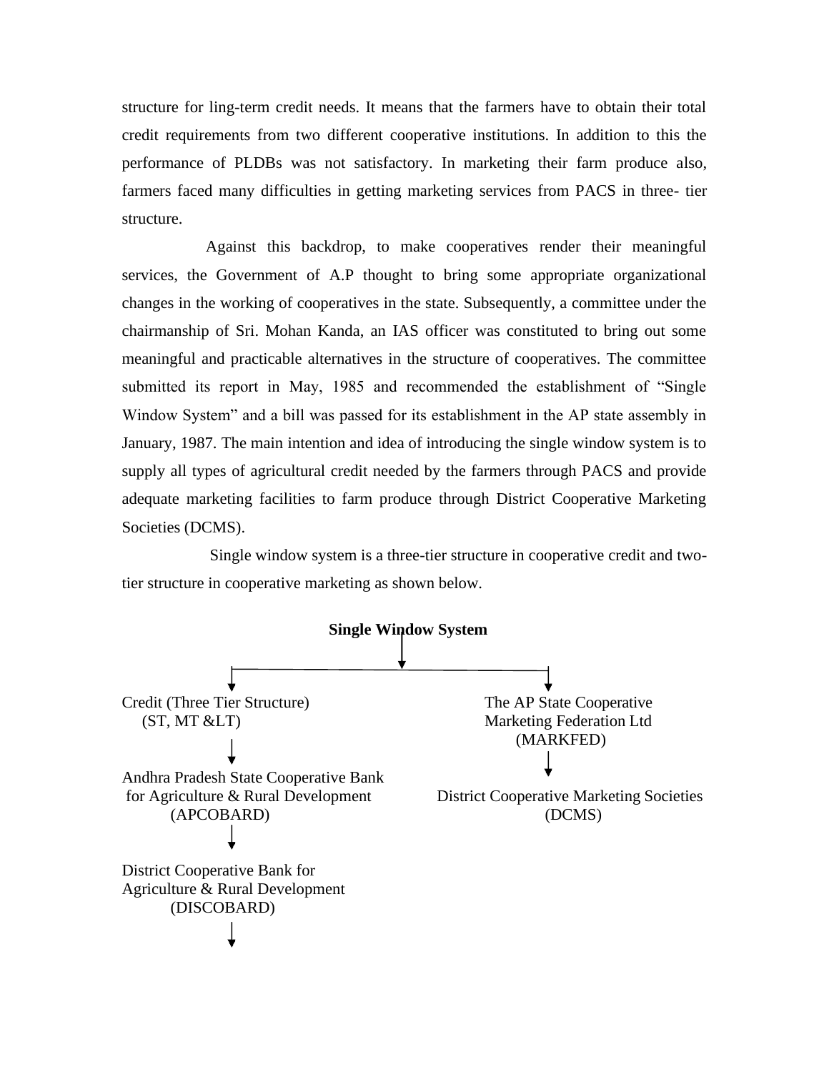structure for ling-term credit needs. It means that the farmers have to obtain their total credit requirements from two different cooperative institutions. In addition to this the performance of PLDBs was not satisfactory. In marketing their farm produce also, farmers faced many difficulties in getting marketing services from PACS in three- tier structure.

Against this backdrop, to make cooperatives render their meaningful services, the Government of A.P thought to bring some appropriate organizational changes in the working of cooperatives in the state. Subsequently, a committee under the chairmanship of Sri. Mohan Kanda, an IAS officer was constituted to bring out some meaningful and practicable alternatives in the structure of cooperatives. The committee submitted its report in May, 1985 and recommended the establishment of "Single Window System" and a bill was passed for its establishment in the AP state assembly in January, 1987. The main intention and idea of introducing the single window system is to supply all types of agricultural credit needed by the farmers through PACS and provide adequate marketing facilities to farm produce through District Cooperative Marketing Societies (DCMS).

Single window system is a three-tier structure in cooperative credit and two-tier structure in cooperative marketing as shown below.

**Single Window System**

- Credit (Three Tier Structure) (ST, MT &LT)
  - ↓ Andhra Pradesh State Cooperative Bank for Agriculture & Rural Development (APCOBARD)
  - ↓ District Cooperative Bank for Agriculture & Rural Development (DISCOBARD)
  - ↓
- The AP State Cooperative Marketing Federation Ltd (MARKFED)
  - ↓ District Cooperative Marketing Societies (DCMS)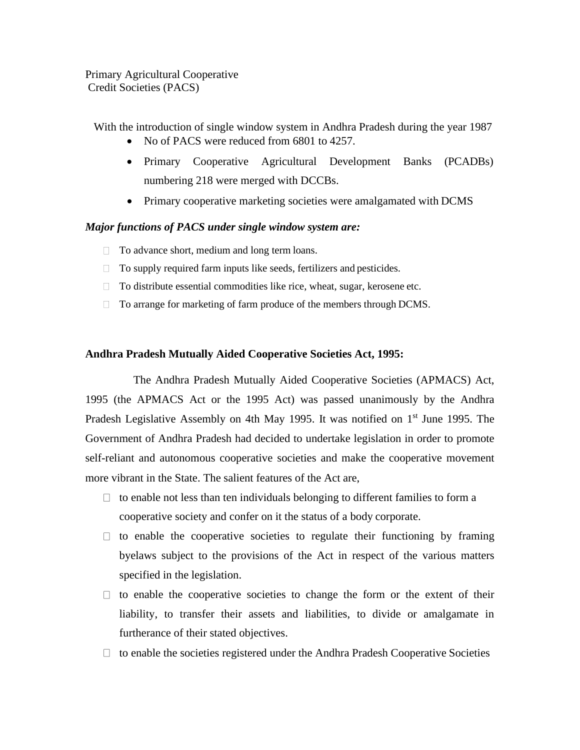Primary Agricultural Cooperative Credit Societies (PACS)

With the introduction of single window system in Andhra Pradesh during the year 1987

- No of PACS were reduced from 6801 to 4257.
- Primary Cooperative Agricultural Development Banks (PCADBs) numbering 218 were merged with DCCBs.
- Primary cooperative marketing societies were amalgamated with DCMS

***Major functions of PACS under single window system are:***

- To advance short, medium and long term loans.
- To supply required farm inputs like seeds, fertilizers and pesticides.
- To distribute essential commodities like rice, wheat, sugar, kerosene etc.
- To arrange for marketing of farm produce of the members through DCMS.

**Andhra Pradesh Mutually Aided Cooperative Societies Act, 1995:**

The Andhra Pradesh Mutually Aided Cooperative Societies (APMACS) Act, 1995 (the APMACS Act or the 1995 Act) was passed unanimously by the Andhra Pradesh Legislative Assembly on 4th May 1995. It was notified on 1st June 1995. The Government of Andhra Pradesh had decided to undertake legislation in order to promote self-reliant and autonomous cooperative societies and make the cooperative movement more vibrant in the State. The salient features of the Act are,

- to enable not less than ten individuals belonging to different families to form a cooperative society and confer on it the status of a body corporate.
- to enable the cooperative societies to regulate their functioning by framing byelaws subject to the provisions of the Act in respect of the various matters specified in the legislation.
- to enable the cooperative societies to change the form or the extent of their liability, to transfer their assets and liabilities, to divide or amalgamate in furtherance of their stated objectives.
- to enable the societies registered under the Andhra Pradesh Cooperative Societies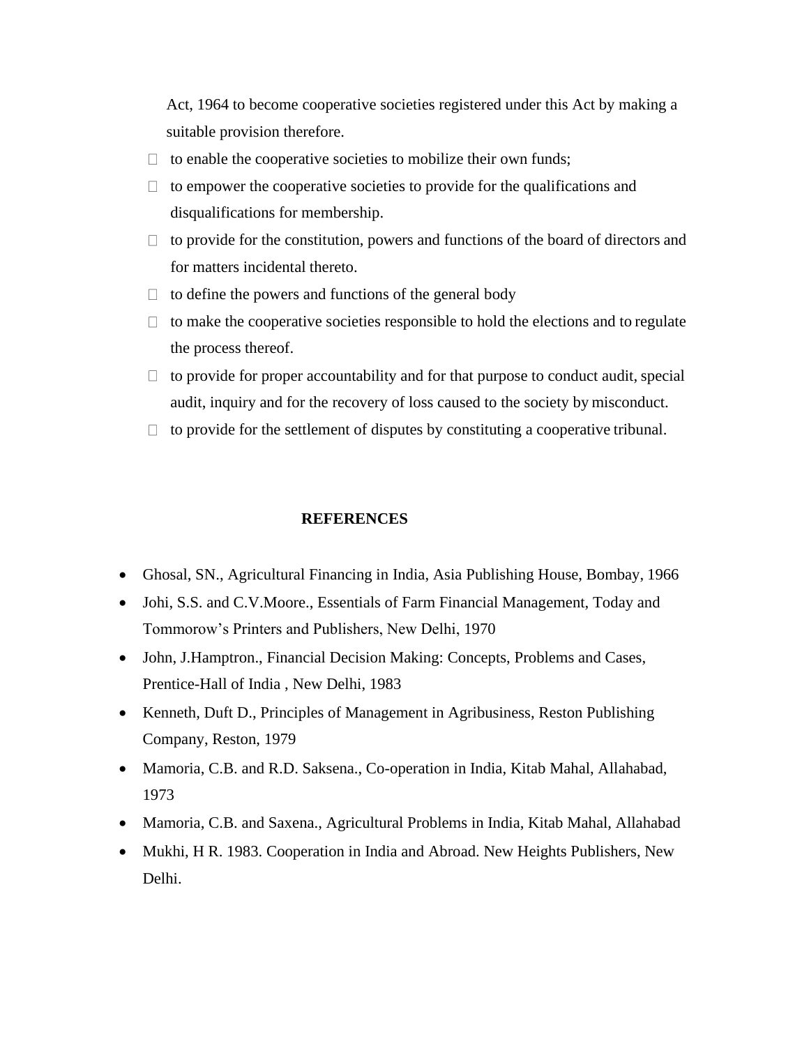Act, 1964 to become cooperative societies registered under this Act by making a suitable provision therefore.

- to enable the cooperative societies to mobilize their own funds;
- to empower the cooperative societies to provide for the qualifications and disqualifications for membership.
- to provide for the constitution, powers and functions of the board of directors and for matters incidental thereto.
- to define the powers and functions of the general body
- to make the cooperative societies responsible to hold the elections and to regulate the process thereof.
- to provide for proper accountability and for that purpose to conduct audit, special audit, inquiry and for the recovery of loss caused to the society by misconduct.
- to provide for the settlement of disputes by constituting a cooperative tribunal.

## REFERENCES

- Ghosal, SN., Agricultural Financing in India, Asia Publishing House, Bombay, 1966
- Johi, S.S. and C.V.Moore., Essentials of Farm Financial Management, Today and Tommorow's Printers and Publishers, New Delhi, 1970
- John, J.Hamptron., Financial Decision Making: Concepts, Problems and Cases, Prentice-Hall of India , New Delhi, 1983
- Kenneth, Duft D., Principles of Management in Agribusiness, Reston Publishing Company, Reston, 1979
- Mamoria, C.B. and R.D. Saksena., Co-operation in India, Kitab Mahal, Allahabad, 1973
- Mamoria, C.B. and Saxena., Agricultural Problems in India, Kitab Mahal, Allahabad
- Mukhi, H R. 1983. Cooperation in India and Abroad. New Heights Publishers, New Delhi.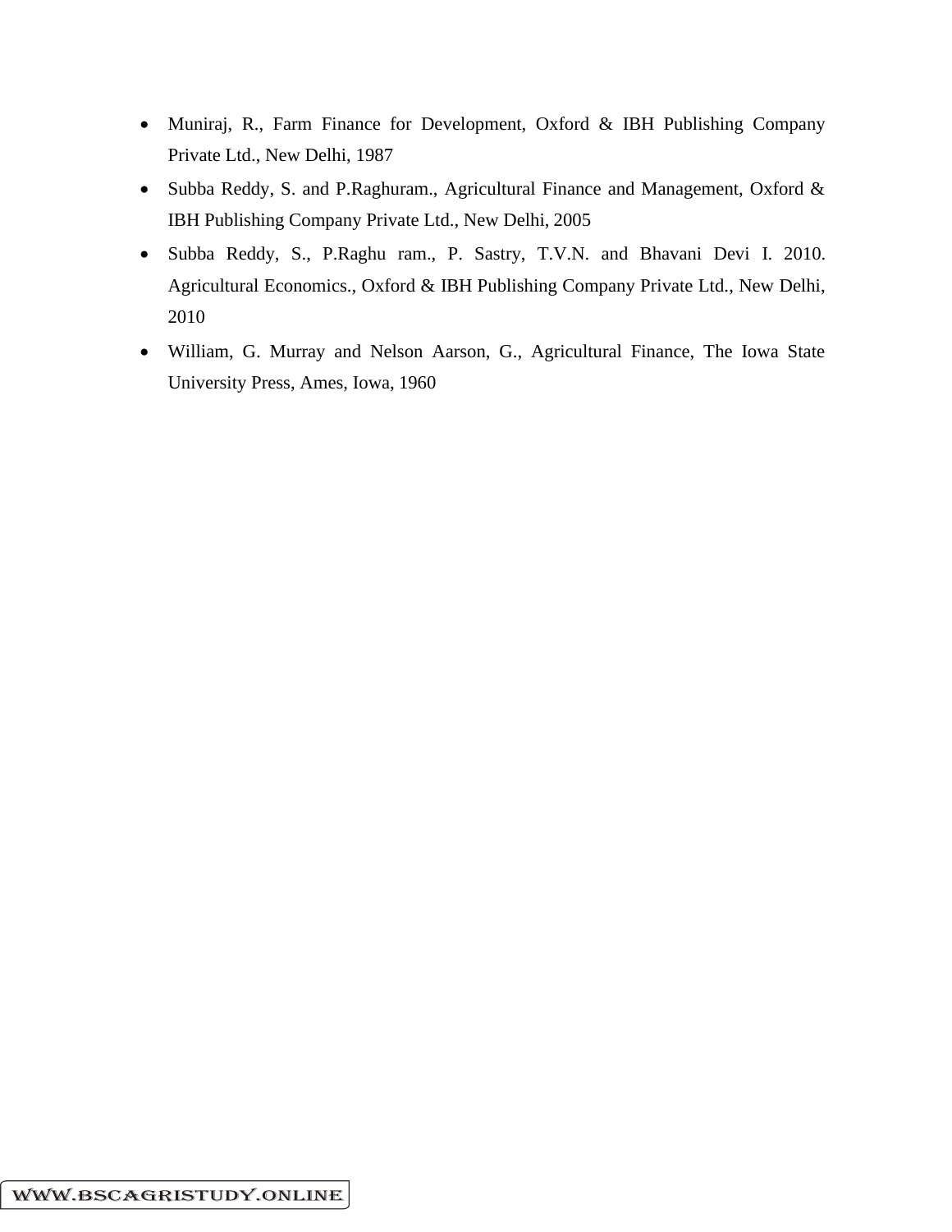- Muniraj, R., Farm Finance for Development, Oxford & IBH Publishing Company Private Ltd., New Delhi, 1987
- Subba Reddy, S. and P.Raghuram., Agricultural Finance and Management, Oxford & IBH Publishing Company Private Ltd., New Delhi, 2005
- Subba Reddy, S., P.Raghu ram., P. Sastry, T.V.N. and Bhavani Devi I. 2010. Agricultural Economics., Oxford & IBH Publishing Company Private Ltd., New Delhi, 2010
- William, G. Murray and Nelson Aarson, G., Agricultural Finance, The Iowa State University Press, Ames, Iowa, 1960